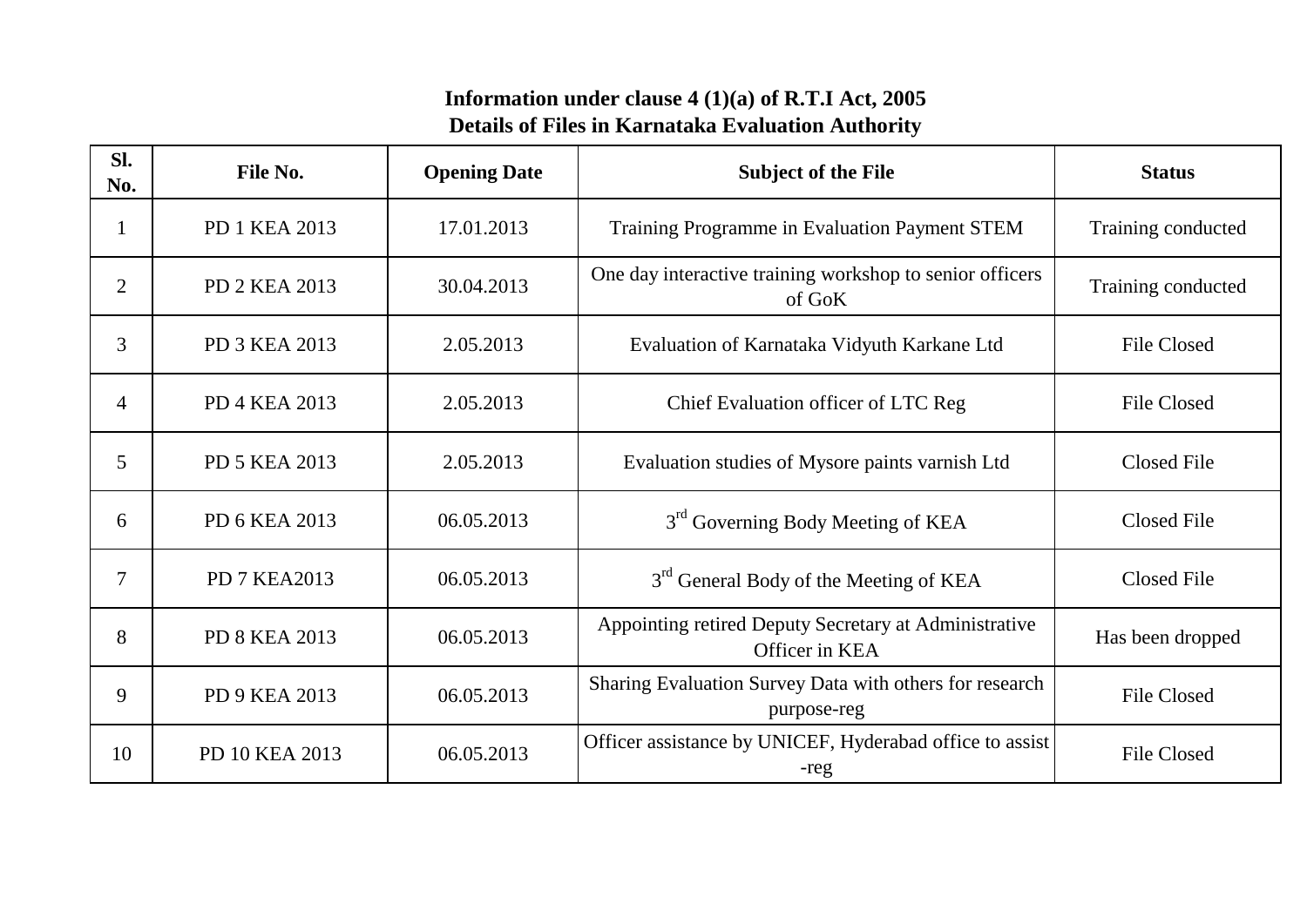## Information under clause 4 (1)(a) of R.T.I Act, 2005
## Details of Files in Karnataka Evaluation Authority

| Sl. No. | File No. | Opening Date | Subject of the File | Status |
|---|---|---|---|---|
| 1 | PD 1 KEA 2013 | 17.01.2013 | Training Programme in Evaluation Payment STEM | Training conducted |
| 2 | PD 2 KEA 2013 | 30.04.2013 | One day interactive training workshop to senior officers of GoK | Training conducted |
| 3 | PD 3 KEA 2013 | 2.05.2013 | Evaluation of Karnataka Vidyuth Karkane Ltd | File Closed |
| 4 | PD 4 KEA 2013 | 2.05.2013 | Chief Evaluation officer of LTC Reg | File Closed |
| 5 | PD 5 KEA 2013 | 2.05.2013 | Evaluation studies of Mysore paints varnish Ltd | Closed File |
| 6 | PD 6 KEA 2013 | 06.05.2013 | 3rd Governing Body Meeting of KEA | Closed File |
| 7 | PD 7 KEA2013 | 06.05.2013 | 3rd General Body of the Meeting of KEA | Closed File |
| 8 | PD 8 KEA 2013 | 06.05.2013 | Appointing retired Deputy Secretary at Administrative Officer in KEA | Has been dropped |
| 9 | PD 9 KEA 2013 | 06.05.2013 | Sharing Evaluation Survey Data with others for research purpose-reg | File Closed |
| 10 | PD 10 KEA 2013 | 06.05.2013 | Officer assistance by UNICEF, Hyderabad office to assist -reg | File Closed |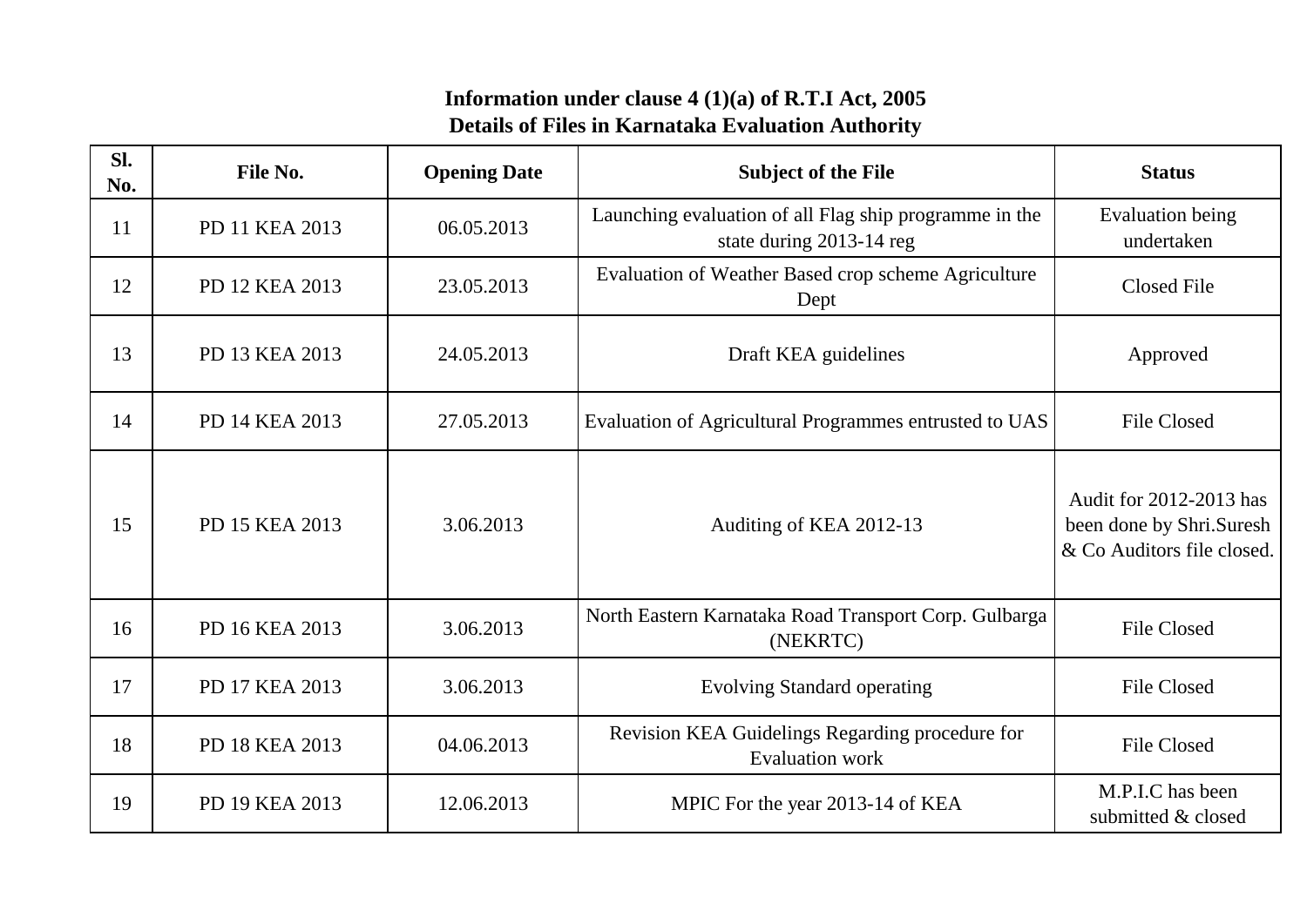**Information under clause 4 (1)(a) of R.T.I Act, 2005**
**Details of Files in Karnataka Evaluation Authority**

| Sl. No. | File No. | Opening Date | Subject of the File | Status |
|---|---|---|---|---|
| 11 | PD 11 KEA 2013 | 06.05.2013 | Launching evaluation of all Flag ship programme in the state during 2013-14 reg | Evaluation being undertaken |
| 12 | PD 12 KEA 2013 | 23.05.2013 | Evaluation of Weather Based crop scheme Agriculture Dept | Closed File |
| 13 | PD 13 KEA 2013 | 24.05.2013 | Draft KEA guidelines | Approved |
| 14 | PD 14 KEA 2013 | 27.05.2013 | Evaluation of Agricultural Programmes entrusted to UAS | File Closed |
| 15 | PD 15 KEA 2013 | 3.06.2013 | Auditing of KEA 2012-13 | Audit for 2012-2013 has been done by Shri.Suresh & Co Auditors file closed. |
| 16 | PD 16 KEA 2013 | 3.06.2013 | North Eastern Karnataka Road Transport Corp. Gulbarga (NEKRTC) | File Closed |
| 17 | PD 17 KEA 2013 | 3.06.2013 | Evolving Standard operating | File Closed |
| 18 | PD 18 KEA 2013 | 04.06.2013 | Revision KEA Guidelings Regarding procedure for Evaluation work | File Closed |
| 19 | PD 19 KEA 2013 | 12.06.2013 | MPIC For the year 2013-14 of KEA | M.P.I.C has been submitted & closed |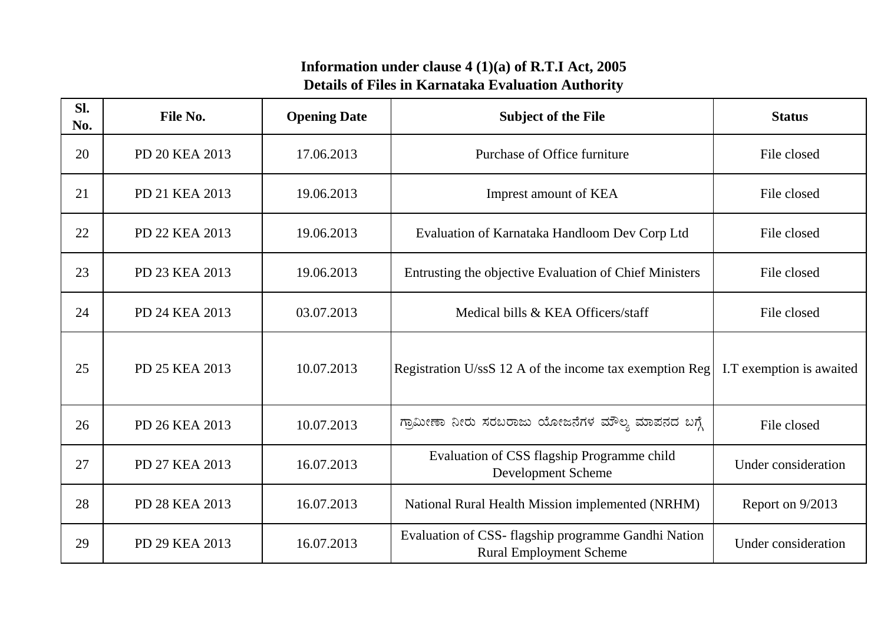**Information under clause 4 (1)(a) of R.T.I Act, 2005**
**Details of Files in Karnataka Evaluation Authority**

| Sl. No. | File No. | Opening Date | Subject of the File | Status |
|---|---|---|---|---|
| 20 | PD 20 KEA 2013 | 17.06.2013 | Purchase of Office furniture | File closed |
| 21 | PD 21 KEA 2013 | 19.06.2013 | Imprest amount of KEA | File closed |
| 22 | PD 22 KEA 2013 | 19.06.2013 | Evaluation of Karnataka Handloom Dev Corp Ltd | File closed |
| 23 | PD 23 KEA 2013 | 19.06.2013 | Entrusting the objective Evaluation of Chief Ministers | File closed |
| 24 | PD 24 KEA 2013 | 03.07.2013 | Medical bills & KEA Officers/staff | File closed |
| 25 | PD 25 KEA 2013 | 10.07.2013 | Registration U/ssS 12 A of the income tax exemption Reg | I.T exemption is awaited |
| 26 | PD 26 KEA 2013 | 10.07.2013 | ಗ್ರಾಮೀಣಾ ನೀರು ಸರಬರಾಜು ಯೋಜನೆಗಳ ಮೌಲ್ಯ ಮಾಪನದ ಬಗ್ಗೆ | File closed |
| 27 | PD 27 KEA 2013 | 16.07.2013 | Evaluation of CSS flagship Programme child Development Scheme | Under consideration |
| 28 | PD 28 KEA 2013 | 16.07.2013 | National Rural Health Mission implemented (NRHM) | Report on 9/2013 |
| 29 | PD 29 KEA 2013 | 16.07.2013 | Evaluation of CSS- flagship programme Gandhi Nation Rural Employment Scheme | Under consideration |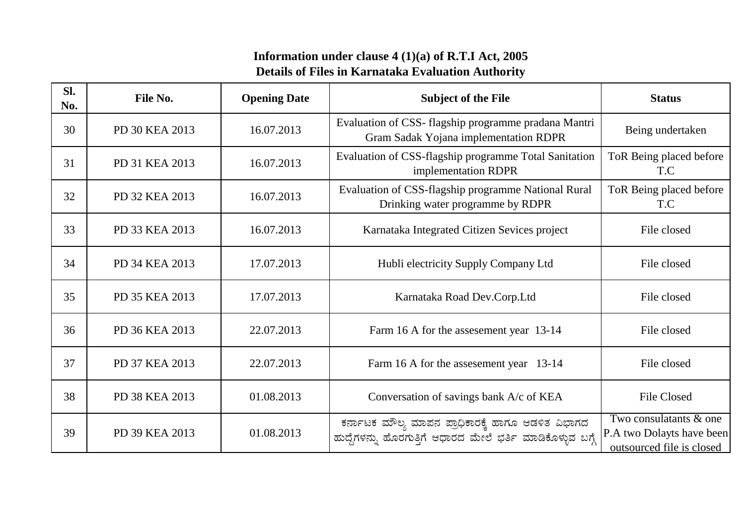## Information under clause 4 (1)(a) of R.T.I Act, 2005
## Details of Files in Karnataka Evaluation Authority

| Sl. No. | File No. | Opening Date | Subject of the File | Status |
|---|---|---|---|---|
| 30 | PD 30 KEA 2013 | 16.07.2013 | Evaluation of CSS- flagship programme pradana Mantri Gram Sadak Yojana implementation RDPR | Being undertaken |
| 31 | PD 31 KEA 2013 | 16.07.2013 | Evaluation of CSS-flagship programme Total Sanitation implementation RDPR | ToR Being placed before T.C |
| 32 | PD 32 KEA 2013 | 16.07.2013 | Evaluation of CSS-flagship programme National Rural Drinking water programme by RDPR | ToR Being placed before T.C |
| 33 | PD 33 KEA 2013 | 16.07.2013 | Karnataka Integrated Citizen Sevices project | File closed |
| 34 | PD 34 KEA 2013 | 17.07.2013 | Hubli electricity Supply Company Ltd | File closed |
| 35 | PD 35 KEA 2013 | 17.07.2013 | Karnataka Road Dev.Corp.Ltd | File closed |
| 36 | PD 36 KEA 2013 | 22.07.2013 | Farm 16 A for the assesement year 13-14 | File closed |
| 37 | PD 37 KEA 2013 | 22.07.2013 | Farm 16 A for the assesement year 13-14 | File closed |
| 38 | PD 38 KEA 2013 | 01.08.2013 | Conversation of savings bank A/c of KEA | File Closed |
| 39 | PD 39 KEA 2013 | 01.08.2013 | ಕರ್ನಾಟಕ ಮೌಲ್ಯ ಮಾಪನ ಪ್ರಾಧಿಕಾರಕ್ಕೆ ಹಾಗೂ ಆಡಳಿತ ವಿಭಾಗದ ಹುದ್ದೆಗಳನ್ನು ಹೊರಗುತ್ತಿಗೆ ಆಧಾರದ ಮೇಲೆ ಭರ್ತಿ ಮಾಡಿಕೊಳ್ಳುವ ಬಗ್ಗೆ | Two consulatants & one P.A two Dolayts have been outsourced file is closed |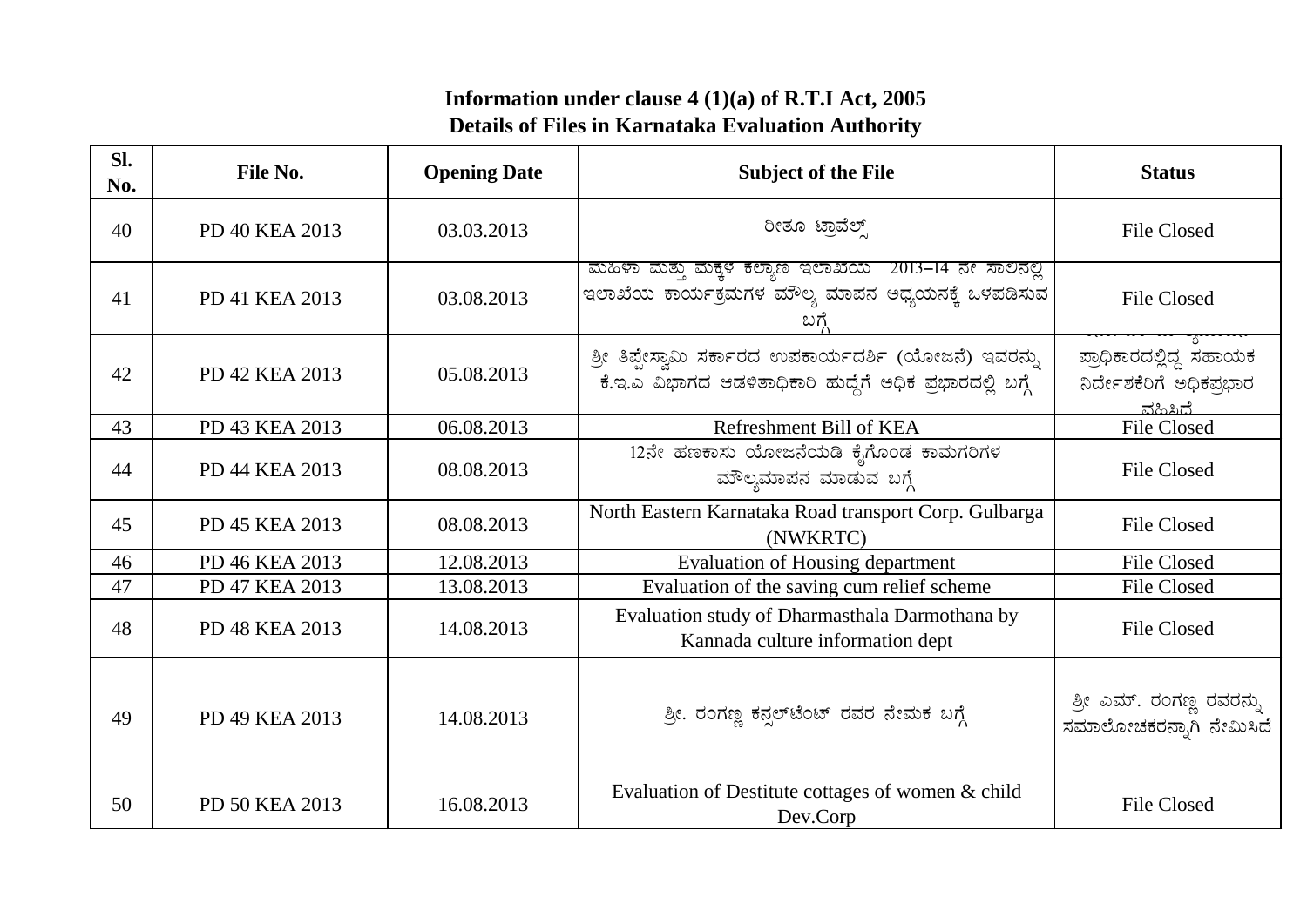**Information under clause 4 (1)(a) of R.T.I Act, 2005**
**Details of Files in Karnataka Evaluation Authority**

| Sl. No. | File No. | Opening Date | Subject of the File | Status |
|---|---|---|---|---|
| 40 | PD 40 KEA 2013 | 03.03.2013 | ರೀತೂ ಟ್ರಾವೆಲ್ಸ್ | File Closed |
| 41 | PD 41 KEA 2013 | 03.08.2013 | ಮಹಿಳಾ ಮತ್ತು ಮಕ್ಕಳ ಕಲ್ಯಾಣ ಇಲಾಖೆಯ 2013-14 ನೇ ಸಾಲಿನಲ್ಲಿ ಇಲಾಖೆಯ ಕಾರ್ಯಕ್ರಮಗಳ ಮೌಲ್ಯ ಮಾಪನ ಅಧ್ಯಯನಕ್ಕೆ ಒಳಪಡಿಸುವ ಬಗ್ಗೆ | File Closed |
| 42 | PD 42 KEA 2013 | 05.08.2013 | ಶ್ರೀ ತಿಪ್ಪೇಸ್ವಾಮಿ ಸರ್ಕಾರದ ಉಪಕಾರ್ಯದರ್ಶಿ (ಯೋಜನೆ) ಇವರನ್ನು ಕೆ.ಇ.ಎ ವಿಭಾಗದ ಆಡಳಿತಾಧಿಕಾರಿ ಹುದ್ದೆಗೆ ಅಧಿಕ ಪ್ರಭಾರದಲ್ಲಿ ಬಗ್ಗೆ | ... ಪ್ರಾಧಿಕಾರದಲ್ಲಿದ್ದ ಸಹಾಯಕ ನಿರ್ದೇಶಕರಿಗೆ ಅಧಿಕಪ್ರಭಾರ ವಹಿಸಿದೆ |
| 43 | PD 43 KEA 2013 | 06.08.2013 | Refreshment Bill of KEA | File Closed |
| 44 | PD 44 KEA 2013 | 08.08.2013 | 12ನೇ ಹಣಕಾಸು ಯೋಜನೆಯಡಿ ಕೈಗೊಂಡ ಕಾಮಗರಿಗಳ ಮೌಲ್ಯಮಾಪನ ಮಾಡುವ ಬಗ್ಗೆ | File Closed |
| 45 | PD 45 KEA 2013 | 08.08.2013 | North Eastern Karnataka Road transport Corp. Gulbarga (NWKRTC) | File Closed |
| 46 | PD 46 KEA 2013 | 12.08.2013 | Evaluation of Housing department | File Closed |
| 47 | PD 47 KEA 2013 | 13.08.2013 | Evaluation of the saving cum relief scheme | File Closed |
| 48 | PD 48 KEA 2013 | 14.08.2013 | Evaluation study of Dharmasthala Darmothana by Kannada culture information dept | File Closed |
| 49 | PD 49 KEA 2013 | 14.08.2013 | ಶ್ರೀ. ರಂಗಣ್ಣ ಕನ್ಸಲ್‌ಟೆಂಟ್ ರವರ ನೇಮಕ ಬಗ್ಗೆ | ಶ್ರೀ ಎಮ್. ರಂಗಣ್ಣ ರವರನ್ನು ಸಮಾಲೋಚಕರನ್ನಾಗಿ ನೇಮಿಸಿದೆ |
| 50 | PD 50 KEA 2013 | 16.08.2013 | Evaluation of Destitute cottages of women & child Dev.Corp | File Closed |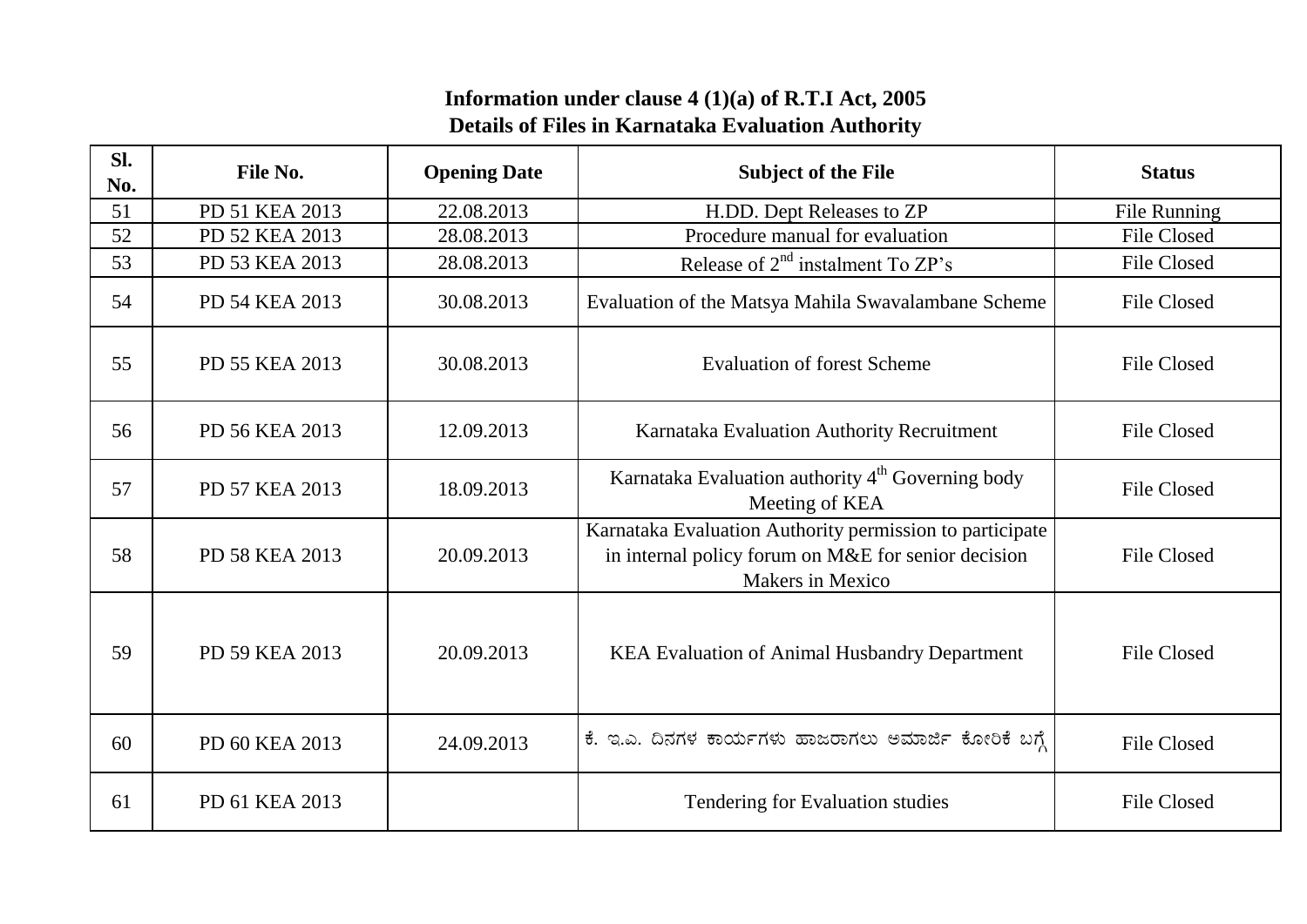**Information under clause 4 (1)(a) of R.T.I Act, 2005**
**Details of Files in Karnataka Evaluation Authority**

| Sl. No. | File No. | Opening Date | Subject of the File | Status |
|---|---|---|---|---|
| 51 | PD 51 KEA 2013 | 22.08.2013 | H.DD. Dept Releases to ZP | File Running |
| 52 | PD 52 KEA 2013 | 28.08.2013 | Procedure manual for evaluation | File Closed |
| 53 | PD 53 KEA 2013 | 28.08.2013 | Release of 2nd instalment To ZP's | File Closed |
| 54 | PD 54 KEA 2013 | 30.08.2013 | Evaluation of the Matsya Mahila Swavalambane Scheme | File Closed |
| 55 | PD 55 KEA 2013 | 30.08.2013 | Evaluation of forest Scheme | File Closed |
| 56 | PD 56 KEA 2013 | 12.09.2013 | Karnataka Evaluation Authority Recruitment | File Closed |
| 57 | PD 57 KEA 2013 | 18.09.2013 | Karnataka Evaluation authority 4th Governing body Meeting of KEA | File Closed |
| 58 | PD 58 KEA 2013 | 20.09.2013 | Karnataka Evaluation Authority permission to participate in internal policy forum on M&E for senior decision Makers in Mexico | File Closed |
| 59 | PD 59 KEA 2013 | 20.09.2013 | KEA Evaluation of Animal Husbandry Department | File Closed |
| 60 | PD 60 KEA 2013 | 24.09.2013 | ಕೆ. ಇ.ಎ. ದಿನಗಳ ಕಾರ್ಯಗಳು ಹಾಜರಾಗಲು ಅಮಾರ್ಜಿ ಕೋರಿಕೆ ಬಗ್ಗೆ | File Closed |
| 61 | PD 61 KEA 2013 | | Tendering for Evaluation studies | File Closed |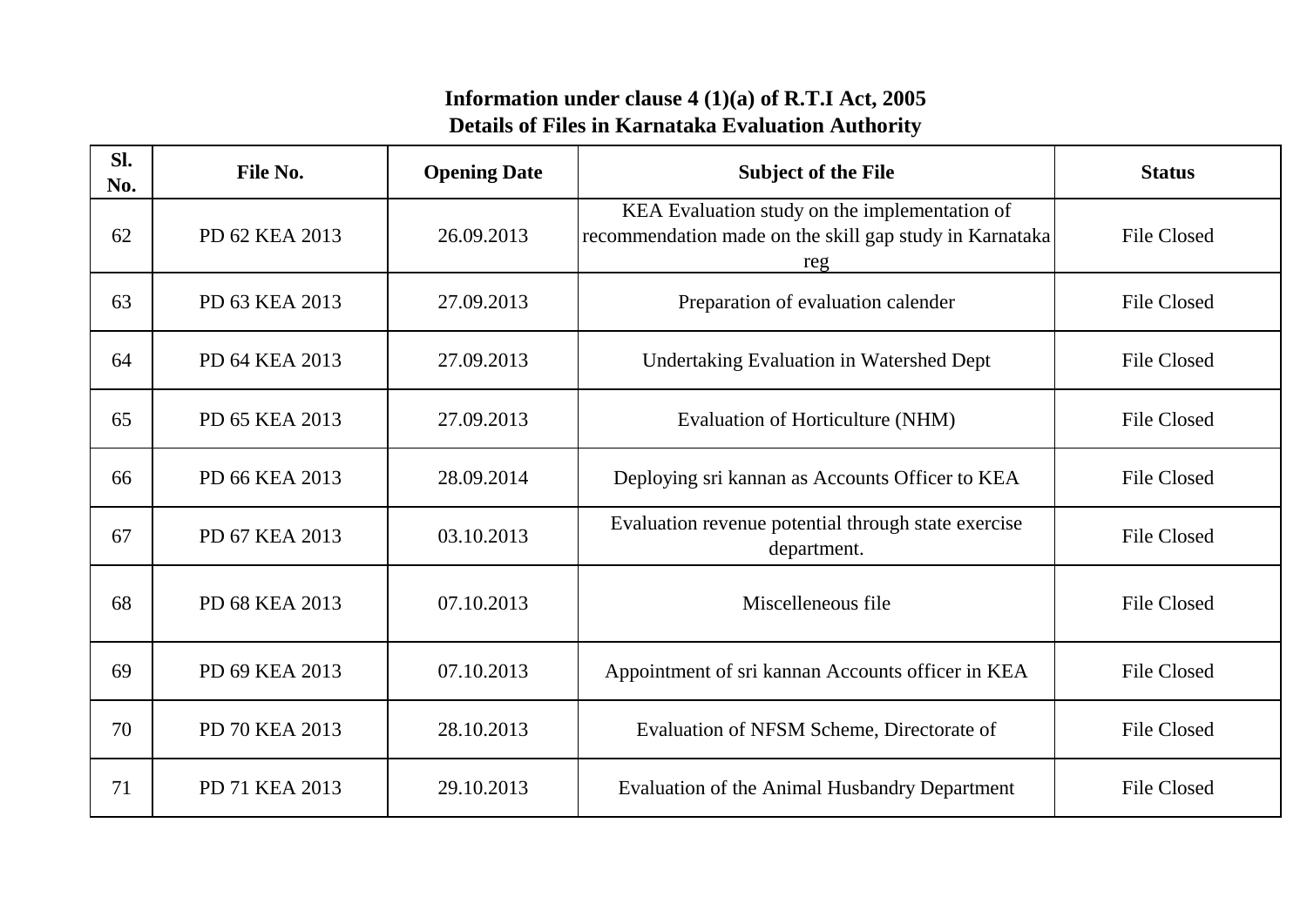**Information under clause 4 (1)(a) of R.T.I Act, 2005**
**Details of Files in Karnataka Evaluation Authority**

| Sl. No. | File No. | Opening Date | Subject of the File | Status |
|---|---|---|---|---|
| 62 | PD 62 KEA 2013 | 26.09.2013 | KEA Evaluation study on the implementation of recommendation made on the skill gap study in Karnataka reg | File Closed |
| 63 | PD 63 KEA 2013 | 27.09.2013 | Preparation of evaluation calender | File Closed |
| 64 | PD 64 KEA 2013 | 27.09.2013 | Undertaking Evaluation in Watershed Dept | File Closed |
| 65 | PD 65 KEA 2013 | 27.09.2013 | Evaluation of Horticulture (NHM) | File Closed |
| 66 | PD 66 KEA 2013 | 28.09.2014 | Deploying sri kannan as Accounts Officer to KEA | File Closed |
| 67 | PD 67 KEA 2013 | 03.10.2013 | Evaluation revenue potential through state exercise department. | File Closed |
| 68 | PD 68 KEA 2013 | 07.10.2013 | Miscelleneous file | File Closed |
| 69 | PD 69 KEA 2013 | 07.10.2013 | Appointment of sri kannan Accounts officer in KEA | File Closed |
| 70 | PD 70 KEA 2013 | 28.10.2013 | Evaluation of NFSM Scheme, Directorate of | File Closed |
| 71 | PD 71 KEA 2013 | 29.10.2013 | Evaluation of the Animal Husbandry Department | File Closed |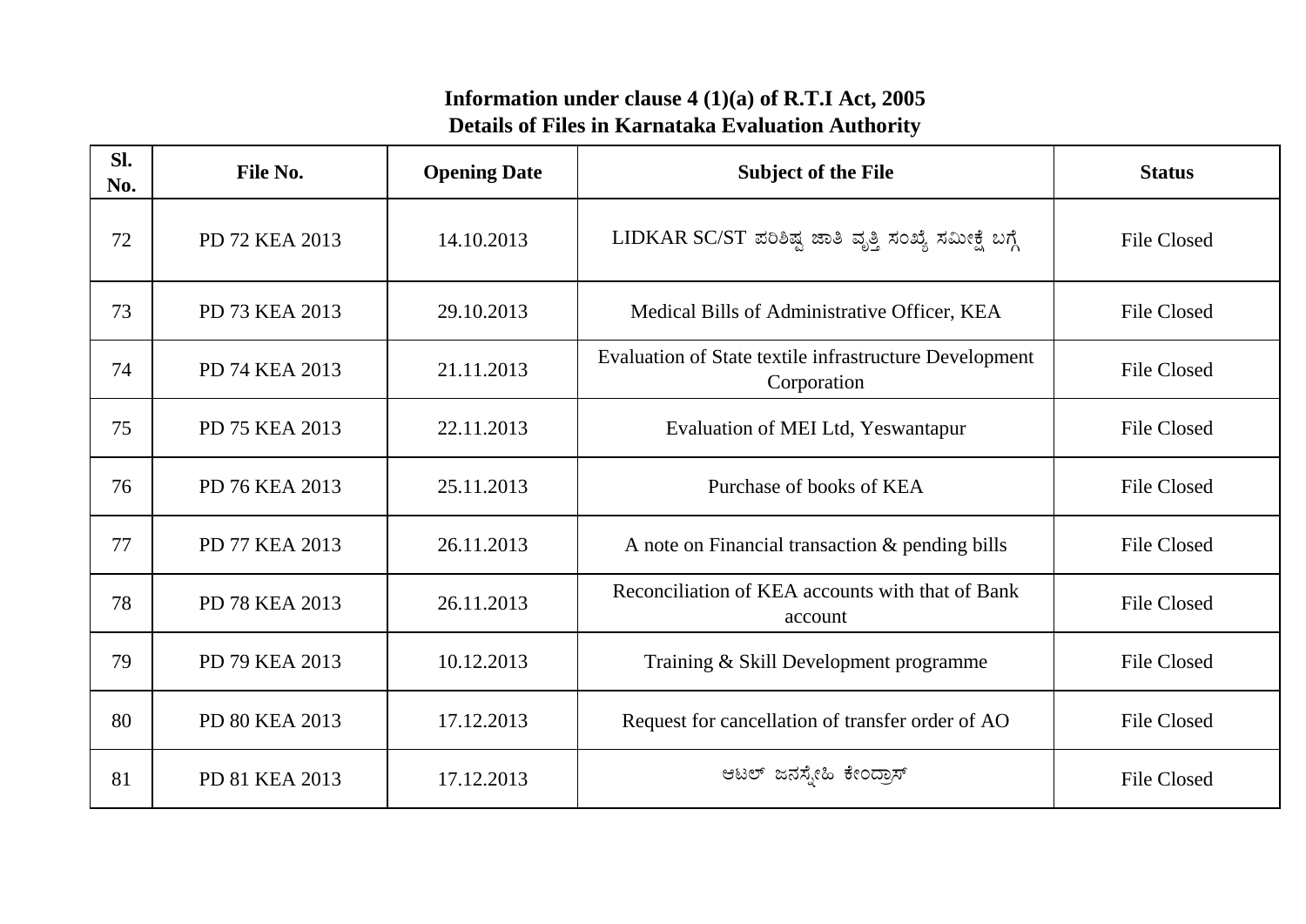**Information under clause 4 (1)(a) of R.T.I Act, 2005**
**Details of Files in Karnataka Evaluation Authority**

| Sl. No. | File No. | Opening Date | Subject of the File | Status |
|---|---|---|---|---|
| 72 | PD 72 KEA 2013 | 14.10.2013 | LIDKAR SC/ST ಪರಿಶಿಷ್ಟ ಜಾತಿ ವೃತ್ತಿ ಸಂಖ್ಯೆ ಸಮೀಕ್ಷೆ ಬಗ್ಗೆ | File Closed |
| 73 | PD 73 KEA 2013 | 29.10.2013 | Medical Bills of Administrative Officer, KEA | File Closed |
| 74 | PD 74 KEA 2013 | 21.11.2013 | Evaluation of State textile infrastructure Development Corporation | File Closed |
| 75 | PD 75 KEA 2013 | 22.11.2013 | Evaluation of MEI Ltd, Yeswantapur | File Closed |
| 76 | PD 76 KEA 2013 | 25.11.2013 | Purchase of books of KEA | File Closed |
| 77 | PD 77 KEA 2013 | 26.11.2013 | A note on Financial transaction & pending bills | File Closed |
| 78 | PD 78 KEA 2013 | 26.11.2013 | Reconciliation of KEA accounts with that of Bank account | File Closed |
| 79 | PD 79 KEA 2013 | 10.12.2013 | Training & Skill Development programme | File Closed |
| 80 | PD 80 KEA 2013 | 17.12.2013 | Request for cancellation of transfer order of AO | File Closed |
| 81 | PD 81 KEA 2013 | 17.12.2013 | ಅಟಲ್ ಜನಸ್ನೇಹಿ ಕೇಂದ್ರಾಸ್ | File Closed |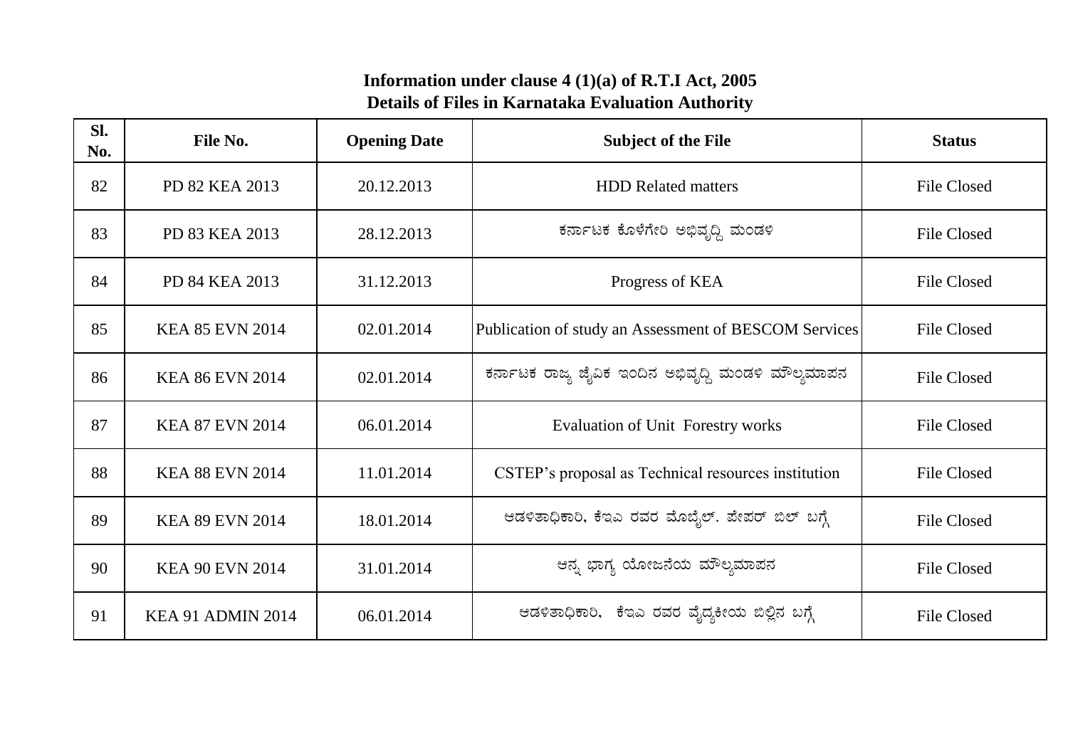**Information under clause 4 (1)(a) of R.T.I Act, 2005**
**Details of Files in Karnataka Evaluation Authority**

| Sl. No. | File No. | Opening Date | Subject of the File | Status |
|---|---|---|---|---|
| 82 | PD 82 KEA 2013 | 20.12.2013 | HDD Related matters | File Closed |
| 83 | PD 83 KEA 2013 | 28.12.2013 | ಕರ್ನಾಟಕ ಕೊಳೆಗೇರಿ ಅಭಿವೃದ್ಧಿ ಮಂಡಳಿ | File Closed |
| 84 | PD 84 KEA 2013 | 31.12.2013 | Progress of KEA | File Closed |
| 85 | KEA 85 EVN 2014 | 02.01.2014 | Publication of study an Assessment of BESCOM Services | File Closed |
| 86 | KEA 86 EVN 2014 | 02.01.2014 | ಕರ್ನಾಟಕ ರಾಜ್ಯ ಜೈವಿಕ ಇಂದಿನ ಅಭಿವೃದ್ಧಿ ಮಂಡಳಿ ಮೌಲ್ಯಮಾಪನ | File Closed |
| 87 | KEA 87 EVN 2014 | 06.01.2014 | Evaluation of Unit Forestry works | File Closed |
| 88 | KEA 88 EVN 2014 | 11.01.2014 | CSTEP's proposal as Technical resources institution | File Closed |
| 89 | KEA 89 EVN 2014 | 18.01.2014 | ಆಡಳಿತಾಧಿಕಾರಿ, ಕೆಇಎ ರವರ ಮೊಬೈಲ್. ಪೇಪರ್ ಬಿಲ್ ಬಗ್ಗೆ | File Closed |
| 90 | KEA 90 EVN 2014 | 31.01.2014 | ಅನ್ನ ಭಾಗ್ಯ ಯೋಜನೆಯ ಮೌಲ್ಯಮಾಪನ | File Closed |
| 91 | KEA 91 ADMIN 2014 | 06.01.2014 | ಆಡಳಿತಾಧಿಕಾರಿ, ಕೆಇಎ ರವರ ವೈದ್ಯಕೀಯ ಬಿಲ್ಲಿನ ಬಗ್ಗೆ | File Closed |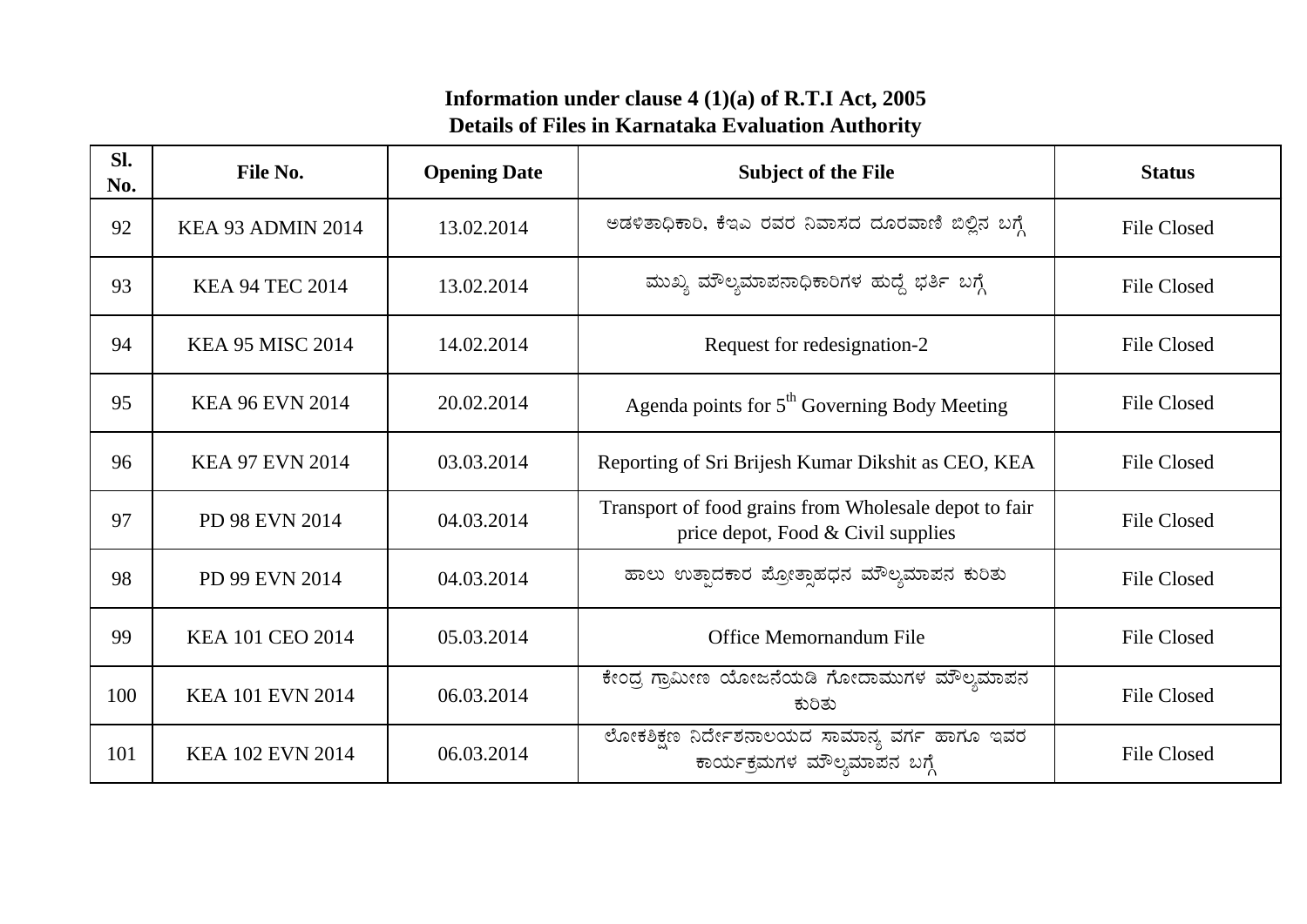**Information under clause 4 (1)(a) of R.T.I Act, 2005**
**Details of Files in Karnataka Evaluation Authority**

| Sl. No. | File No. | Opening Date | Subject of the File | Status |
|---|---|---|---|---|
| 92 | KEA 93 ADMIN 2014 | 13.02.2014 | ಆಡಳಿತಾಧಿಕಾರಿ, ಕೆಇಎ ರವರ ನಿವಾಸದ ದೂರವಾಣಿ ಬಿಲ್ಲಿನ ಬಗ್ಗೆ | File Closed |
| 93 | KEA 94 TEC 2014 | 13.02.2014 | ಮುಖ್ಯ ಮೌಲ್ಯಮಾಪನಾಧಿಕಾರಿಗಳ ಹುದ್ದೆ ಭರ್ತಿ ಬಗ್ಗೆ | File Closed |
| 94 | KEA 95 MISC 2014 | 14.02.2014 | Request for redesignation-2 | File Closed |
| 95 | KEA 96 EVN 2014 | 20.02.2014 | Agenda points for 5th Governing Body Meeting | File Closed |
| 96 | KEA 97 EVN 2014 | 03.03.2014 | Reporting of Sri Brijesh Kumar Dikshit as CEO, KEA | File Closed |
| 97 | PD 98 EVN 2014 | 04.03.2014 | Transport of food grains from Wholesale depot to fair price depot, Food & Civil supplies | File Closed |
| 98 | PD 99 EVN 2014 | 04.03.2014 | ಹಾಲು ಉತ್ಪಾದಕಾರ ಪ್ರೋತ್ಸಾಹಧನ ಮೌಲ್ಯಮಾಪನ ಕುರಿತು | File Closed |
| 99 | KEA 101 CEO 2014 | 05.03.2014 | Office Memornandum File | File Closed |
| 100 | KEA 101 EVN 2014 | 06.03.2014 | ಕೇಂದ್ರ ಗ್ರಾಮೀಣ ಯೋಜನೆಯಡಿ ಗೋದಾಮುಗಳ ಮೌಲ್ಯಮಾಪನ ಕುರಿತು | File Closed |
| 101 | KEA 102 EVN 2014 | 06.03.2014 | ಲೋಕಶಿಕ್ಷಣ ನಿರ್ದೇಶನಾಲಯದ ಸಾಮಾನ್ಯ ವರ್ಗ ಹಾಗೂ ಇವರ ಕಾರ್ಯಕ್ರಮಗಳ ಮೌಲ್ಯಮಾಪನ ಬಗ್ಗೆ | File Closed |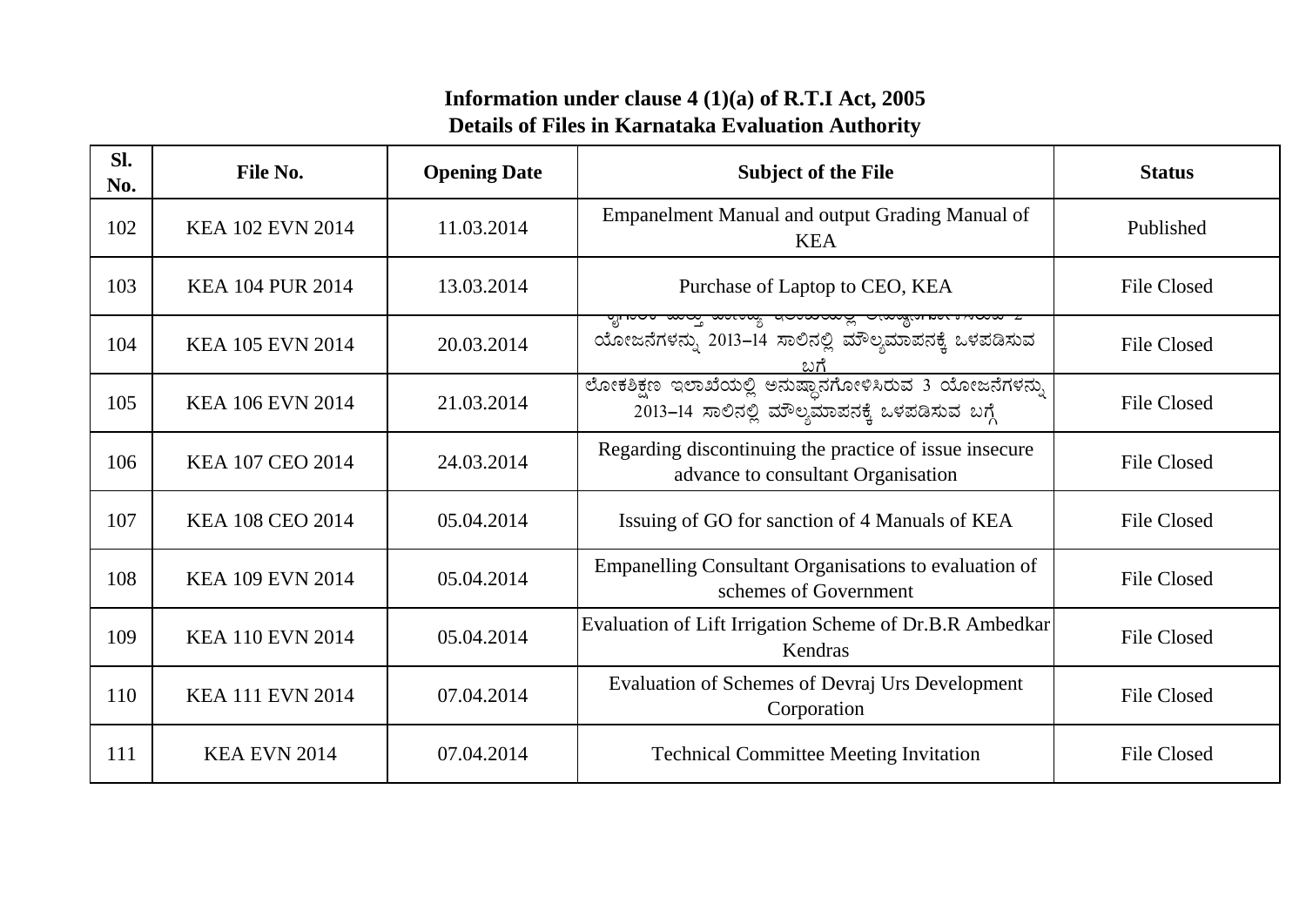**Information under clause 4 (1)(a) of R.T.I Act, 2005**
**Details of Files in Karnataka Evaluation Authority**

| Sl. No. | File No. | Opening Date | Subject of the File | Status |
|---|---|---|---|---|
| 102 | KEA 102 EVN 2014 | 11.03.2014 | Empanelment Manual and output Grading Manual of KEA | Published |
| 103 | KEA 104 PUR 2014 | 13.03.2014 | Purchase of Laptop to CEO, KEA | File Closed |
| 104 | KEA 105 EVN 2014 | 20.03.2014 | ಕೈಗಾರಿಕೆ ಮತ್ತು ವಾಣಿಜ್ಯ ಇಲಾಖೆಯಲ್ಲಿ ಅನುಷ್ಠಾನಗೊಳಿಸಿರುವ 2 ಯೋಜನೆಗಳನ್ನು 2013–14 ಸಾಲಿನಲ್ಲಿ ಮೌಲ್ಯಮಾಪನಕ್ಕೆ ಒಳಪಡಿಸುವ ಬಗ್ಗೆ | File Closed |
| 105 | KEA 106 EVN 2014 | 21.03.2014 | ಲೋಕಶಿಕ್ಷಣ ಇಲಾಖೆಯಲ್ಲಿ ಅನುಷ್ಠಾನಗೋಳಿಸಿರುವ 3 ಯೋಜನೆಗಳನ್ನು 2013–14 ಸಾಲಿನಲ್ಲಿ ಮೌಲ್ಯಮಾಪನಕ್ಕೆ ಒಳಪಡಿಸುವ ಬಗ್ಗೆ | File Closed |
| 106 | KEA 107 CEO 2014 | 24.03.2014 | Regarding discontinuing the practice of issue insecure advance to consultant Organisation | File Closed |
| 107 | KEA 108 CEO 2014 | 05.04.2014 | Issuing of GO for sanction of 4 Manuals of KEA | File Closed |
| 108 | KEA 109 EVN 2014 | 05.04.2014 | Empanelling Consultant Organisations to evaluation of schemes of Government | File Closed |
| 109 | KEA 110 EVN 2014 | 05.04.2014 | Evaluation of Lift Irrigation Scheme of Dr.B.R Ambedkar Kendras | File Closed |
| 110 | KEA 111 EVN 2014 | 07.04.2014 | Evaluation of Schemes of Devraj Urs Development Corporation | File Closed |
| 111 | KEA EVN 2014 | 07.04.2014 | Technical Committee Meeting Invitation | File Closed |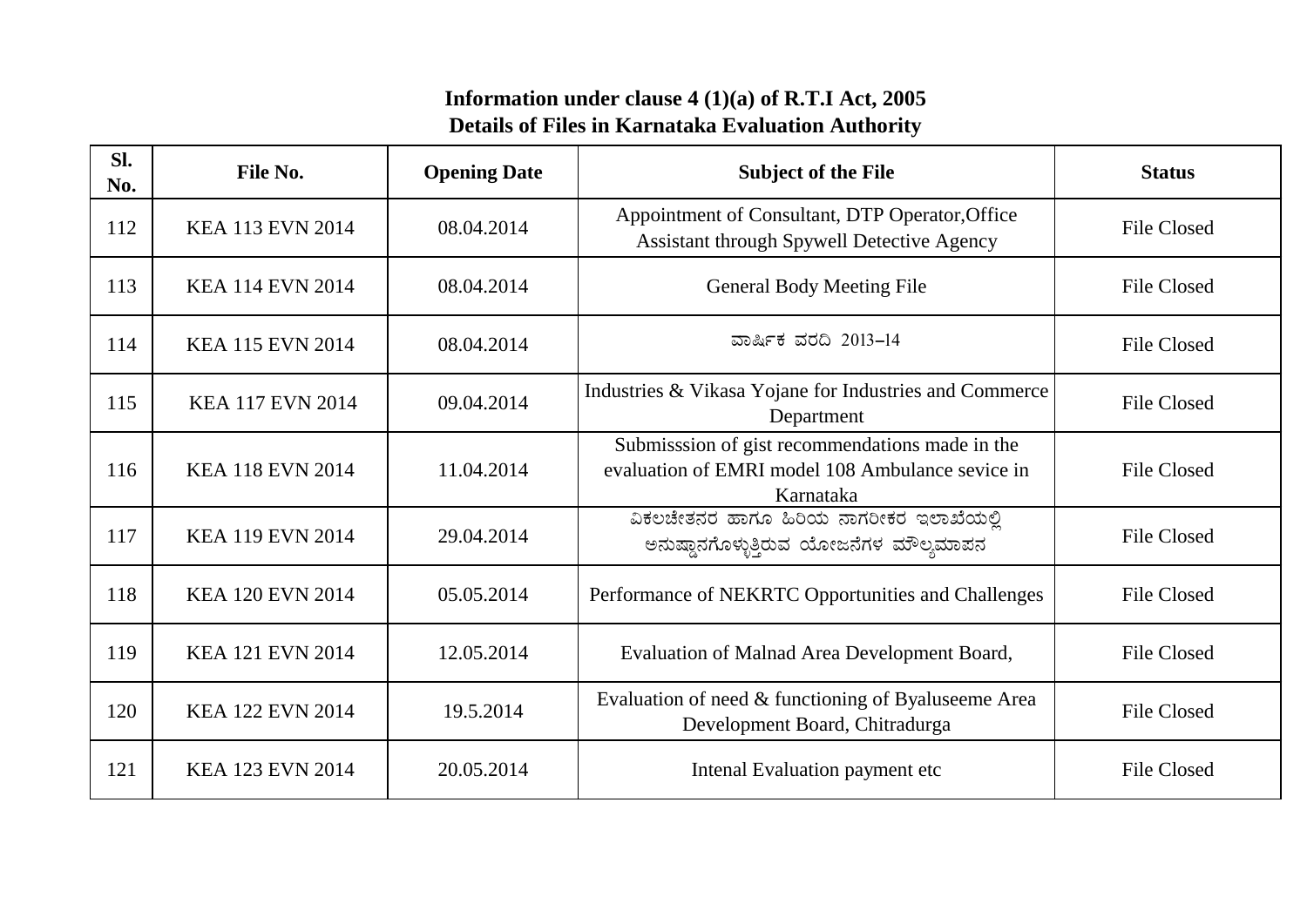**Information under clause 4 (1)(a) of R.T.I Act, 2005**
**Details of Files in Karnataka Evaluation Authority**

| Sl. No. | File No. | Opening Date | Subject of the File | Status |
|---|---|---|---|---|
| 112 | KEA 113 EVN 2014 | 08.04.2014 | Appointment of Consultant, DTP Operator,Office Assistant through Spywell Detective Agency | File Closed |
| 113 | KEA 114 EVN 2014 | 08.04.2014 | General Body Meeting File | File Closed |
| 114 | KEA 115 EVN 2014 | 08.04.2014 | ವಾರ್ಷಿಕ ವರದಿ 2013–14 | File Closed |
| 115 | KEA 117 EVN 2014 | 09.04.2014 | Industries & Vikasa Yojane for Industries and Commerce Department | File Closed |
| 116 | KEA 118 EVN 2014 | 11.04.2014 | Submisssion of gist recommendations made in the evaluation of EMRI model 108 Ambulance sevice in Karnataka | File Closed |
| 117 | KEA 119 EVN 2014 | 29.04.2014 | ವಿಕಲಚೇತನರ ಹಾಗೂ ಹಿರಿಯ ನಾಗರೀಕರ ಇಲಾಖೆಯಲ್ಲಿ ಅನುಷ್ಠಾನಗೊಳ್ಳುತ್ತಿರುವ ಯೋಜನೆಗಳ ಮೌಲ್ಯಮಾಪನ | File Closed |
| 118 | KEA 120 EVN 2014 | 05.05.2014 | Performance of NEKRTC Opportunities and Challenges | File Closed |
| 119 | KEA 121 EVN 2014 | 12.05.2014 | Evaluation of Malnad Area Development Board, | File Closed |
| 120 | KEA 122 EVN 2014 | 19.5.2014 | Evaluation of need & functioning of Byaluseeme Area Development Board, Chitradurga | File Closed |
| 121 | KEA 123 EVN 2014 | 20.05.2014 | Intenal Evaluation payment etc | File Closed |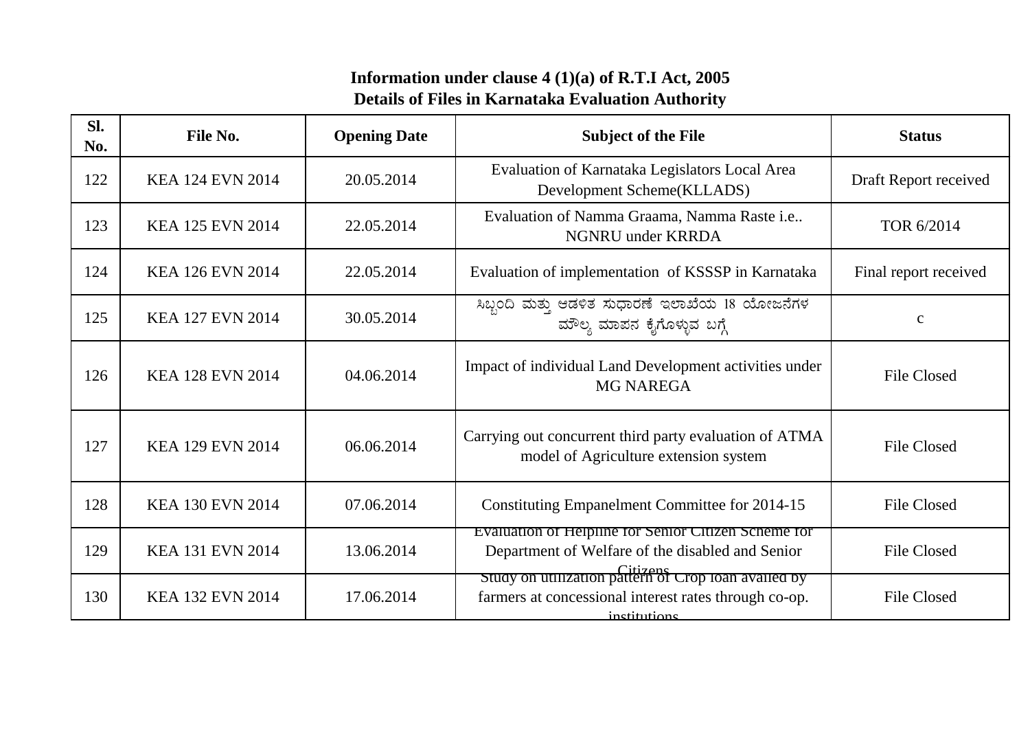**Information under clause 4 (1)(a) of R.T.I Act, 2005**
**Details of Files in Karnataka Evaluation Authority**

| Sl. No. | File No. | Opening Date | Subject of the File | Status |
|---|---|---|---|---|
| 122 | KEA 124 EVN 2014 | 20.05.2014 | Evaluation of Karnataka Legislators Local Area Development Scheme(KLLADS) | Draft Report received |
| 123 | KEA 125 EVN 2014 | 22.05.2014 | Evaluation of Namma Graama, Namma Raste i.e.. NGNRU under KRRDA | TOR 6/2014 |
| 124 | KEA 126 EVN 2014 | 22.05.2014 | Evaluation of implementation of KSSSP in Karnataka | Final report received |
| 125 | KEA 127 EVN 2014 | 30.05.2014 | ಸಿಬ್ಬಂದಿ ಮತ್ತು ಆಡಳಿತ ಸುಧಾರಣೆ ಇಲಾಖೆಯ 18 ಯೋಜನೆಗಳ ಮೌಲ್ಯ ಮಾಪನ ಕೈಗೊಳ್ಳುವ ಬಗ್ಗೆ | c |
| 126 | KEA 128 EVN 2014 | 04.06.2014 | Impact of individual Land Development activities under MG NAREGA | File Closed |
| 127 | KEA 129 EVN 2014 | 06.06.2014 | Carrying out concurrent third party evaluation of ATMA model of Agriculture extension system | File Closed |
| 128 | KEA 130 EVN 2014 | 07.06.2014 | Constituting Empanelment Committee for 2014-15 | File Closed |
| 129 | KEA 131 EVN 2014 | 13.06.2014 | Evaluation of Helpline for Senior Citizen Scheme for Department of Welfare of the disabled and Senior Citizens | File Closed |
| 130 | KEA 132 EVN 2014 | 17.06.2014 | Study on utilization pattern of Crop loan availed by farmers at concessional interest rates through co-op. institutions | File Closed |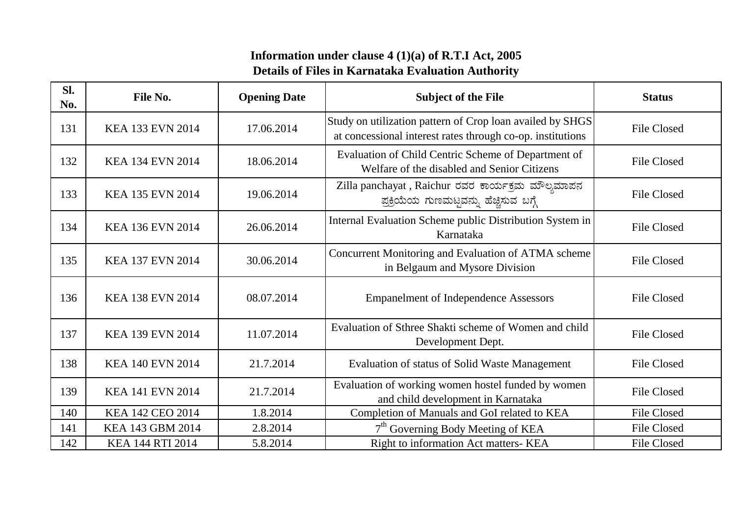**Information under clause 4 (1)(a) of R.T.I Act, 2005**
**Details of Files in Karnataka Evaluation Authority**

| Sl. No. | File No. | Opening Date | Subject of the File | Status |
|---|---|---|---|---|
| 131 | KEA 133 EVN 2014 | 17.06.2014 | Study on utilization pattern of Crop loan availed by SHGS at concessional interest rates through co-op. institutions | File Closed |
| 132 | KEA 134 EVN 2014 | 18.06.2014 | Evaluation of Child Centric Scheme of Department of Welfare of the disabled and Senior Citizens | File Closed |
| 133 | KEA 135 EVN 2014 | 19.06.2014 | Zilla panchayat , Raichur ರವರ ಕಾರ್ಯಕ್ರಮ ಮೌಲ್ಯಮಾಪನ ಪ್ರಕ್ರಿಯೆಯ ಗುಣಮಟ್ಟವನ್ನು ಹೆಚ್ಚಿಸುವ ಬಗ್ಗೆ | File Closed |
| 134 | KEA 136 EVN 2014 | 26.06.2014 | Internal Evaluation Scheme public Distribution System in Karnataka | File Closed |
| 135 | KEA 137 EVN 2014 | 30.06.2014 | Concurrent Monitoring and Evaluation of ATMA scheme in Belgaum and Mysore Division | File Closed |
| 136 | KEA 138 EVN 2014 | 08.07.2014 | Empanelment of Independence Assessors | File Closed |
| 137 | KEA 139 EVN 2014 | 11.07.2014 | Evaluation of Sthree Shakti scheme of Women and child Development Dept. | File Closed |
| 138 | KEA 140 EVN 2014 | 21.7.2014 | Evaluation of status of Solid Waste Management | File Closed |
| 139 | KEA 141 EVN 2014 | 21.7.2014 | Evaluation of working women hostel funded by women and child development in Karnataka | File Closed |
| 140 | KEA 142 CEO 2014 | 1.8.2014 | Completion of Manuals and GoI related to KEA | File Closed |
| 141 | KEA 143 GBM 2014 | 2.8.2014 | 7th Governing Body Meeting of KEA | File Closed |
| 142 | KEA 144 RTI 2014 | 5.8.2014 | Right to information Act matters- KEA | File Closed |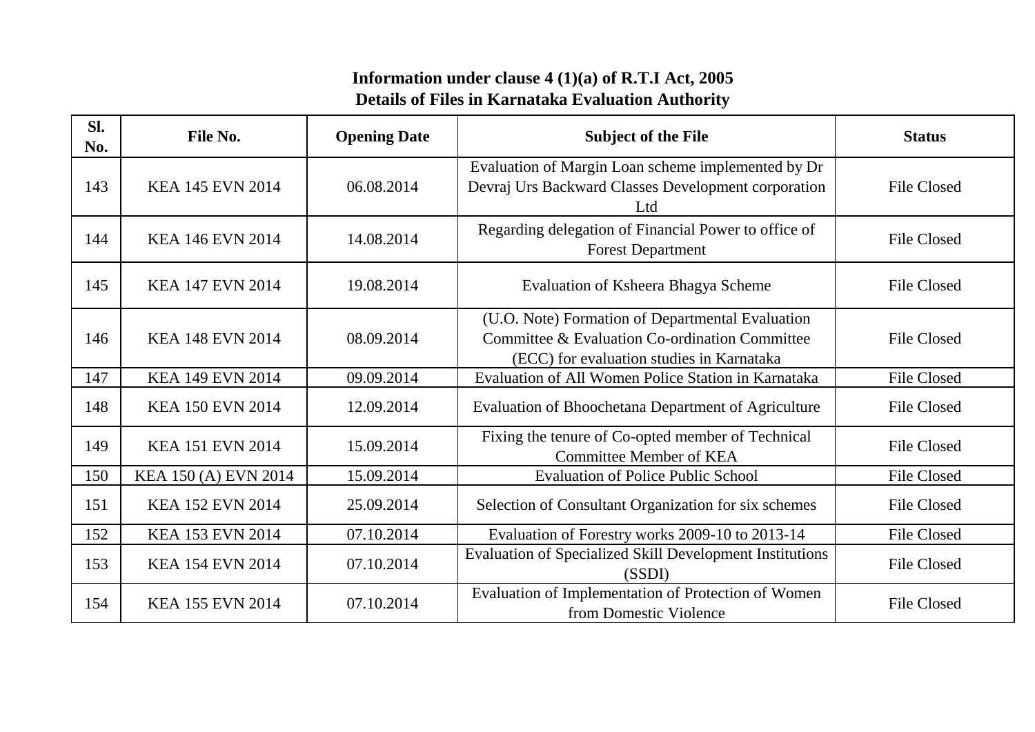**Information under clause 4 (1)(a) of R.T.I Act, 2005**
**Details of Files in Karnataka Evaluation Authority**

| Sl. No. | File No. | Opening Date | Subject of the File | Status |
|---|---|---|---|---|
| 143 | KEA 145 EVN 2014 | 06.08.2014 | Evaluation of Margin Loan scheme implemented by Dr Devraj Urs Backward Classes Development corporation Ltd | File Closed |
| 144 | KEA 146 EVN 2014 | 14.08.2014 | Regarding delegation of Financial Power to office of Forest Department | File Closed |
| 145 | KEA 147 EVN 2014 | 19.08.2014 | Evaluation of Ksheera Bhagya Scheme | File Closed |
| 146 | KEA 148 EVN 2014 | 08.09.2014 | (U.O. Note) Formation of Departmental Evaluation Committee & Evaluation Co-ordination Committee (ECC) for evaluation studies in Karnataka | File Closed |
| 147 | KEA 149 EVN 2014 | 09.09.2014 | Evaluation of All Women Police Station in Karnataka | File Closed |
| 148 | KEA 150 EVN 2014 | 12.09.2014 | Evaluation of Bhoochetana Department of Agriculture | File Closed |
| 149 | KEA 151 EVN 2014 | 15.09.2014 | Fixing the tenure of Co-opted member of Technical Committee Member of KEA | File Closed |
| 150 | KEA 150 (A) EVN 2014 | 15.09.2014 | Evaluation of Police Public School | File Closed |
| 151 | KEA 152 EVN 2014 | 25.09.2014 | Selection of Consultant Organization for six schemes | File Closed |
| 152 | KEA 153 EVN 2014 | 07.10.2014 | Evaluation of Forestry works 2009-10 to 2013-14 | File Closed |
| 153 | KEA 154 EVN 2014 | 07.10.2014 | Evaluation of Specialized Skill Development Institutions (SSDI) | File Closed |
| 154 | KEA 155 EVN 2014 | 07.10.2014 | Evaluation of Implementation of Protection of Women from Domestic Violence | File Closed |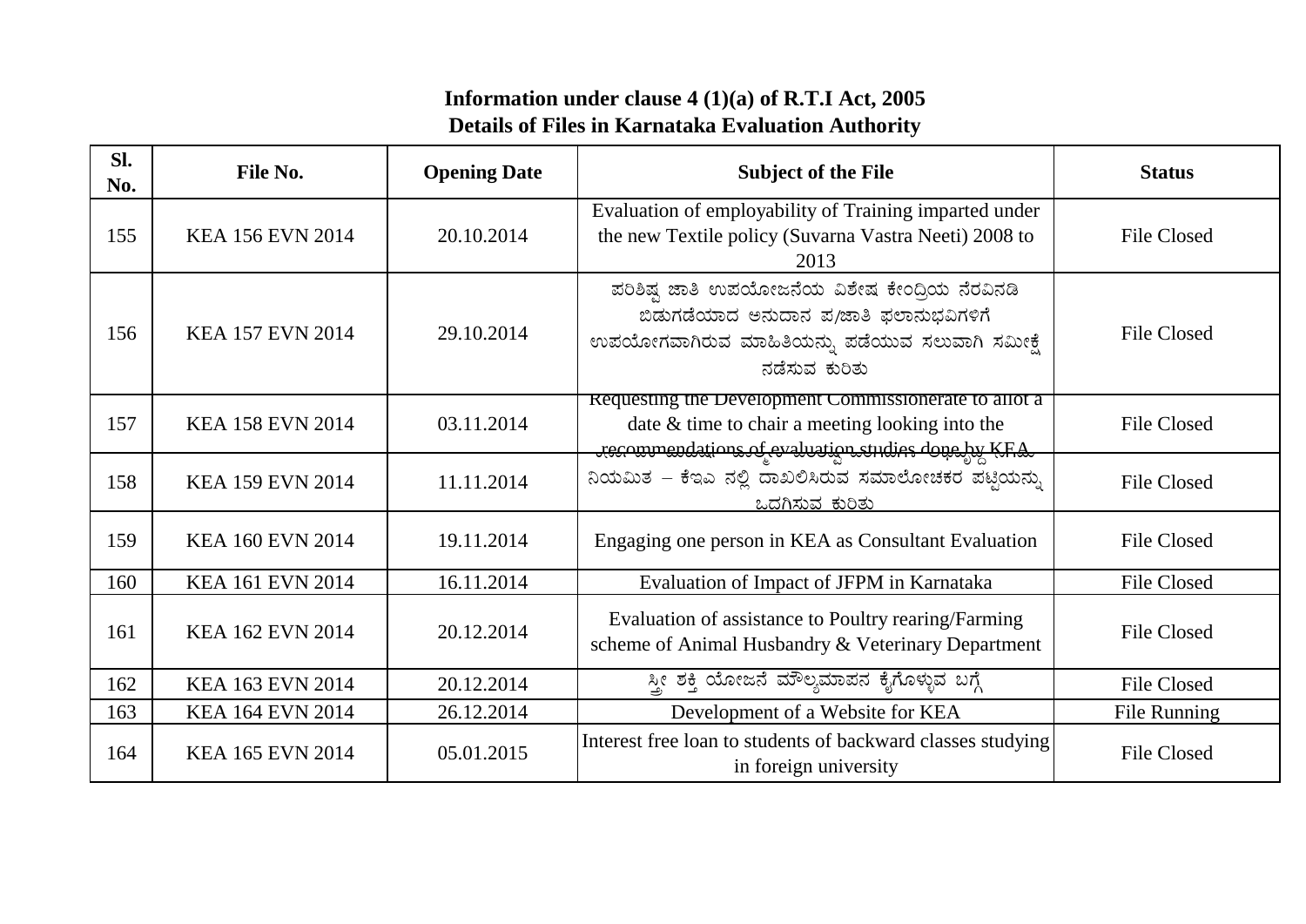**Information under clause 4 (1)(a) of R.T.I Act, 2005**
**Details of Files in Karnataka Evaluation Authority**

| Sl. No. | File No. | Opening Date | Subject of the File | Status |
|---|---|---|---|---|
| 155 | KEA 156 EVN 2014 | 20.10.2014 | Evaluation of employability of Training imparted under the new Textile policy (Suvarna Vastra Neeti) 2008 to 2013 | File Closed |
| 156 | KEA 157 EVN 2014 | 29.10.2014 | ಪರಿಶಿಷ್ಟ ಜಾತಿ ಉಪಯೋಜನೆಯ ವಿಶೇಷ ಕೇಂದ್ರಿಯ ನೆರವಿನಡಿ ಬಿಡುಗಡೆಯಾದ ಅನುದಾನ ಪ/ಜಾತಿ ಫಲಾನುಭವಿಗಳಿಗೆ ಉಪಯೋಗವಾಗಿರುವ ಮಾಹಿತಿಯನ್ನು ಪಡೆಯುವ ಸಲುವಾಗಿ ಸಮೀಕ್ಷೆ ನಡೆಸುವ ಕುರಿತು | File Closed |
| 157 | KEA 158 EVN 2014 | 03.11.2014 | Requesting the Development Commissionerate to allot a date & time to chair a meeting looking into the recommendations of evaluation studies done by KEA | File Closed |
| 158 | KEA 159 EVN 2014 | 11.11.2014 | ನಿಯಮಿತ – ಕೆಇಎ ನಲ್ಲಿ ದಾಖಲಿಸಿರುವ ಸಮಾಲೋಚಕರ ಪಟ್ಟಿಯನ್ನು ಒದಗಿಸುವ ಕುರಿತು | File Closed |
| 159 | KEA 160 EVN 2014 | 19.11.2014 | Engaging one person in KEA as Consultant Evaluation | File Closed |
| 160 | KEA 161 EVN 2014 | 16.11.2014 | Evaluation of Impact of JFPM in Karnataka | File Closed |
| 161 | KEA 162 EVN 2014 | 20.12.2014 | Evaluation of assistance to Poultry rearing/Farming scheme of Animal Husbandry & Veterinary Department | File Closed |
| 162 | KEA 163 EVN 2014 | 20.12.2014 | ಸ್ತ್ರೀ ಶಕ್ತಿ ಯೋಜನೆ ಮೌಲ್ಯಮಾಪನ ಕೈಗೊಳ್ಳುವ ಬಗ್ಗೆ | File Closed |
| 163 | KEA 164 EVN 2014 | 26.12.2014 | Development of a Website for KEA | File Running |
| 164 | KEA 165 EVN 2014 | 05.01.2015 | Interest free loan to students of backward classes studying in foreign university | File Closed |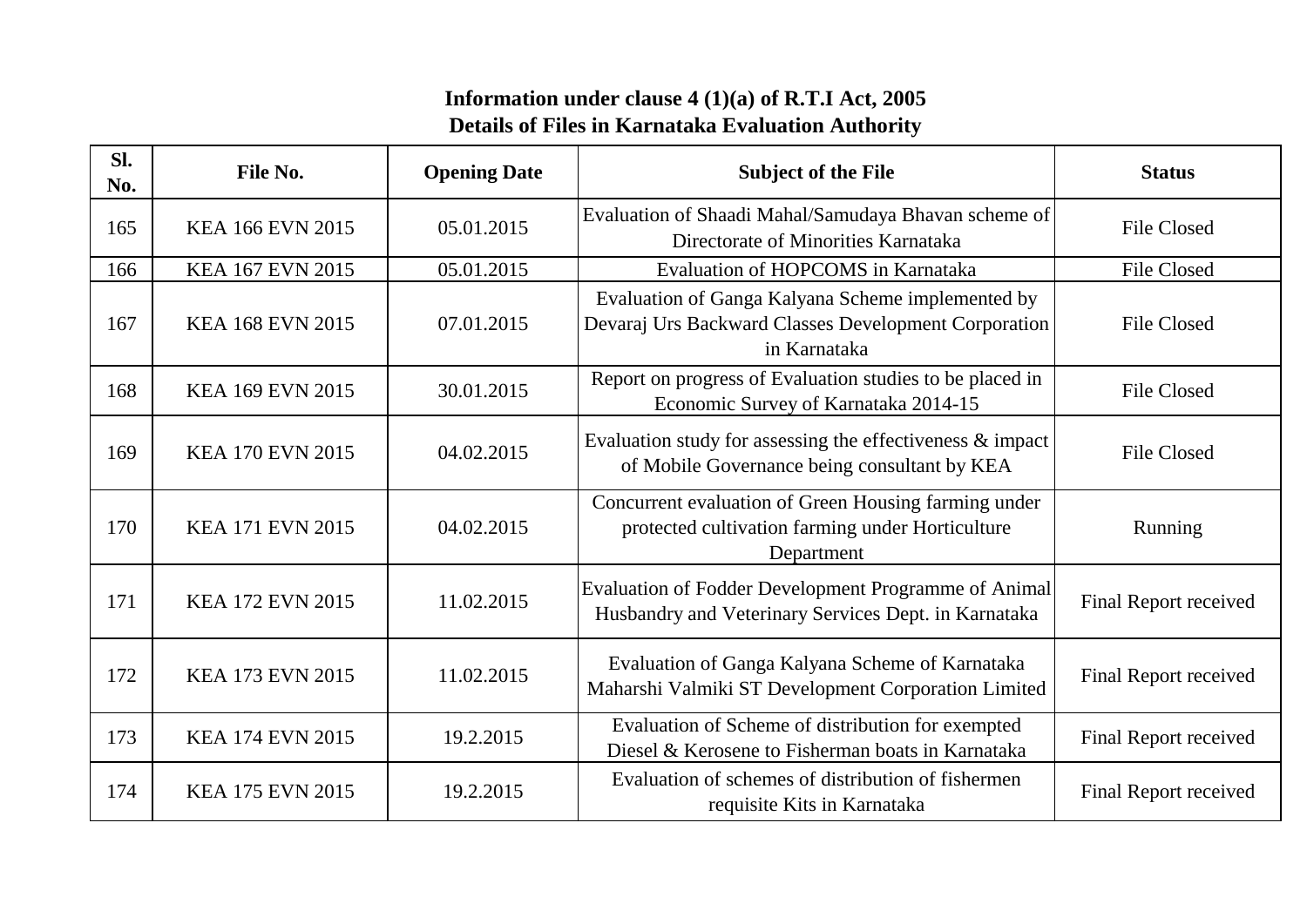**Information under clause 4 (1)(a) of R.T.I Act, 2005**
**Details of Files in Karnataka Evaluation Authority**

| Sl. No. | File No. | Opening Date | Subject of the File | Status |
|---|---|---|---|---|
| 165 | KEA 166 EVN 2015 | 05.01.2015 | Evaluation of Shaadi Mahal/Samudaya Bhavan scheme of Directorate of Minorities Karnataka | File Closed |
| 166 | KEA 167 EVN 2015 | 05.01.2015 | Evaluation of HOPCOMS in Karnataka | File Closed |
| 167 | KEA 168 EVN 2015 | 07.01.2015 | Evaluation of Ganga Kalyana Scheme implemented by Devaraj Urs Backward Classes Development Corporation in Karnataka | File Closed |
| 168 | KEA 169 EVN 2015 | 30.01.2015 | Report on progress of Evaluation studies to be placed in Economic Survey of Karnataka 2014-15 | File Closed |
| 169 | KEA 170 EVN 2015 | 04.02.2015 | Evaluation study for assessing the effectiveness & impact of Mobile Governance being consultant by KEA | File Closed |
| 170 | KEA 171 EVN 2015 | 04.02.2015 | Concurrent evaluation of Green Housing farming under protected cultivation farming under Horticulture Department | Running |
| 171 | KEA 172 EVN 2015 | 11.02.2015 | Evaluation of Fodder Development Programme of Animal Husbandry and Veterinary Services Dept. in Karnataka | Final Report received |
| 172 | KEA 173 EVN 2015 | 11.02.2015 | Evaluation of Ganga Kalyana Scheme of Karnataka Maharshi Valmiki ST Development Corporation Limited | Final Report received |
| 173 | KEA 174 EVN 2015 | 19.2.2015 | Evaluation of Scheme of distribution for exempted Diesel & Kerosene to Fisherman boats in Karnataka | Final Report received |
| 174 | KEA 175 EVN 2015 | 19.2.2015 | Evaluation of schemes of distribution of fishermen requisite Kits in Karnataka | Final Report received |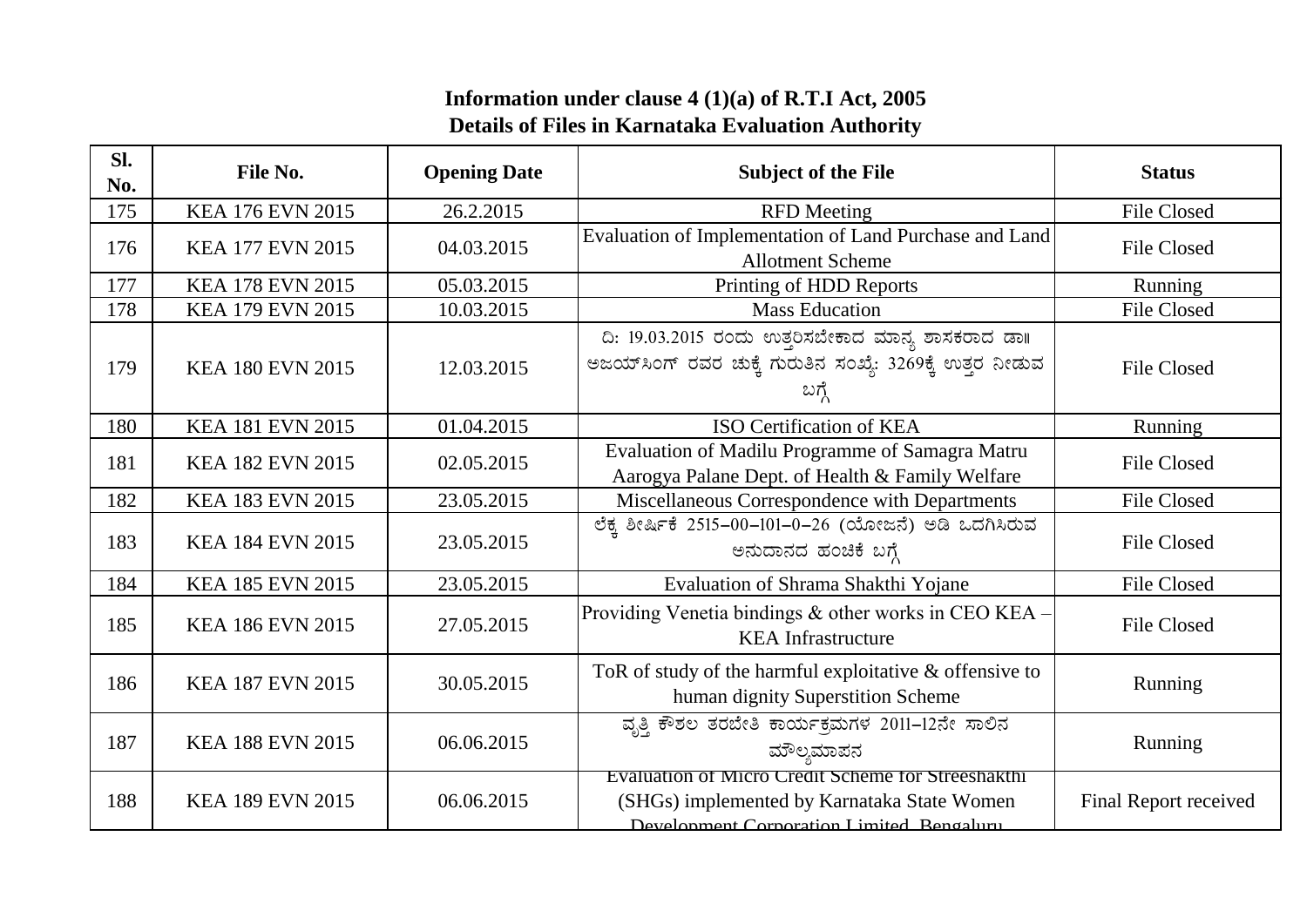**Information under clause 4 (1)(a) of R.T.I Act, 2005**
**Details of Files in Karnataka Evaluation Authority**

| Sl. No. | File No. | Opening Date | Subject of the File | Status |
|---|---|---|---|---|
| 175 | KEA 176 EVN 2015 | 26.2.2015 | RFD Meeting | File Closed |
| 176 | KEA 177 EVN 2015 | 04.03.2015 | Evaluation of Implementation of Land Purchase and Land Allotment Scheme | File Closed |
| 177 | KEA 178 EVN 2015 | 05.03.2015 | Printing of HDD Reports | Running |
| 178 | KEA 179 EVN 2015 | 10.03.2015 | Mass Education | File Closed |
| 179 | KEA 180 EVN 2015 | 12.03.2015 | ದಿ: 19.03.2015 ರಂದು ಉತ್ತರಿಸಬೇಕಾದ ಮಾನ್ಯ ಶಾಸಕರಾದ ಡಾ॥ ಅಜಯ್‌ಸಿಂಗ್ ರವರ ಚುಕ್ಕೆ ಗುರುತಿನ ಸಂಖ್ಯೆ: 3269ಕ್ಕೆ ಉತ್ತರ ನೀಡುವ ಬಗ್ಗೆ | File Closed |
| 180 | KEA 181 EVN 2015 | 01.04.2015 | ISO Certification of KEA | Running |
| 181 | KEA 182 EVN 2015 | 02.05.2015 | Evaluation of Madilu Programme of Samagra Matru Aarogya Palane Dept. of Health & Family Welfare | File Closed |
| 182 | KEA 183 EVN 2015 | 23.05.2015 | Miscellaneous Correspondence with Departments | File Closed |
| 183 | KEA 184 EVN 2015 | 23.05.2015 | ಲೆಕ್ಕ ಶೀರ್ಷಿಕೆ 2515–00–101–0–26 (ಯೋಜನೆ) ಅಡಿ ಒದಗಿಸಿರುವ ಅನುದಾನದ ಹಂಚಿಕೆ ಬಗ್ಗೆ | File Closed |
| 184 | KEA 185 EVN 2015 | 23.05.2015 | Evaluation of Shrama Shakthi Yojane | File Closed |
| 185 | KEA 186 EVN 2015 | 27.05.2015 | Providing Venetia bindings & other works in CEO KEA – KEA Infrastructure | File Closed |
| 186 | KEA 187 EVN 2015 | 30.05.2015 | ToR of study of the harmful exploitative & offensive to human dignity Superstition Scheme | Running |
| 187 | KEA 188 EVN 2015 | 06.06.2015 | ವೃತ್ತಿ ಕೌಶಲ ತರಬೇತಿ ಕಾರ್ಯಕ್ರಮಗಳ 2011–12ನೇ ಸಾಲಿನ ಮೌಲ್ಯಮಾಪನ | Running |
| 188 | KEA 189 EVN 2015 | 06.06.2015 | Evaluation of Micro Credit Scheme for Streeshakthi (SHGs) implemented by Karnataka State Women Development Corporation Limited, Bengaluru | Final Report received |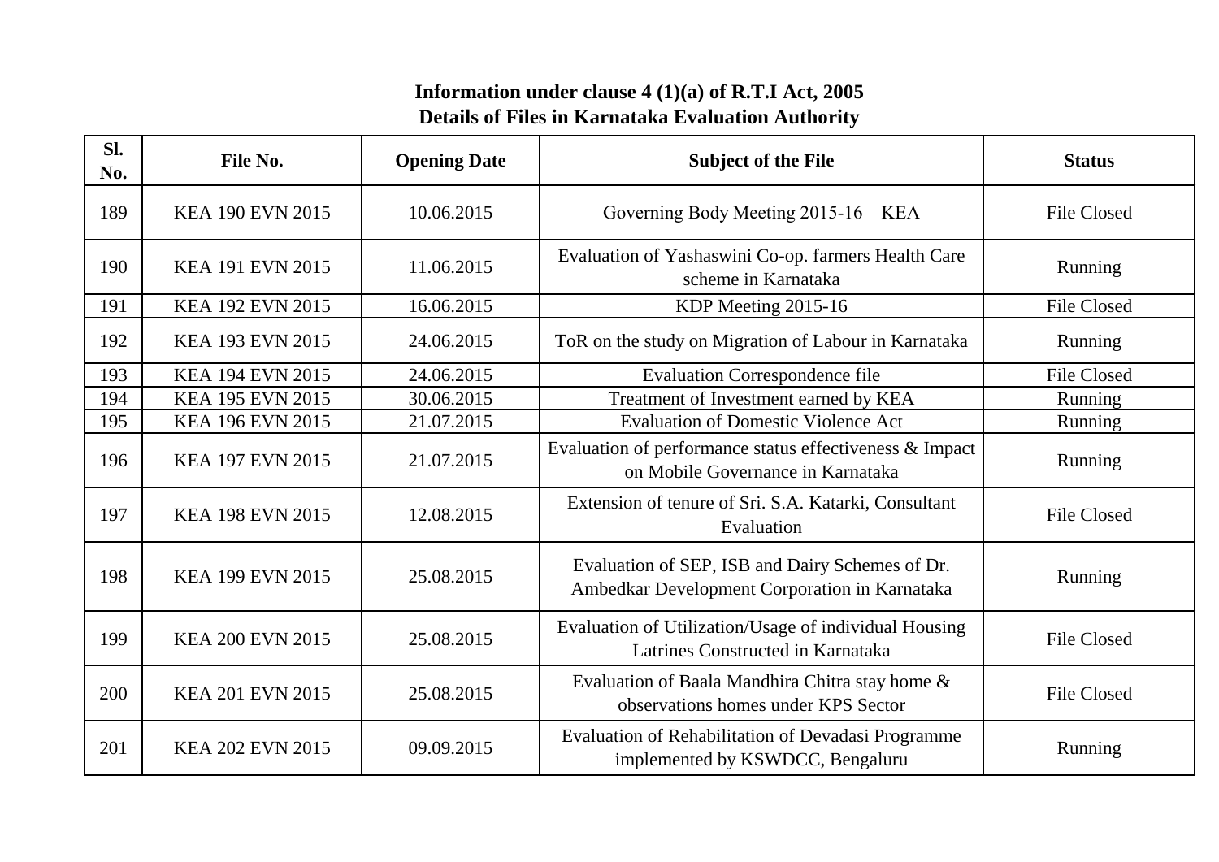**Information under clause 4 (1)(a) of R.T.I Act, 2005**
**Details of Files in Karnataka Evaluation Authority**

| Sl. No. | File No. | Opening Date | Subject of the File | Status |
|---|---|---|---|---|
| 189 | KEA 190 EVN 2015 | 10.06.2015 | Governing Body Meeting 2015-16 – KEA | File Closed |
| 190 | KEA 191 EVN 2015 | 11.06.2015 | Evaluation of Yashaswini Co-op. farmers Health Care scheme in Karnataka | Running |
| 191 | KEA 192 EVN 2015 | 16.06.2015 | KDP Meeting 2015-16 | File Closed |
| 192 | KEA 193 EVN 2015 | 24.06.2015 | ToR on the study on Migration of Labour in Karnataka | Running |
| 193 | KEA 194 EVN 2015 | 24.06.2015 | Evaluation Correspondence file | File Closed |
| 194 | KEA 195 EVN 2015 | 30.06.2015 | Treatment of Investment earned by KEA | Running |
| 195 | KEA 196 EVN 2015 | 21.07.2015 | Evaluation of Domestic Violence Act | Running |
| 196 | KEA 197 EVN 2015 | 21.07.2015 | Evaluation of performance status effectiveness & Impact on Mobile Governance in Karnataka | Running |
| 197 | KEA 198 EVN 2015 | 12.08.2015 | Extension of tenure of Sri. S.A. Katarki, Consultant Evaluation | File Closed |
| 198 | KEA 199 EVN 2015 | 25.08.2015 | Evaluation of SEP, ISB and Dairy Schemes of Dr. Ambedkar Development Corporation in Karnataka | Running |
| 199 | KEA 200 EVN 2015 | 25.08.2015 | Evaluation of Utilization/Usage of individual Housing Latrines Constructed in Karnataka | File Closed |
| 200 | KEA 201 EVN 2015 | 25.08.2015 | Evaluation of Baala Mandhira Chitra stay home & observations homes under KPS Sector | File Closed |
| 201 | KEA 202 EVN 2015 | 09.09.2015 | Evaluation of Rehabilitation of Devadasi Programme implemented by KSWDCC, Bengaluru | Running |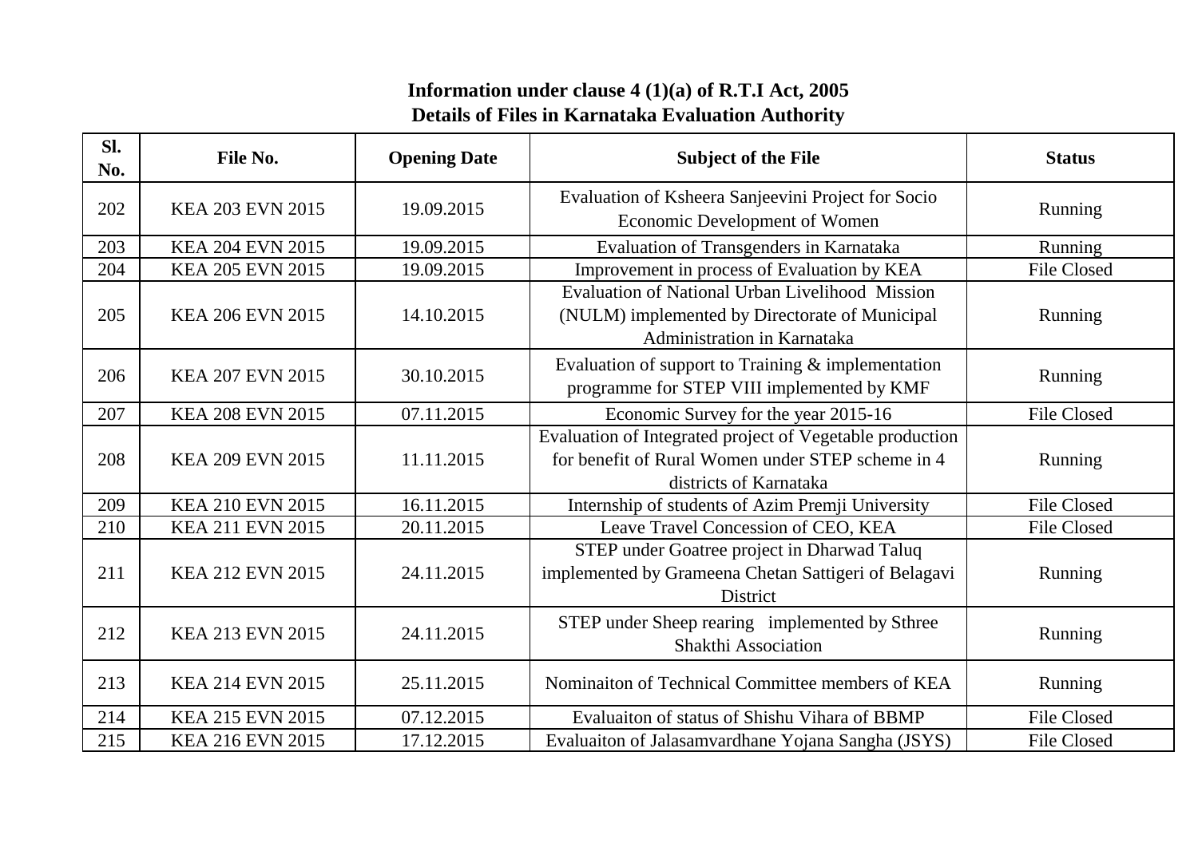**Information under clause 4 (1)(a) of R.T.I Act, 2005**
**Details of Files in Karnataka Evaluation Authority**

| Sl. No. | File No. | Opening Date | Subject of the File | Status |
|---|---|---|---|---|
| 202 | KEA 203 EVN 2015 | 19.09.2015 | Evaluation of Ksheera Sanjeevini Project for Socio Economic Development of Women | Running |
| 203 | KEA 204 EVN 2015 | 19.09.2015 | Evaluation of Transgenders in Karnataka | Running |
| 204 | KEA 205 EVN 2015 | 19.09.2015 | Improvement in process of Evaluation by KEA | File Closed |
| 205 | KEA 206 EVN 2015 | 14.10.2015 | Evaluation of National Urban Livelihood Mission (NULM) implemented by Directorate of Municipal Administration in Karnataka | Running |
| 206 | KEA 207 EVN 2015 | 30.10.2015 | Evaluation of support to Training & implementation programme for STEP VIII implemented by KMF | Running |
| 207 | KEA 208 EVN 2015 | 07.11.2015 | Economic Survey for the year 2015-16 | File Closed |
| 208 | KEA 209 EVN 2015 | 11.11.2015 | Evaluation of Integrated project of Vegetable production for benefit of Rural Women under STEP scheme in 4 districts of Karnataka | Running |
| 209 | KEA 210 EVN 2015 | 16.11.2015 | Internship of students of Azim Premji University | File Closed |
| 210 | KEA 211 EVN 2015 | 20.11.2015 | Leave Travel Concession of CEO, KEA | File Closed |
| 211 | KEA 212 EVN 2015 | 24.11.2015 | STEP under Goatree project in Dharwad Taluq implemented by Grameena Chetan Sattigeri of Belagavi District | Running |
| 212 | KEA 213 EVN 2015 | 24.11.2015 | STEP under Sheep rearing implemented by Sthree Shakthi Association | Running |
| 213 | KEA 214 EVN 2015 | 25.11.2015 | Nominaiton of Technical Committee members of KEA | Running |
| 214 | KEA 215 EVN 2015 | 07.12.2015 | Evaluaiton of status of Shishu Vihara of BBMP | File Closed |
| 215 | KEA 216 EVN 2015 | 17.12.2015 | Evaluaiton of Jalasamvardhane Yojana Sangha (JSYS) | File Closed |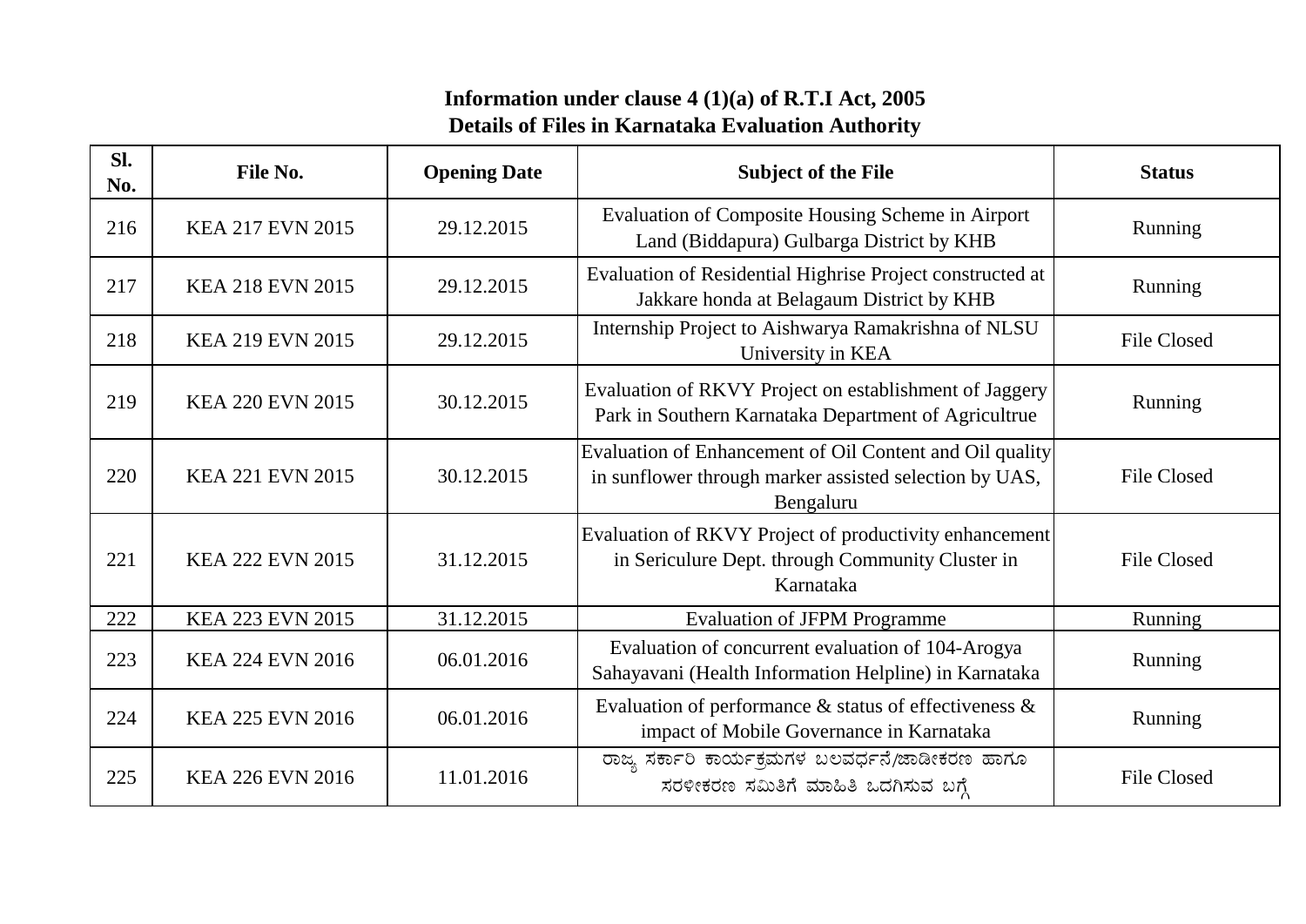**Information under clause 4 (1)(a) of R.T.I Act, 2005**
**Details of Files in Karnataka Evaluation Authority**

| Sl. No. | File No. | Opening Date | Subject of the File | Status |
|---|---|---|---|---|
| 216 | KEA 217 EVN 2015 | 29.12.2015 | Evaluation of Composite Housing Scheme in Airport Land (Biddapura) Gulbarga District by KHB | Running |
| 217 | KEA 218 EVN 2015 | 29.12.2015 | Evaluation of Residential Highrise Project constructed at Jakkare honda at Belagaum District by KHB | Running |
| 218 | KEA 219 EVN 2015 | 29.12.2015 | Internship Project to Aishwarya Ramakrishna of NLSU University in KEA | File Closed |
| 219 | KEA 220 EVN 2015 | 30.12.2015 | Evaluation of RKVY Project on establishment of Jaggery Park in Southern Karnataka Department of Agricultrue | Running |
| 220 | KEA 221 EVN 2015 | 30.12.2015 | Evaluation of Enhancement of Oil Content and Oil quality in sunflower through marker assisted selection by UAS, Bengaluru | File Closed |
| 221 | KEA 222 EVN 2015 | 31.12.2015 | Evaluation of RKVY Project of productivity enhancement in Sericulure Dept. through Community Cluster in Karnataka | File Closed |
| 222 | KEA 223 EVN 2015 | 31.12.2015 | Evaluation of JFPM Programme | Running |
| 223 | KEA 224 EVN 2016 | 06.01.2016 | Evaluation of concurrent evaluation of 104-Arogya Sahayavani (Health Information Helpline) in Karnataka | Running |
| 224 | KEA 225 EVN 2016 | 06.01.2016 | Evaluation of performance & status of effectiveness & impact of Mobile Governance in Karnataka | Running |
| 225 | KEA 226 EVN 2016 | 11.01.2016 | ರಾಜ್ಯ ಸರ್ಕಾರಿ ಕಾರ್ಯಕ್ರಮಗಳ ಬಲವರ್ಧನೆ/ಜಾಡೀಕರಣ ಹಾಗೂ ಸರಳೀಕರಣ ಸಮಿತಿಗೆ ಮಾಹಿತಿ ಒದಗಿಸುವ ಬಗ್ಗೆ | File Closed |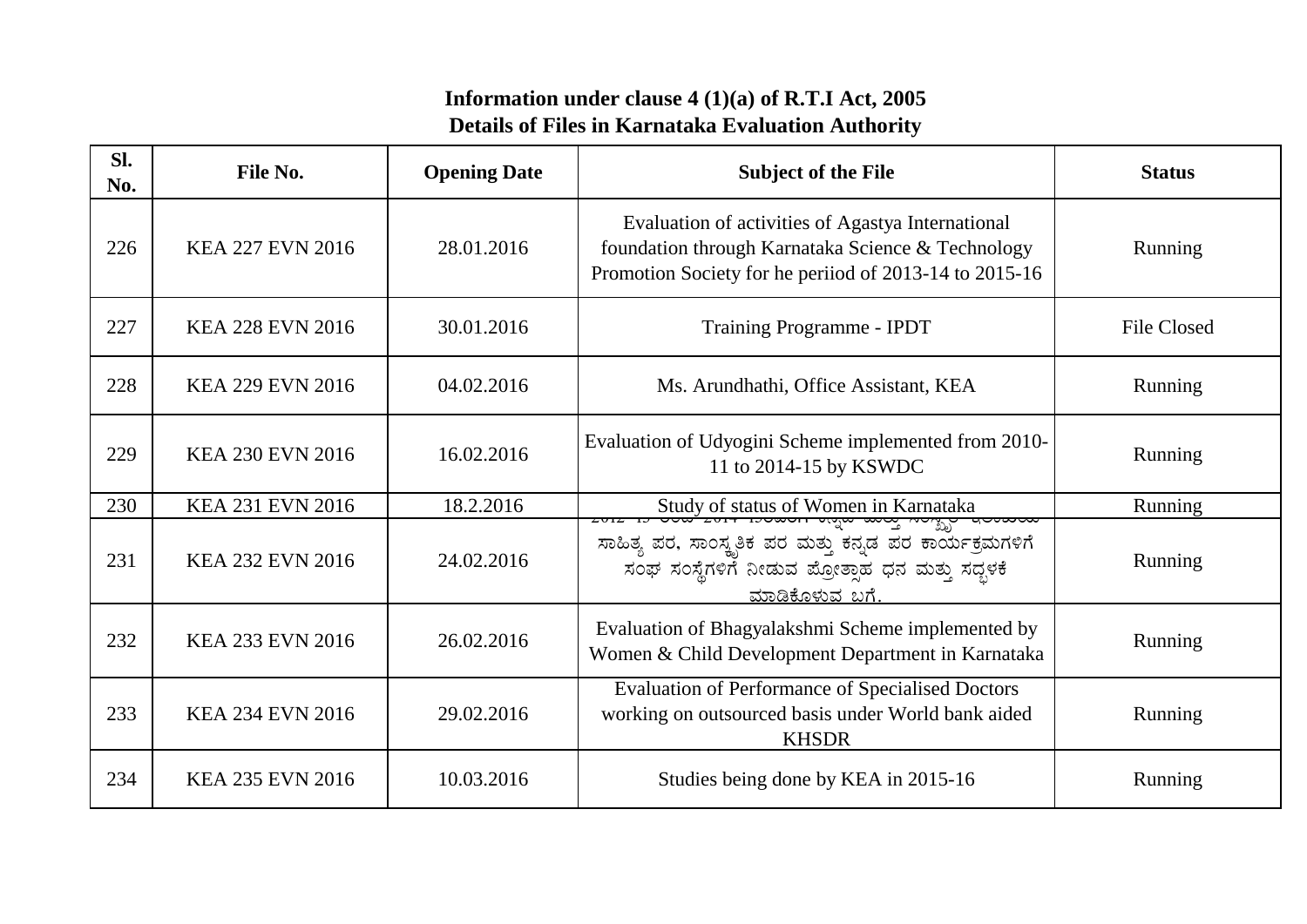**Information under clause 4 (1)(a) of R.T.I Act, 2005**
**Details of Files in Karnataka Evaluation Authority**

| Sl. No. | File No. | Opening Date | Subject of the File | Status |
|---|---|---|---|---|
| 226 | KEA 227 EVN 2016 | 28.01.2016 | Evaluation of activities of Agastya International foundation through Karnataka Science & Technology Promotion Society for he periiod of 2013-14 to 2015-16 | Running |
| 227 | KEA 228 EVN 2016 | 30.01.2016 | Training Programme - IPDT | File Closed |
| 228 | KEA 229 EVN 2016 | 04.02.2016 | Ms. Arundhathi, Office Assistant, KEA | Running |
| 229 | KEA 230 EVN 2016 | 16.02.2016 | Evaluation of Udyogini Scheme implemented from 2010-11 to 2014-15 by KSWDC | Running |
| 230 | KEA 231 EVN 2016 | 18.2.2016 | Study of status of Women in Karnataka | Running |
| 231 | KEA 232 EVN 2016 | 24.02.2016 | 2012-13 ರಿಂದ 2014-15ರವರೆಗೆ ಕನ್ನಡ ಮತ್ತು ಸಂಸ್ಕೃತಿ ಇಲಾಖೆಯ ಸಾಹಿತ್ಯ ಪರ, ಸಾಂಸ್ಕೃತಿಕ ಪರ ಮತ್ತು ಕನ್ನಡ ಪರ ಕಾರ್ಯಕ್ರಮಗಳಿಗೆ ಸಂಘ ಸಂಸ್ಥೆಗಳಿಗೆ ನೀಡುವ ಪ್ರೋತ್ಸಾಹ ಧನ ಮತ್ತು ಸದ್ಬಳಕೆ ಮಾಡಿಕೊಳುವ ಬಗೆ. | Running |
| 232 | KEA 233 EVN 2016 | 26.02.2016 | Evaluation of Bhagyalakshmi Scheme implemented by Women & Child Development Department in Karnataka | Running |
| 233 | KEA 234 EVN 2016 | 29.02.2016 | Evaluation of Performance of Specialised Doctors working on outsourced basis under World bank aided KHSDR | Running |
| 234 | KEA 235 EVN 2016 | 10.03.2016 | Studies being done by KEA in 2015-16 | Running |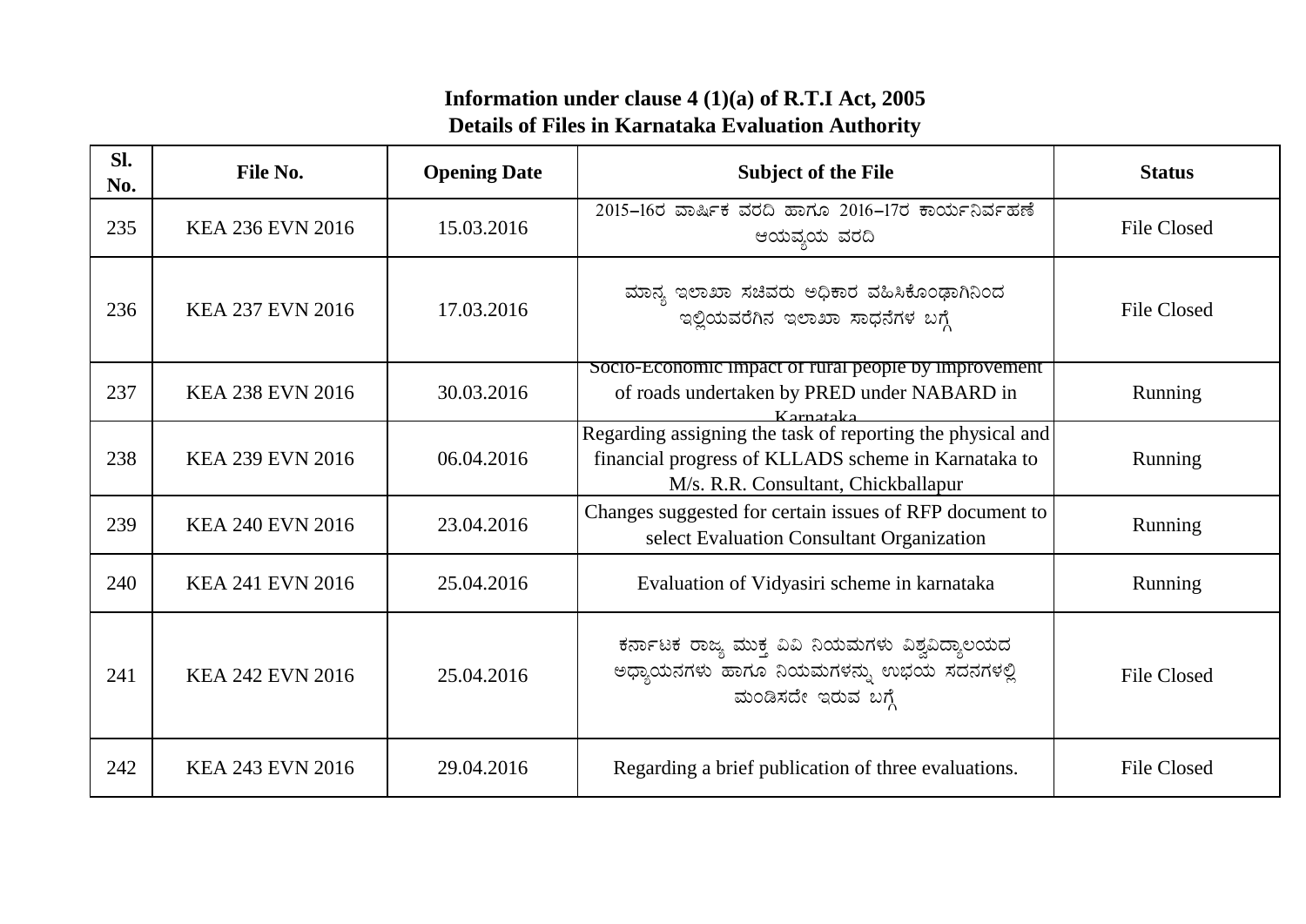**Information under clause 4 (1)(a) of R.T.I Act, 2005**
**Details of Files in Karnataka Evaluation Authority**

| Sl. No. | File No. | Opening Date | Subject of the File | Status |
|---|---|---|---|---|
| 235 | KEA 236 EVN 2016 | 15.03.2016 | 2015–16ರ ವಾರ್ಷಿಕ ವರದಿ ಹಾಗೂ 2016–17ರ ಕಾರ್ಯನಿರ್ವಹಣೆ ಆಯವ್ಯಯ ವರದಿ | File Closed |
| 236 | KEA 237 EVN 2016 | 17.03.2016 | ಮಾನ್ಯ ಇಲಾಖಾ ಸಚಿವರು ಅಧಿಕಾರ ವಹಿಸಿಕೊಂಡಾಗಿನಿಂದ ಇಲ್ಲಿಯವರೆಗಿನ ಇಲಾಖಾ ಸಾಧನೆಗಳ ಬಗ್ಗೆ | File Closed |
| 237 | KEA 238 EVN 2016 | 30.03.2016 | Socio-Economic impact of rural people by improvement of roads undertaken by PRED under NABARD in Karnataka | Running |
| 238 | KEA 239 EVN 2016 | 06.04.2016 | Regarding assigning the task of reporting the physical and financial progress of KLLADS scheme in Karnataka to M/s. R.R. Consultant, Chickballapur | Running |
| 239 | KEA 240 EVN 2016 | 23.04.2016 | Changes suggested for certain issues of RFP document to select Evaluation Consultant Organization | Running |
| 240 | KEA 241 EVN 2016 | 25.04.2016 | Evaluation of Vidyasiri scheme in karnataka | Running |
| 241 | KEA 242 EVN 2016 | 25.04.2016 | ಕರ್ನಾಟಕ ರಾಜ್ಯ ಮುಕ್ತ ವಿವಿ ನಿಯಮಗಳು ವಿಶ್ವವಿದ್ಯಾಲಯದ ಅಧ್ಯಾಯನಗಳು ಹಾಗೂ ನಿಯಮಗಳನ್ನು ಉಭಯ ಸದನಗಳಲ್ಲಿ ಮಂಡಿಸದೇ ಇರುವ ಬಗ್ಗೆ | File Closed |
| 242 | KEA 243 EVN 2016 | 29.04.2016 | Regarding a brief publication of three evaluations. | File Closed |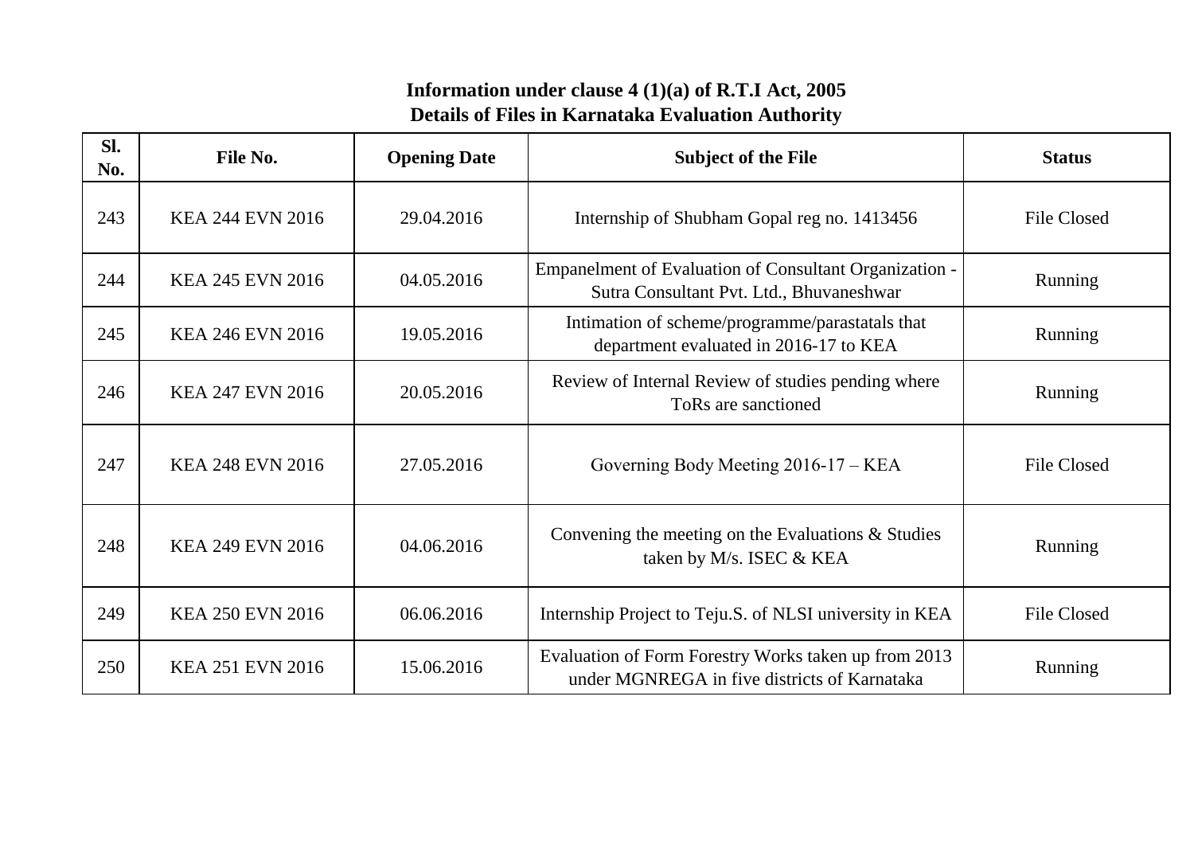**Information under clause 4 (1)(a) of R.T.I Act, 2005**
**Details of Files in Karnataka Evaluation Authority**

| Sl. No. | File No. | Opening Date | Subject of the File | Status |
|---|---|---|---|---|
| 243 | KEA 244 EVN 2016 | 29.04.2016 | Internship of Shubham Gopal reg no. 1413456 | File Closed |
| 244 | KEA 245 EVN 2016 | 04.05.2016 | Empanelment of Evaluation of Consultant Organization - Sutra Consultant Pvt. Ltd., Bhuvaneshwar | Running |
| 245 | KEA 246 EVN 2016 | 19.05.2016 | Intimation of scheme/programme/parastatals that department evaluated in 2016-17 to KEA | Running |
| 246 | KEA 247 EVN 2016 | 20.05.2016 | Review of Internal Review of studies pending where ToRs are sanctioned | Running |
| 247 | KEA 248 EVN 2016 | 27.05.2016 | Governing Body Meeting 2016-17 – KEA | File Closed |
| 248 | KEA 249 EVN 2016 | 04.06.2016 | Convening the meeting on the Evaluations & Studies taken by M/s. ISEC & KEA | Running |
| 249 | KEA 250 EVN 2016 | 06.06.2016 | Internship Project to Teju.S. of NLSI university in KEA | File Closed |
| 250 | KEA 251 EVN 2016 | 15.06.2016 | Evaluation of Form Forestry Works taken up from 2013 under MGNREGA in five districts of Karnataka | Running |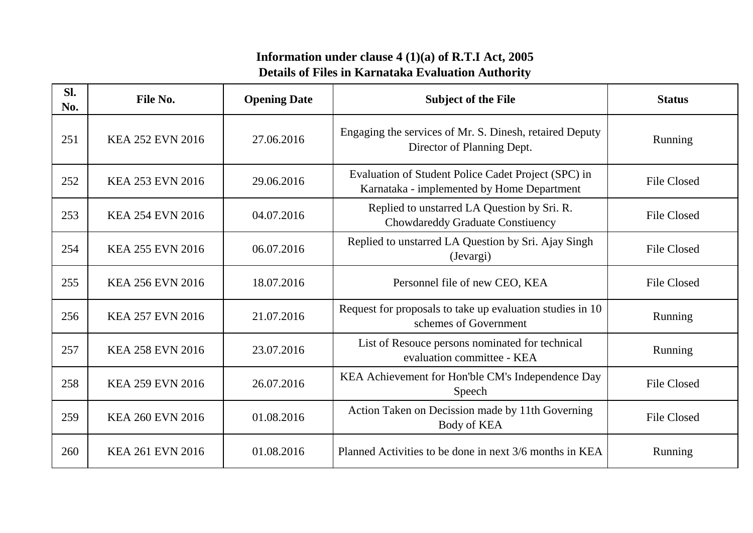**Information under clause 4 (1)(a) of R.T.I Act, 2005**
**Details of Files in Karnataka Evaluation Authority**

| Sl. No. | File No. | Opening Date | Subject of the File | Status |
|---|---|---|---|---|
| 251 | KEA 252 EVN 2016 | 27.06.2016 | Engaging the services of Mr. S. Dinesh, retaired Deputy Director of Planning Dept. | Running |
| 252 | KEA 253 EVN 2016 | 29.06.2016 | Evaluation of Student Police Cadet Project (SPC) in Karnataka - implemented by Home Department | File Closed |
| 253 | KEA 254 EVN 2016 | 04.07.2016 | Replied to unstarred LA Question by Sri. R. Chowdareddy Graduate Constiuency | File Closed |
| 254 | KEA 255 EVN 2016 | 06.07.2016 | Replied to unstarred LA Question by Sri. Ajay Singh (Jevargi) | File Closed |
| 255 | KEA 256 EVN 2016 | 18.07.2016 | Personnel file of new CEO, KEA | File Closed |
| 256 | KEA 257 EVN 2016 | 21.07.2016 | Request for proposals to take up evaluation studies in 10 schemes of Government | Running |
| 257 | KEA 258 EVN 2016 | 23.07.2016 | List of Resouce persons nominated for technical evaluation committee - KEA | Running |
| 258 | KEA 259 EVN 2016 | 26.07.2016 | KEA Achievement for Hon'ble CM's Independence Day Speech | File Closed |
| 259 | KEA 260 EVN 2016 | 01.08.2016 | Action Taken on Decission made by 11th Governing Body of KEA | File Closed |
| 260 | KEA 261 EVN 2016 | 01.08.2016 | Planned Activities to be done in next 3/6 months in KEA | Running |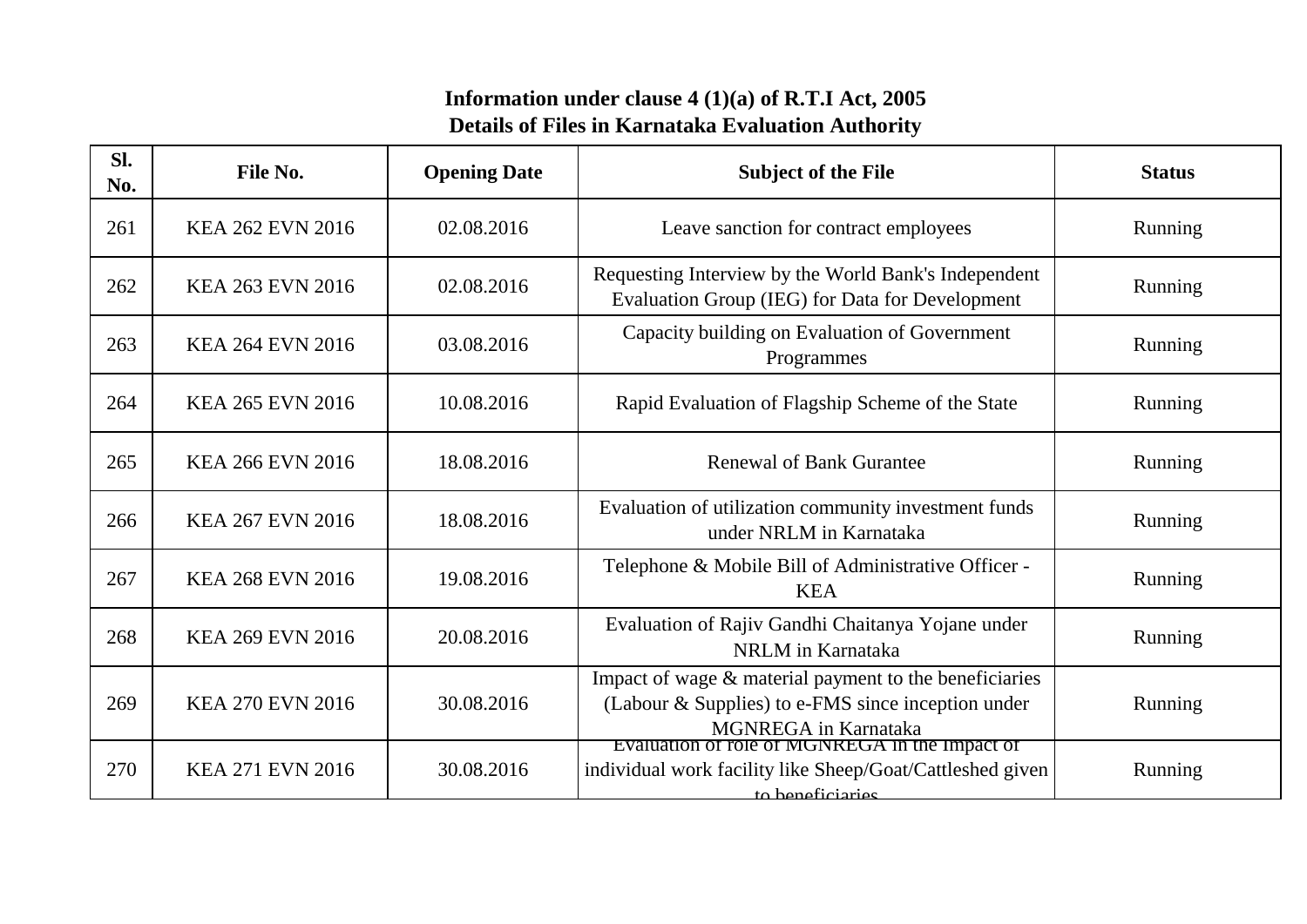**Information under clause 4 (1)(a) of R.T.I Act, 2005**
**Details of Files in Karnataka Evaluation Authority**

| Sl. No. | File No. | Opening Date | Subject of the File | Status |
|---|---|---|---|---|
| 261 | KEA 262 EVN 2016 | 02.08.2016 | Leave sanction for contract employees | Running |
| 262 | KEA 263 EVN 2016 | 02.08.2016 | Requesting Interview by the World Bank's Independent Evaluation Group (IEG) for Data for Development | Running |
| 263 | KEA 264 EVN 2016 | 03.08.2016 | Capacity building on Evaluation of Government Programmes | Running |
| 264 | KEA 265 EVN 2016 | 10.08.2016 | Rapid Evaluation of Flagship Scheme of the State | Running |
| 265 | KEA 266 EVN 2016 | 18.08.2016 | Renewal of Bank Gurantee | Running |
| 266 | KEA 267 EVN 2016 | 18.08.2016 | Evaluation of utilization community investment funds under NRLM in Karnataka | Running |
| 267 | KEA 268 EVN 2016 | 19.08.2016 | Telephone & Mobile Bill of Administrative Officer - KEA | Running |
| 268 | KEA 269 EVN 2016 | 20.08.2016 | Evaluation of Rajiv Gandhi Chaitanya Yojane under NRLM in Karnataka | Running |
| 269 | KEA 270 EVN 2016 | 30.08.2016 | Impact of wage & material payment to the beneficiaries (Labour & Supplies) to e-FMS since inception under MGNREGA in Karnataka | Running |
| 270 | KEA 271 EVN 2016 | 30.08.2016 | Evaluation of role of MGNREGA in the Impact of individual work facility like Sheep/Goat/Cattleshed given to beneficiaries | Running |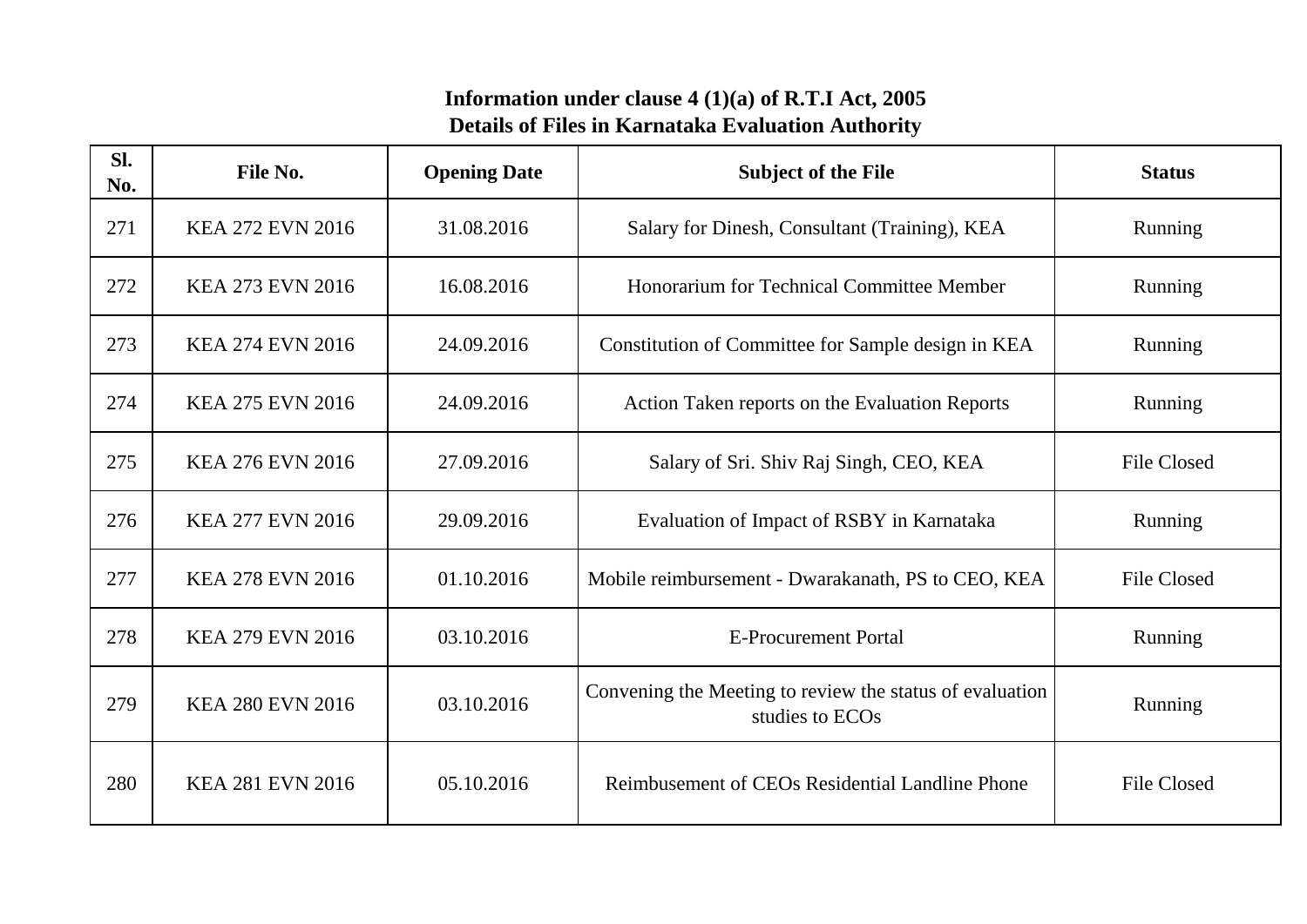**Information under clause 4 (1)(a) of R.T.I Act, 2005**
**Details of Files in Karnataka Evaluation Authority**

| Sl. No. | File No. | Opening Date | Subject of the File | Status |
|---|---|---|---|---|
| 271 | KEA 272 EVN 2016 | 31.08.2016 | Salary for Dinesh, Consultant (Training), KEA | Running |
| 272 | KEA 273 EVN 2016 | 16.08.2016 | Honorarium for Technical Committee Member | Running |
| 273 | KEA 274 EVN 2016 | 24.09.2016 | Constitution of Committee for Sample design in KEA | Running |
| 274 | KEA 275 EVN 2016 | 24.09.2016 | Action Taken reports on the Evaluation Reports | Running |
| 275 | KEA 276 EVN 2016 | 27.09.2016 | Salary of Sri. Shiv Raj Singh, CEO, KEA | File Closed |
| 276 | KEA 277 EVN 2016 | 29.09.2016 | Evaluation of Impact of RSBY in Karnataka | Running |
| 277 | KEA 278 EVN 2016 | 01.10.2016 | Mobile reimbursement - Dwarakanath, PS to CEO, KEA | File Closed |
| 278 | KEA 279 EVN 2016 | 03.10.2016 | E-Procurement Portal | Running |
| 279 | KEA 280 EVN 2016 | 03.10.2016 | Convening the Meeting to review the status of evaluation studies to ECOs | Running |
| 280 | KEA 281 EVN 2016 | 05.10.2016 | Reimbusement of CEOs Residential Landline Phone | File Closed |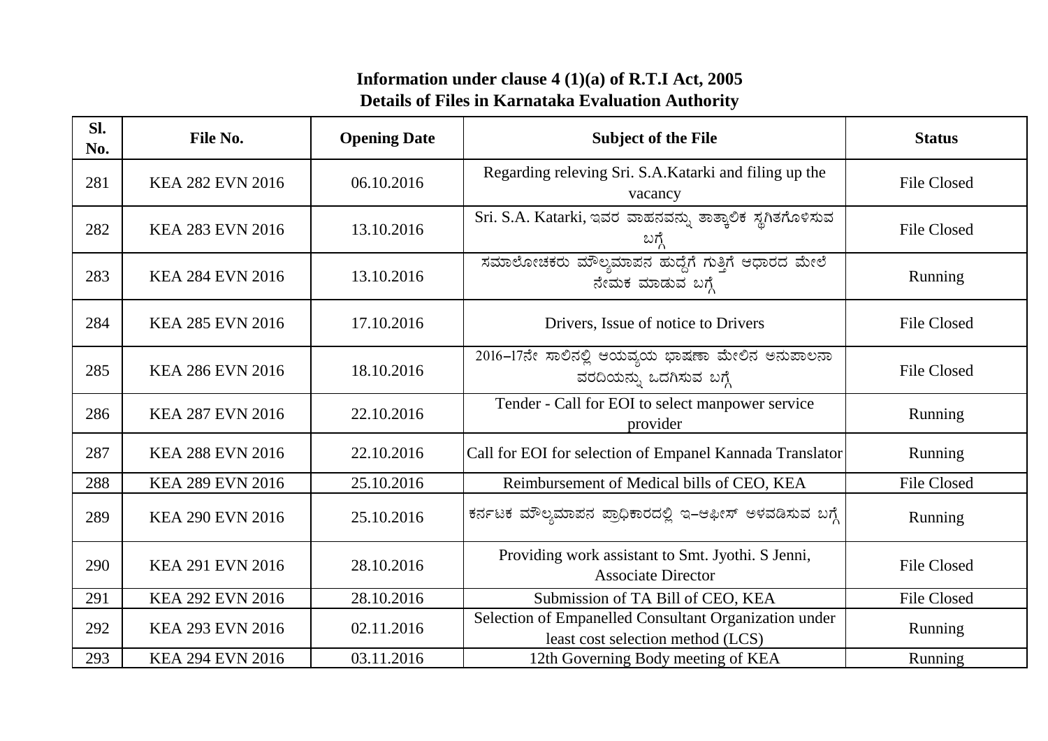**Information under clause 4 (1)(a) of R.T.I Act, 2005**
**Details of Files in Karnataka Evaluation Authority**

| Sl. No. | File No. | Opening Date | Subject of the File | Status |
|---|---|---|---|---|
| 281 | KEA 282 EVN 2016 | 06.10.2016 | Regarding releving Sri. S.A.Katarki and filing up the vacancy | File Closed |
| 282 | KEA 283 EVN 2016 | 13.10.2016 | Sri. S.A. Katarki, ಇವರ ವಾಹನವನ್ನು ತಾತ್ಕಾಲಿಕ ಸ್ಥಗಿತಗೊಳಿಸುವ ಬಗ್ಗೆ | File Closed |
| 283 | KEA 284 EVN 2016 | 13.10.2016 | ಸಮಾಲೋಚಕರು ಮೌಲ್ಯಮಾಪನ ಹುದ್ದೆಗೆ ಗುತ್ತಿಗೆ ಆಧಾರದ ಮೇಲೆ ನೇಮಕ ಮಾಡುವ ಬಗ್ಗೆ | Running |
| 284 | KEA 285 EVN 2016 | 17.10.2016 | Drivers, Issue of notice to Drivers | File Closed |
| 285 | KEA 286 EVN 2016 | 18.10.2016 | 2016–17ನೇ ಸಾಲಿನಲ್ಲಿ ಆಯವ್ಯಯ ಭಾಷಣಾ ಮೇಲಿನ ಅನುಪಾಲನಾ ವರದಿಯನ್ನು ಒದಗಿಸುವ ಬಗ್ಗೆ | File Closed |
| 286 | KEA 287 EVN 2016 | 22.10.2016 | Tender - Call for EOI to select manpower service provider | Running |
| 287 | KEA 288 EVN 2016 | 22.10.2016 | Call for EOI for selection of Empanel Kannada Translator | Running |
| 288 | KEA 289 EVN 2016 | 25.10.2016 | Reimbursement of Medical bills of CEO, KEA | File Closed |
| 289 | KEA 290 EVN 2016 | 25.10.2016 | ಕರ್ನಟಕ ಮೌಲ್ಯಮಾಪನ ಪ್ರಾಧಿಕಾರದಲ್ಲಿ ಇ–ಆಫೀಸ್ ಅಳವಡಿಸುವ ಬಗ್ಗೆ | Running |
| 290 | KEA 291 EVN 2016 | 28.10.2016 | Providing work assistant to Smt. Jyothi. S Jenni, Associate Director | File Closed |
| 291 | KEA 292 EVN 2016 | 28.10.2016 | Submission of TA Bill of CEO, KEA | File Closed |
| 292 | KEA 293 EVN 2016 | 02.11.2016 | Selection of Empanelled Consultant Organization under least cost selection method (LCS) | Running |
| 293 | KEA 294 EVN 2016 | 03.11.2016 | 12th Governing Body meeting of KEA | Running |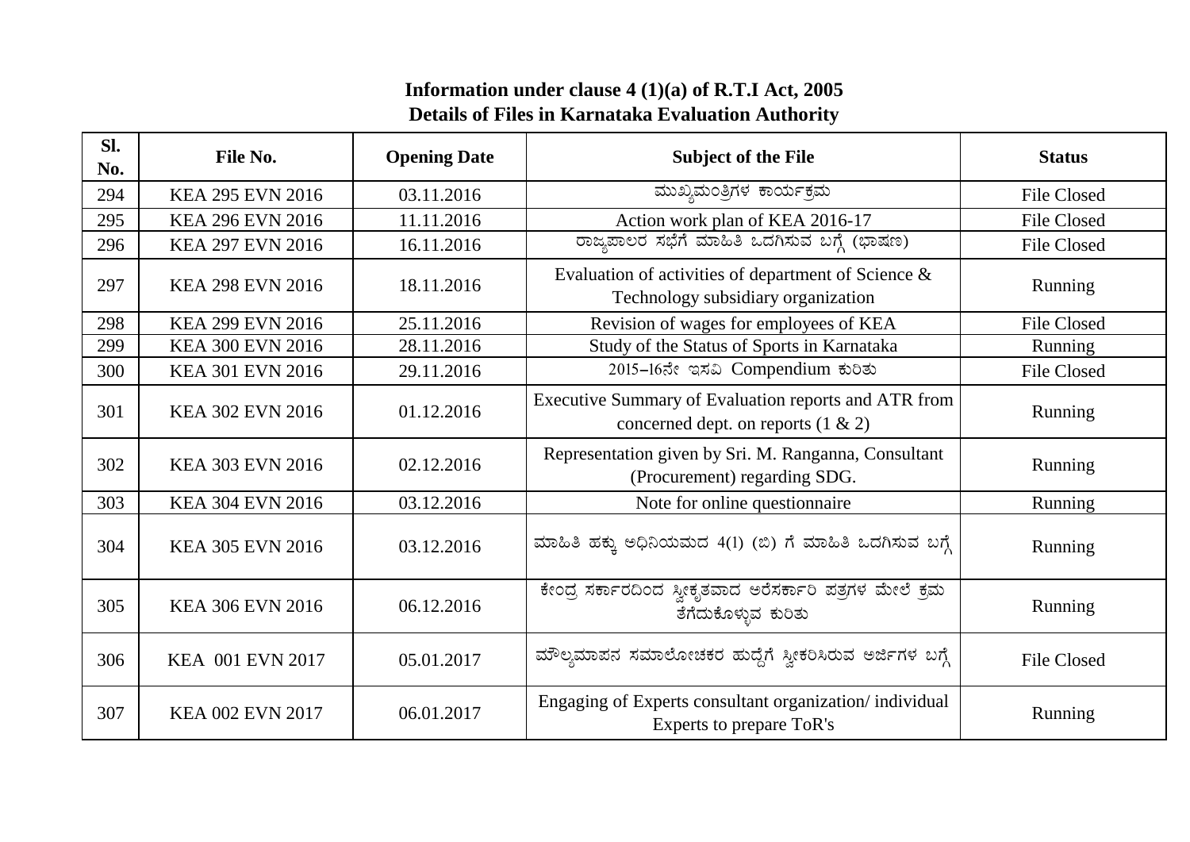**Information under clause 4 (1)(a) of R.T.I Act, 2005**
**Details of Files in Karnataka Evaluation Authority**

| Sl. No. | File No. | Opening Date | Subject of the File | Status |
|---|---|---|---|---|
| 294 | KEA 295 EVN 2016 | 03.11.2016 | ಮುಖ್ಯಮಂತ್ರಿಗಳ ಕಾರ್ಯಕ್ರಮ | File Closed |
| 295 | KEA 296 EVN 2016 | 11.11.2016 | Action work plan of KEA 2016-17 | File Closed |
| 296 | KEA 297 EVN 2016 | 16.11.2016 | ರಾಜ್ಯಪಾಲರ ಸಭೆಗೆ ಮಾಹಿತಿ ಒದಗಿಸುವ ಬಗ್ಗೆ (ಭಾಷಣ) | File Closed |
| 297 | KEA 298 EVN 2016 | 18.11.2016 | Evaluation of activities of department of Science & Technology subsidiary organization | Running |
| 298 | KEA 299 EVN 2016 | 25.11.2016 | Revision of wages for employees of KEA | File Closed |
| 299 | KEA 300 EVN 2016 | 28.11.2016 | Study of the Status of Sports in Karnataka | Running |
| 300 | KEA 301 EVN 2016 | 29.11.2016 | 2015-16ನೇ ಇಸವಿ Compendium ಕುರಿತು | File Closed |
| 301 | KEA 302 EVN 2016 | 01.12.2016 | Executive Summary of Evaluation reports and ATR from concerned dept. on reports (1 & 2) | Running |
| 302 | KEA 303 EVN 2016 | 02.12.2016 | Representation given by Sri. M. Ranganna, Consultant (Procurement) regarding SDG. | Running |
| 303 | KEA 304 EVN 2016 | 03.12.2016 | Note for online questionnaire | Running |
| 304 | KEA 305 EVN 2016 | 03.12.2016 | ಮಾಹಿತಿ ಹಕ್ಕು ಅಧಿನಿಯಮದ 4(1) (ಬಿ) ಗೆ ಮಾಹಿತಿ ಒದಗಿಸುವ ಬಗ್ಗೆ | Running |
| 305 | KEA 306 EVN 2016 | 06.12.2016 | ಕೇಂದ್ರ ಸರ್ಕಾರದಿಂದ ಸ್ವೀಕೃತವಾದ ಅರೆಸರ್ಕಾರಿ ಪತ್ರಗಳ ಮೇಲೆ ಕ್ರಮ ತೆಗೆದುಕೊಳ್ಳುವ ಕುರಿತು | Running |
| 306 | KEA 001 EVN 2017 | 05.01.2017 | ಮೌಲ್ಯಮಾಪನ ಸಮಾಲೋಚಕರ ಹುದ್ದೆಗೆ ಸ್ವೀಕರಿಸಿರುವ ಅರ್ಜಿಗಳ ಬಗ್ಗೆ | File Closed |
| 307 | KEA 002 EVN 2017 | 06.01.2017 | Engaging of Experts consultant organization/ individual Experts to prepare ToR's | Running |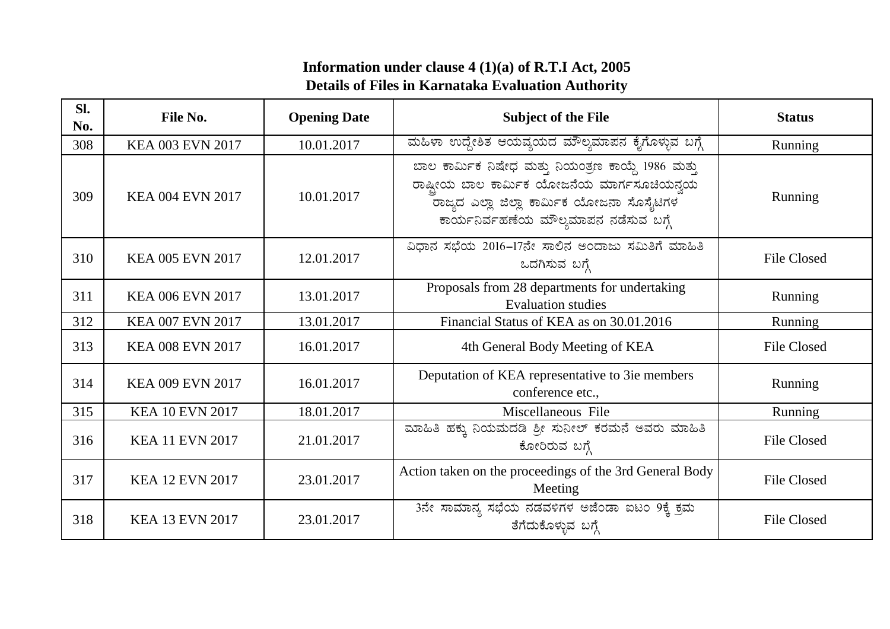**Information under clause 4 (1)(a) of R.T.I Act, 2005**
**Details of Files in Karnataka Evaluation Authority**

| Sl. No. | File No. | Opening Date | Subject of the File | Status |
|---|---|---|---|---|
| 308 | KEA 003 EVN 2017 | 10.01.2017 | ಮಹಿಳಾ ಉದ್ದೇಶಿತ ಆಯವ್ಯಯದ ಮೌಲ್ಯಮಾಪನ ಕೈಗೊಳ್ಳುವ ಬಗ್ಗೆ | Running |
| 309 | KEA 004 EVN 2017 | 10.01.2017 | ಬಾಲ ಕಾರ್ಮಿಕ ನಿಷೇಧ ಮತ್ತು ನಿಯಂತ್ರಣ ಕಾಯ್ದೆ 1986 ಮತ್ತು ರಾಷ್ಟ್ರೀಯ ಬಾಲ ಕಾರ್ಮಿಕ ಯೋಜನೆಯ ಮಾರ್ಗಸೂಚಿಯನ್ವಯ ರಾಜ್ಯದ ಎಲ್ಲಾ ಜಿಲ್ಲಾ ಕಾರ್ಮಿಕ ಯೋಜನಾ ಸೊಸೈಟಿಗಳ ಕಾರ್ಯನಿರ್ವಹಣೆಯ ಮೌಲ್ಯಮಾಪನ ನಡೆಸುವ ಬಗ್ಗೆ | Running |
| 310 | KEA 005 EVN 2017 | 12.01.2017 | ವಿಧಾನ ಸಭೆಯ 2016–17ನೇ ಸಾಲಿನ ಅಂದಾಜು ಸಮಿತಿಗೆ ಮಾಹಿತಿ ಒದಗಿಸುವ ಬಗ್ಗೆ | File Closed |
| 311 | KEA 006 EVN 2017 | 13.01.2017 | Proposals from 28 departments for undertaking Evaluation studies | Running |
| 312 | KEA 007 EVN 2017 | 13.01.2017 | Financial Status of KEA as on 30.01.2016 | Running |
| 313 | KEA 008 EVN 2017 | 16.01.2017 | 4th General Body Meeting of KEA | File Closed |
| 314 | KEA 009 EVN 2017 | 16.01.2017 | Deputation of KEA representative to 3ie members conference etc., | Running |
| 315 | KEA 10 EVN 2017 | 18.01.2017 | Miscellaneous File | Running |
| 316 | KEA 11 EVN 2017 | 21.01.2017 | ಮಾಹಿತಿ ಹಕ್ಕು ನಿಯಮದಡಿ ಶ್ರೀ ಸುನೀಲ್ ಕರಮನೆ ಅವರು ಮಾಹಿತಿ ಕೋರಿರುವ ಬಗ್ಗೆ | File Closed |
| 317 | KEA 12 EVN 2017 | 23.01.2017 | Action taken on the proceedings of the 3rd General Body Meeting | File Closed |
| 318 | KEA 13 EVN 2017 | 23.01.2017 | 3ನೇ ಸಾಮಾನ್ಯ ಸಭೆಯ ನಡವಳಿಗಳ ಅಜೆಂಡಾ ಐಟಂ 9ಕ್ಕೆ ಕ್ರಮ ತೆಗೆದುಕೊಳ್ಳುವ ಬಗ್ಗೆ | File Closed |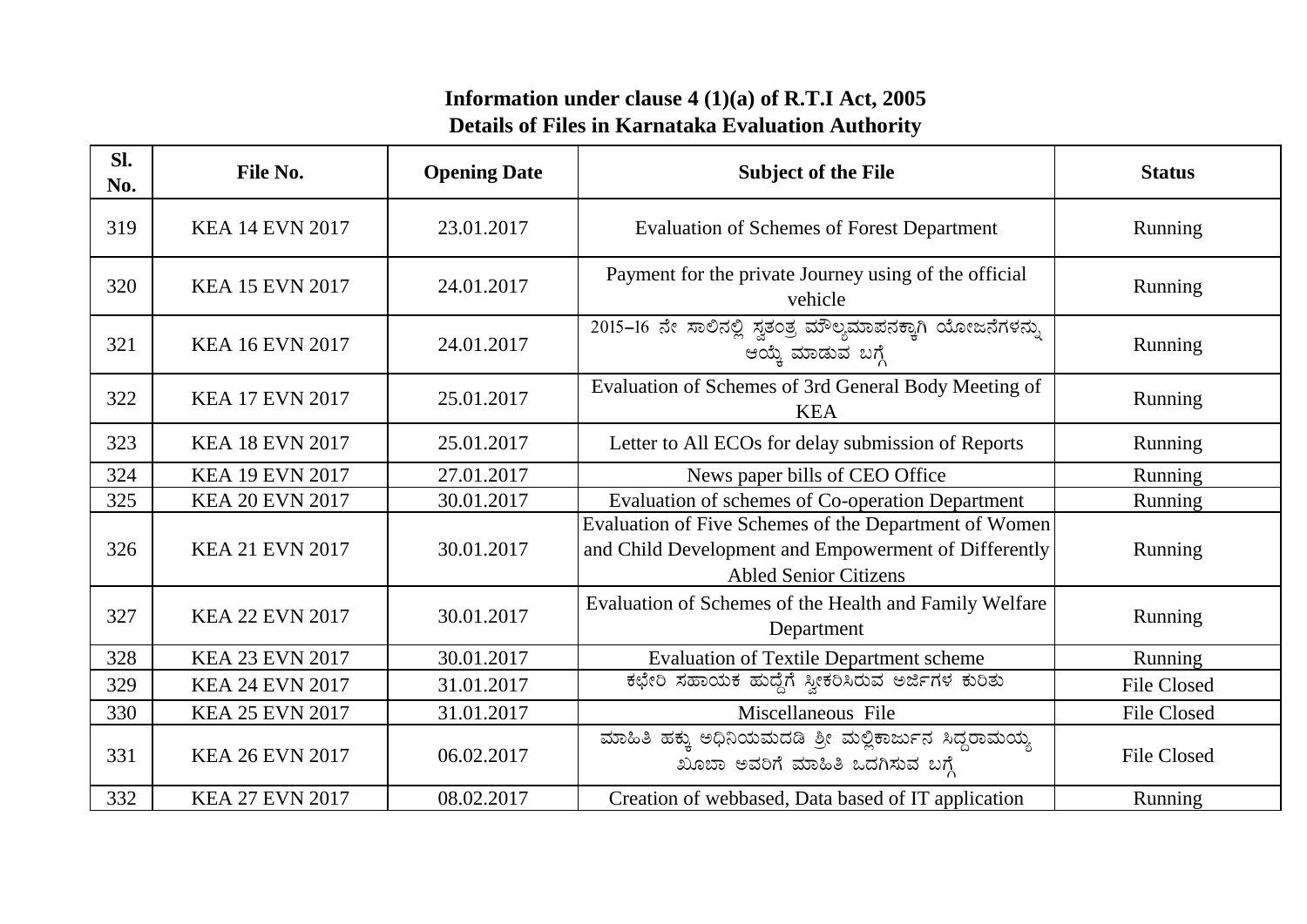**Information under clause 4 (1)(a) of R.T.I Act, 2005**
**Details of Files in Karnataka Evaluation Authority**

| Sl. No. | File No. | Opening Date | Subject of the File | Status |
|---|---|---|---|---|
| 319 | KEA 14 EVN 2017 | 23.01.2017 | Evaluation of Schemes of Forest Department | Running |
| 320 | KEA 15 EVN 2017 | 24.01.2017 | Payment for the private Journey using of the official vehicle | Running |
| 321 | KEA 16 EVN 2017 | 24.01.2017 | 2015–16 ನೇ ಸಾಲಿನಲ್ಲಿ ಸ್ವತಂತ್ರ ಮೌಲ್ಯಮಾಪನಕ್ಕಾಗಿ ಯೋಜನೆಗಳನ್ನು ಆಯ್ಕೆ ಮಾಡುವ ಬಗ್ಗೆ | Running |
| 322 | KEA 17 EVN 2017 | 25.01.2017 | Evaluation of Schemes of 3rd General Body Meeting of KEA | Running |
| 323 | KEA 18 EVN 2017 | 25.01.2017 | Letter to All ECOs for delay submission of Reports | Running |
| 324 | KEA 19 EVN 2017 | 27.01.2017 | News paper bills of CEO Office | Running |
| 325 | KEA 20 EVN 2017 | 30.01.2017 | Evaluation of schemes of Co-operation Department | Running |
| 326 | KEA 21 EVN 2017 | 30.01.2017 | Evaluation of Five Schemes of the Department of Women and Child Development and Empowerment of Differently Abled Senior Citizens | Running |
| 327 | KEA 22 EVN 2017 | 30.01.2017 | Evaluation of Schemes of the Health and Family Welfare Department | Running |
| 328 | KEA 23 EVN 2017 | 30.01.2017 | Evaluation of Textile Department scheme | Running |
| 329 | KEA 24 EVN 2017 | 31.01.2017 | ಕಛೇರಿ ಸಹಾಯಕ ಹುದ್ದೆಗೆ ಸ್ವೀಕರಿಸಿರುವ ಅರ್ಜಿಗಳ ಕುರಿತು | File Closed |
| 330 | KEA 25 EVN 2017 | 31.01.2017 | Miscellaneous File | File Closed |
| 331 | KEA 26 EVN 2017 | 06.02.2017 | ಮಾಹಿತಿ ಹಕ್ಕು ಅಧಿನಿಯಮದಡಿ ಶ್ರೀ ಮಲ್ಲಿಕಾರ್ಜುನ ಸಿದ್ದರಾಮಯ್ಯ ಖೂಬಾ ಅವರಿಗೆ ಮಾಹಿತಿ ಒದಗಿಸುವ ಬಗ್ಗೆ | File Closed |
| 332 | KEA 27 EVN 2017 | 08.02.2017 | Creation of webbased, Data based of IT application | Running |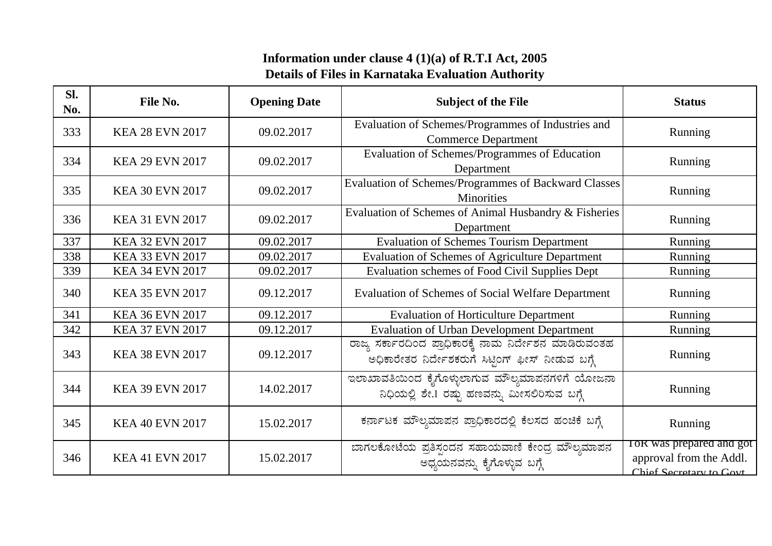**Information under clause 4 (1)(a) of R.T.I Act, 2005**
**Details of Files in Karnataka Evaluation Authority**

| Sl. No. | File No. | Opening Date | Subject of the File | Status |
|---|---|---|---|---|
| 333 | KEA 28 EVN 2017 | 09.02.2017 | Evaluation of Schemes/Programmes of Industries and Commerce Department | Running |
| 334 | KEA 29 EVN 2017 | 09.02.2017 | Evaluation of Schemes/Programmes of Education Department | Running |
| 335 | KEA 30 EVN 2017 | 09.02.2017 | Evaluation of Schemes/Programmes of Backward Classes Minorities | Running |
| 336 | KEA 31 EVN 2017 | 09.02.2017 | Evaluation of Schemes of Animal Husbandry & Fisheries Department | Running |
| 337 | KEA 32 EVN 2017 | 09.02.2017 | Evaluation of Schemes Tourism Department | Running |
| 338 | KEA 33 EVN 2017 | 09.02.2017 | Evaluation of Schemes of Agriculture Department | Running |
| 339 | KEA 34 EVN 2017 | 09.02.2017 | Evaluation schemes of Food Civil Supplies Dept | Running |
| 340 | KEA 35 EVN 2017 | 09.12.2017 | Evaluation of Schemes of Social Welfare Department | Running |
| 341 | KEA 36 EVN 2017 | 09.12.2017 | Evaluation of Horticulture Department | Running |
| 342 | KEA 37 EVN 2017 | 09.12.2017 | Evaluation of Urban Development Department | Running |
| 343 | KEA 38 EVN 2017 | 09.12.2017 | ರಾಜ್ಯ ಸರ್ಕಾರದಿಂದ ಪ್ರಾಧಿಕಾರಕ್ಕೆ ನಾಮ ನಿರ್ದೇಶನ ಮಾಡಿರುವಂತಹ ಅಧಿಕಾರೇತರ ನಿರ್ದೇಶಕರುಗೆ ಸಿಟ್ಟಿಂಗ್ ಫೀಸ್ ನೀಡುವ ಬಗ್ಗೆ | Running |
| 344 | KEA 39 EVN 2017 | 14.02.2017 | ಇಲಾಖಾವತಿಯಿಂದ ಕೈಗೊಳ್ಳಲಾಗುವ ಮೌಲ್ಯಮಾಪನಗಳಿಗೆ ಯೋಜನಾ ನಿಧಿಯಲ್ಲಿ ಶೇ.1 ರಷ್ಟು ಹಣವನ್ನು ಮೀಸಲಿರಿಸುವ ಬಗ್ಗೆ | Running |
| 345 | KEA 40 EVN 2017 | 15.02.2017 | ಕರ್ನಾಟಕ ಮೌಲ್ಯಮಾಪನ ಪ್ರಾಧಿಕಾರದಲ್ಲಿ ಕೆಲಸದ ಹಂಚಿಕೆ ಬಗ್ಗೆ | Running |
| 346 | KEA 41 EVN 2017 | 15.02.2017 | ಬಾಗಲಕೋಟೆಯ ಪ್ರತಿಸ್ಪಂದನ ಸಹಾಯವಾಣಿ ಕೇಂದ್ರ ಮೌಲ್ಯಮಾಪನ ಅಧ್ಯಯನವನ್ನು ಕೈಗೊಳ್ಳುವ ಬಗ್ಗೆ | ToR was prepared and got approval from the Addl. Chief Secretary to Govt. |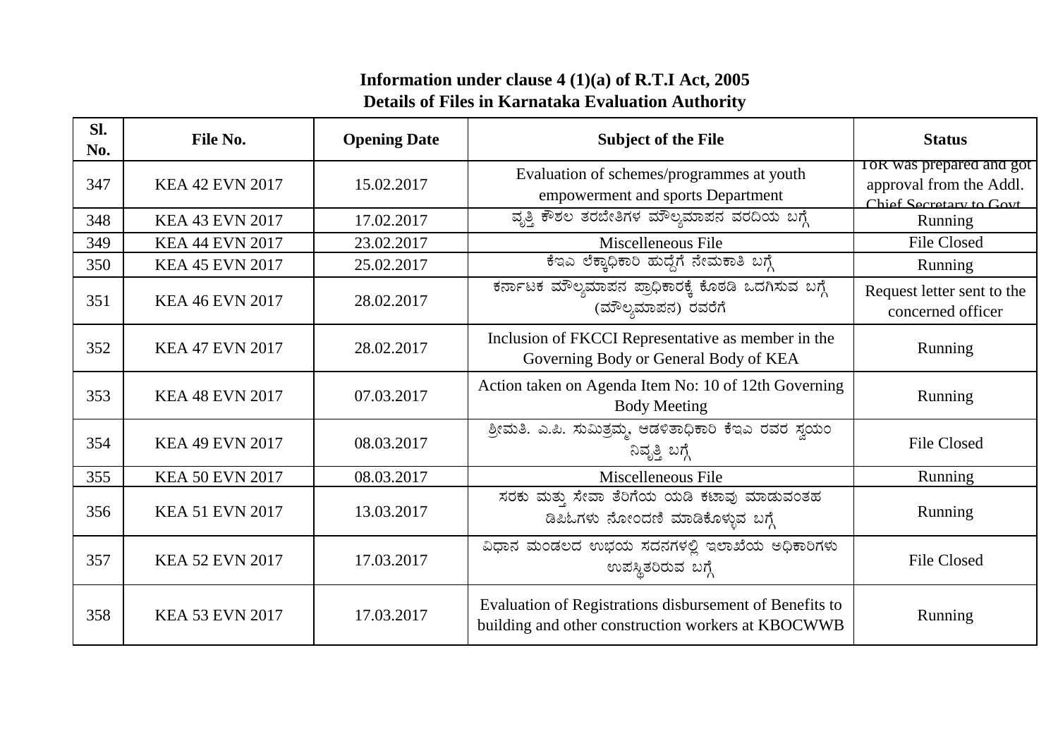**Information under clause 4 (1)(a) of R.T.I Act, 2005**
**Details of Files in Karnataka Evaluation Authority**

| Sl. No. | File No. | Opening Date | Subject of the File | Status |
|---|---|---|---|---|
| 347 | KEA 42 EVN 2017 | 15.02.2017 | Evaluation of schemes/programmes at youth empowerment and sports Department | ToR was prepared and got approval from the Addl. Chief Secretary to Govt. |
| 348 | KEA 43 EVN 2017 | 17.02.2017 | ವೃತ್ತಿ ಕೌಶಲ ತರಬೇತಿಗಳ ಮೌಲ್ಯಮಾಪನ ವರದಿಯ ಬಗ್ಗೆ | Running |
| 349 | KEA 44 EVN 2017 | 23.02.2017 | Miscelleneous File | File Closed |
| 350 | KEA 45 EVN 2017 | 25.02.2017 | ಕೆಇಎ ಲೆಕ್ಕಾಧಿಕಾರಿ ಹುದ್ದೆಗೆ ನೇಮಕಾತಿ ಬಗ್ಗೆ | Running |
| 351 | KEA 46 EVN 2017 | 28.02.2017 | ಕರ್ನಾಟಕ ಮೌಲ್ಯಮಾಪನ ಪ್ರಾಧಿಕಾರಕ್ಕೆ ಕೊಠಡಿ ಒದಗಿಸುವ ಬಗ್ಗೆ (ಮೌಲ್ಯಮಾಪನ) ರವರೆಗೆ | Request letter sent to the concerned officer |
| 352 | KEA 47 EVN 2017 | 28.02.2017 | Inclusion of FKCCI Representative as member in the Governing Body or General Body of KEA | Running |
| 353 | KEA 48 EVN 2017 | 07.03.2017 | Action taken on Agenda Item No: 10 of 12th Governing Body Meeting | Running |
| 354 | KEA 49 EVN 2017 | 08.03.2017 | ಶ್ರೀಮತಿ. ಎ.ಪಿ. ಸುಮಿತ್ರಮ್ಮ, ಆಡಳಿತಾಧಿಕಾರಿ ಕೆಇಎ ರವರ ಸ್ವಯಂ ನಿವೃತ್ತಿ ಬಗ್ಗೆ | File Closed |
| 355 | KEA 50 EVN 2017 | 08.03.2017 | Miscelleneous File | Running |
| 356 | KEA 51 EVN 2017 | 13.03.2017 | ಸರಕು ಮತ್ತು ಸೇವಾ ತೆರಿಗೆಯ ಯಡಿ ಕಟಾವು ಮಾಡುವಂತಹ ಡಿಪಿಓಗಳು ನೋಂದಣಿ ಮಾಡಿಕೊಳ್ಳುವ ಬಗ್ಗೆ | Running |
| 357 | KEA 52 EVN 2017 | 17.03.2017 | ವಿಧಾನ ಮಂಡಲದ ಉಭಯ ಸದನಗಳಲ್ಲಿ ಇಲಾಖೆಯ ಅಧಿಕಾರಿಗಳು ಉಪಸ್ಥಿತರಿರುವ ಬಗ್ಗೆ | File Closed |
| 358 | KEA 53 EVN 2017 | 17.03.2017 | Evaluation of Registrations disbursement of Benefits to building and other construction workers at KBOCWWB | Running |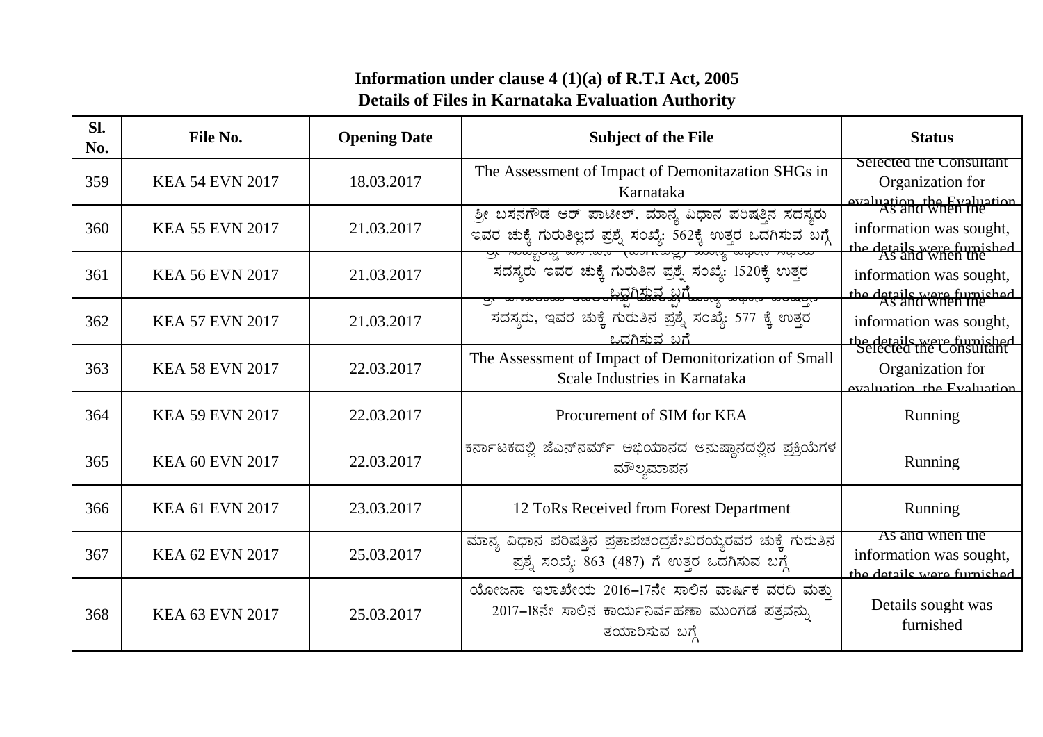**Information under clause 4 (1)(a) of R.T.I Act, 2005**
**Details of Files in Karnataka Evaluation Authority**

| Sl. No. | File No. | Opening Date | Subject of the File | Status |
|---|---|---|---|---|
| 359 | KEA 54 EVN 2017 | 18.03.2017 | The Assessment of Impact of Demonitazation SHGs in Karnataka | Selected the Consultant Organization for evaluation, the Evaluation |
| 360 | KEA 55 EVN 2017 | 21.03.2017 | ಶ್ರೀ ಬಸನಗೌಡ ಆರ್ ಪಾಟೀಲ್, ಮಾನ್ಯ ವಿಧಾನ ಪರಿಷತ್ತಿನ ಸದಸ್ಯರು ಇವರ ಚುಕ್ಕೆ ಗುರುತಿಲ್ಲದ ಪ್ರಶ್ನೆ ಸಂಖ್ಯೆ: 562ಕ್ಕೆ ಉತ್ತರ ಒದಗಿಸುವ ಬಗ್ಗೆ | As and when the information was sought, the details were furnished |
| 361 | KEA 56 EVN 2017 | 21.03.2017 | ಶ್ರೀ ... ಮಾನ್ಯ ವಿಧಾನ ಸಭೆಯ ಸದಸ್ಯರು ಇವರ ಚುಕ್ಕೆ ಗುರುತಿನ ಪ್ರಶ್ನೆ ಸಂಖ್ಯೆ: 1520ಕ್ಕೆ ಉತ್ತರ ಒದಗಿಸುವ ಬಗ್ಗೆ | As and when the information was sought, the details were furnished |
| 362 | KEA 57 EVN 2017 | 21.03.2017 | ಶ್ರೀ ... ಮಾನ್ಯ ವಿಧಾನ ಪರಿಷತ್ತಿನ ಸದಸ್ಯರು, ಇವರ ಚುಕ್ಕೆ ಗುರುತಿನ ಪ್ರಶ್ನೆ ಸಂಖ್ಯೆ: 577 ಕ್ಕೆ ಉತ್ತರ ಒದಗಿಸುವ ಬಗ್ಗೆ | As and when the information was sought, the details were furnished |
| 363 | KEA 58 EVN 2017 | 22.03.2017 | The Assessment of Impact of Demonitorization of Small Scale Industries in Karnataka | Selected the Consultant Organization for evaluation, the Evaluation |
| 364 | KEA 59 EVN 2017 | 22.03.2017 | Procurement of SIM for KEA | Running |
| 365 | KEA 60 EVN 2017 | 22.03.2017 | ಕರ್ನಾಟಕದಲ್ಲಿ ಜೆಎನ್‌ನರ್ಮ್ ಅಭಿಯಾನದ ಅನುಷ್ಠಾನದಲ್ಲಿನ ಪ್ರಕ್ರಿಯೆಗಳ ಮೌಲ್ಯಮಾಪನ | Running |
| 366 | KEA 61 EVN 2017 | 23.03.2017 | 12 ToRs Received from Forest Department | Running |
| 367 | KEA 62 EVN 2017 | 25.03.2017 | ಮಾನ್ಯ ವಿಧಾನ ಪರಿಷತ್ತಿನ ಪ್ರತಾಪಚಂದ್ರಶೇಖರಯ್ಯರವರ ಚುಕ್ಕೆ ಗುರುತಿನ ಪ್ರಶ್ನೆ ಸಂಖ್ಯೆ: 863 (487) ಗೆ ಉತ್ತರ ಒದಗಿಸುವ ಬಗ್ಗೆ | As and when the information was sought, the details were furnished |
| 368 | KEA 63 EVN 2017 | 25.03.2017 | ಯೋಜನಾ ಇಲಾಖೆಯ 2016–17ನೇ ಸಾಲಿನ ವಾರ್ಷಿಕ ವರದಿ ಮತ್ತು 2017–18ನೇ ಸಾಲಿನ ಕಾರ್ಯನಿರ್ವಹಣಾ ಮುಂಗಡ ಪತ್ರವನ್ನು ತಯಾರಿಸುವ ಬಗ್ಗೆ | Details sought was furnished |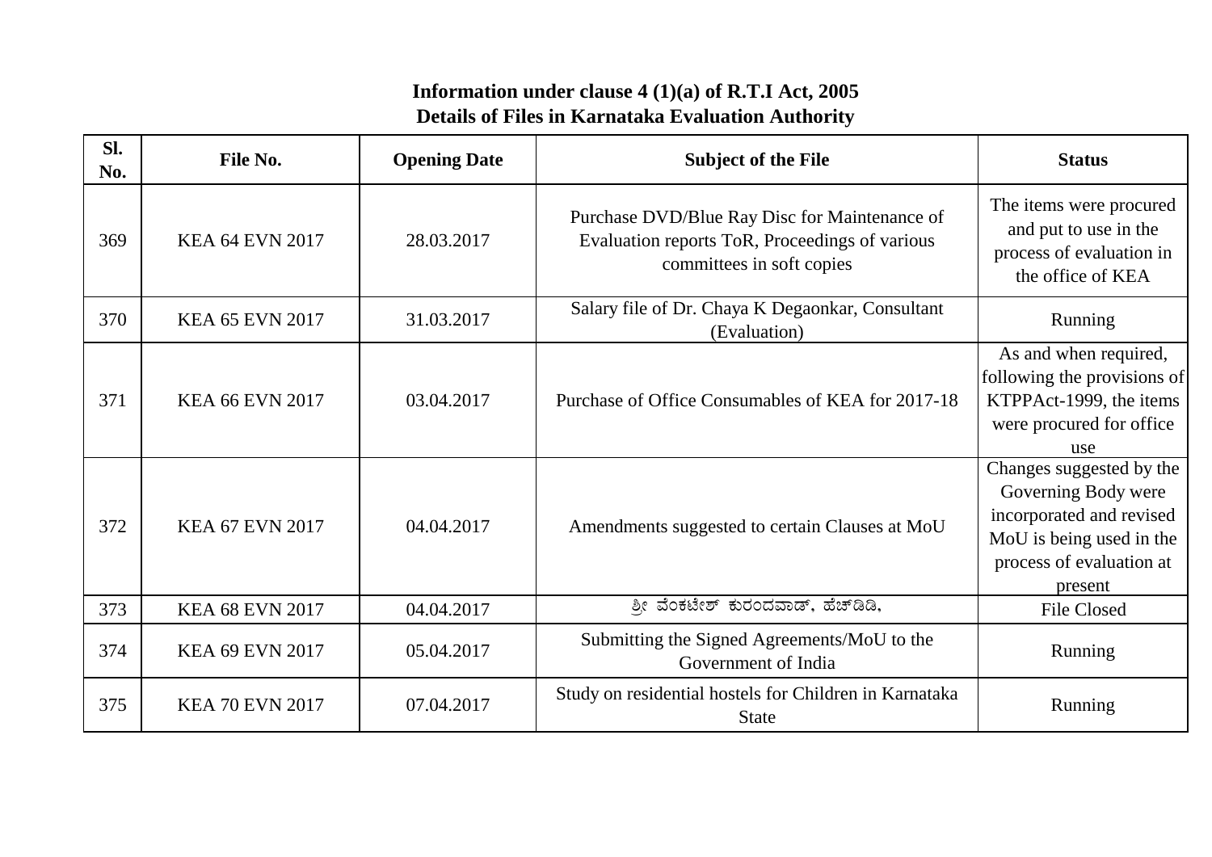**Information under clause 4 (1)(a) of R.T.I Act, 2005**
**Details of Files in Karnataka Evaluation Authority**

| Sl. No. | File No. | Opening Date | Subject of the File | Status |
|---|---|---|---|---|
| 369 | KEA 64 EVN 2017 | 28.03.2017 | Purchase DVD/Blue Ray Disc for Maintenance of Evaluation reports ToR, Proceedings of various committees in soft copies | The items were procured and put to use in the process of evaluation in the office of KEA |
| 370 | KEA 65 EVN 2017 | 31.03.2017 | Salary file of Dr. Chaya K Degaonkar, Consultant (Evaluation) | Running |
| 371 | KEA 66 EVN 2017 | 03.04.2017 | Purchase of Office Consumables of KEA for 2017-18 | As and when required, following the provisions of KTPPAct-1999, the items were procured for office use |
| 372 | KEA 67 EVN 2017 | 04.04.2017 | Amendments suggested to certain Clauses at MoU | Changes suggested by the Governing Body were incorporated and revised MoU is being used in the process of evaluation at present |
| 373 | KEA 68 EVN 2017 | 04.04.2017 | ಶ್ರೀ ವೆಂಕಟೇಶ್ ಕುರಂದವಾಡ್, ಹೆಚ್‌ಡಿಡಿ, | File Closed |
| 374 | KEA 69 EVN 2017 | 05.04.2017 | Submitting the Signed Agreements/MoU to the Government of India | Running |
| 375 | KEA 70 EVN 2017 | 07.04.2017 | Study on residential hostels for Children in Karnataka State | Running |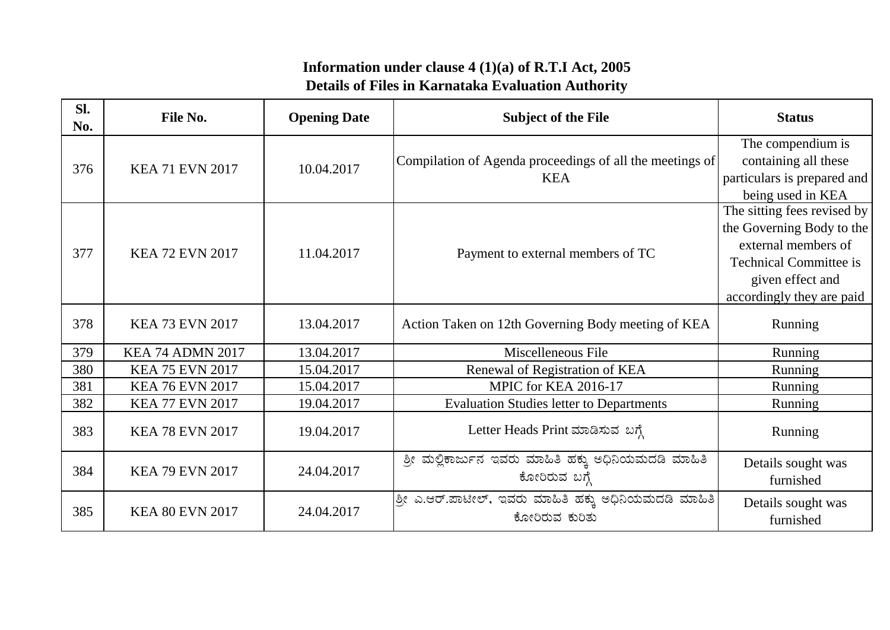**Information under clause 4 (1)(a) of R.T.I Act, 2005**
**Details of Files in Karnataka Evaluation Authority**

| Sl. No. | File No. | Opening Date | Subject of the File | Status |
|---|---|---|---|---|
| 376 | KEA 71 EVN 2017 | 10.04.2017 | Compilation of Agenda proceedings of all the meetings of KEA | The compendium is containing all these particulars is prepared and being used in KEA |
| 377 | KEA 72 EVN 2017 | 11.04.2017 | Payment to external members of TC | The sitting fees revised by the Governing Body to the external members of Technical Committee is given effect and accordingly they are paid |
| 378 | KEA 73 EVN 2017 | 13.04.2017 | Action Taken on 12th Governing Body meeting of KEA | Running |
| 379 | KEA 74 ADMN 2017 | 13.04.2017 | Miscelleneous File | Running |
| 380 | KEA 75 EVN 2017 | 15.04.2017 | Renewal of Registration of KEA | Running |
| 381 | KEA 76 EVN 2017 | 15.04.2017 | MPIC for KEA 2016-17 | Running |
| 382 | KEA 77 EVN 2017 | 19.04.2017 | Evaluation Studies letter to Departments | Running |
| 383 | KEA 78 EVN 2017 | 19.04.2017 | Letter Heads Print ಮಾಡಿಸುವ ಬಗ್ಗೆ | Running |
| 384 | KEA 79 EVN 2017 | 24.04.2017 | ಶ್ರೀ ಮಲ್ಲಿಕಾರ್ಜುನ ಇವರು ಮಾಹಿತಿ ಹಕ್ಕು ಅಧಿನಿಯಮದಡಿ ಮಾಹಿತಿ ಕೋರಿರುವ ಬಗ್ಗೆ | Details sought was furnished |
| 385 | KEA 80 EVN 2017 | 24.04.2017 | ಶ್ರೀ ಎ.ಆರ್.ಪಾಟೀಲ್, ಇವರು ಮಾಹಿತಿ ಹಕ್ಕು ಅಧಿನಿಯಮದಡಿ ಮಾಹಿತಿ ಕೋರಿರುವ ಕುರಿತು | Details sought was furnished |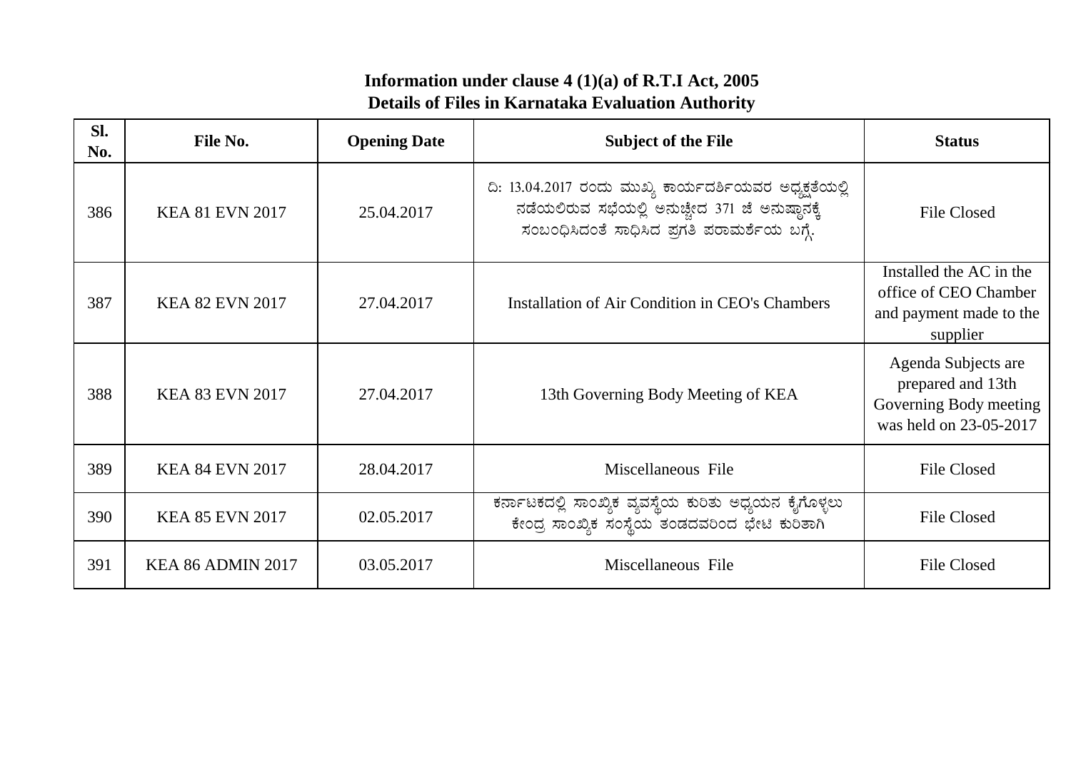**Information under clause 4 (1)(a) of R.T.I Act, 2005**
**Details of Files in Karnataka Evaluation Authority**

| Sl. No. | File No. | Opening Date | Subject of the File | Status |
|---|---|---|---|---|
| 386 | KEA 81 EVN 2017 | 25.04.2017 | ದಿ: 13.04.2017 ರಂದು ಮುಖ್ಯ ಕಾರ್ಯದರ್ಶಿಯವರ ಅಧ್ಯಕ್ಷತೆಯಲ್ಲಿ ನಡೆಯಲಿರುವ ಸಭೆಯಲ್ಲಿ ಅನುಚ್ಛೇದ 371 ಜೆ ಅನುಷ್ಠಾನಕ್ಕೆ ಸಂಬಂಧಿಸಿದಂತೆ ಸಾಧಿಸಿದ ಪ್ರಗತಿ ಪರಾಮರ್ಶೆಯ ಬಗ್ಗೆ. | File Closed |
| 387 | KEA 82 EVN 2017 | 27.04.2017 | Installation of Air Condition in CEO's Chambers | Installed the AC in the office of CEO Chamber and payment made to the supplier |
| 388 | KEA 83 EVN 2017 | 27.04.2017 | 13th Governing Body Meeting of KEA | Agenda Subjects are prepared and 13th Governing Body meeting was held on 23-05-2017 |
| 389 | KEA 84 EVN 2017 | 28.04.2017 | Miscellaneous File | File Closed |
| 390 | KEA 85 EVN 2017 | 02.05.2017 | ಕರ್ನಾಟಕದಲ್ಲಿ ಸಾಂಖ್ಯಿಕ ವ್ಯವಸ್ಥೆಯ ಕುರಿತು ಅಧ್ಯಯನ ಕೈಗೊಳ್ಳಲು ಕೇಂದ್ರ ಸಾಂಖ್ಯಿಕ ಸಂಸ್ಥೆಯ ತಂಡದವರಿಂದ ಭೇಟಿ ಕುರಿತಾಗಿ | File Closed |
| 391 | KEA 86 ADMIN 2017 | 03.05.2017 | Miscellaneous File | File Closed |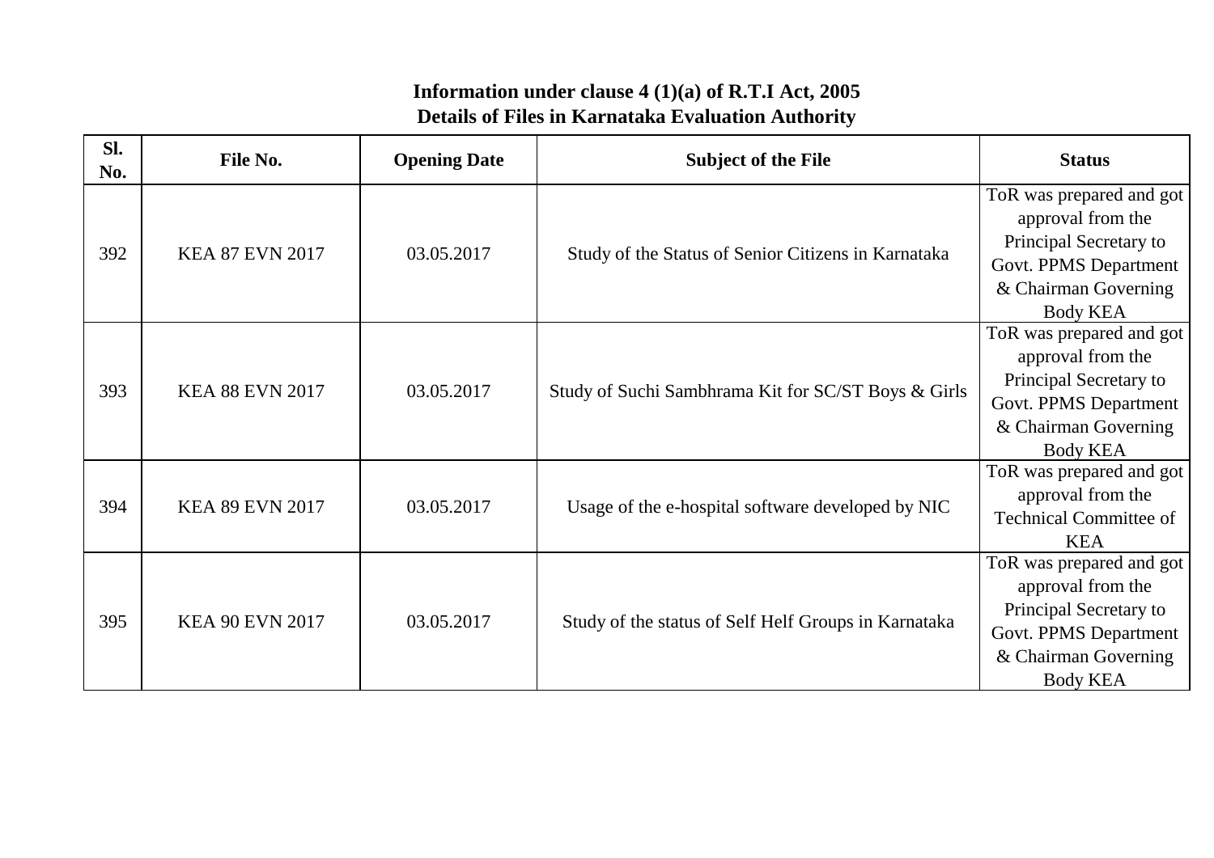**Information under clause 4 (1)(a) of R.T.I Act, 2005**
**Details of Files in Karnataka Evaluation Authority**

| Sl. No. | File No. | Opening Date | Subject of the File | Status |
|---|---|---|---|---|
| 392 | KEA 87 EVN 2017 | 03.05.2017 | Study of the Status of Senior Citizens in Karnataka | ToR was prepared and got approval from the Principal Secretary to Govt. PPMS Department & Chairman Governing Body KEA |
| 393 | KEA 88 EVN 2017 | 03.05.2017 | Study of Suchi Sambhrama Kit for SC/ST Boys & Girls | ToR was prepared and got approval from the Principal Secretary to Govt. PPMS Department & Chairman Governing Body KEA |
| 394 | KEA 89 EVN 2017 | 03.05.2017 | Usage of the e-hospital software developed by NIC | ToR was prepared and got approval from the Technical Committee of KEA |
| 395 | KEA 90 EVN 2017 | 03.05.2017 | Study of the status of Self Helf Groups in Karnataka | ToR was prepared and got approval from the Principal Secretary to Govt. PPMS Department & Chairman Governing Body KEA |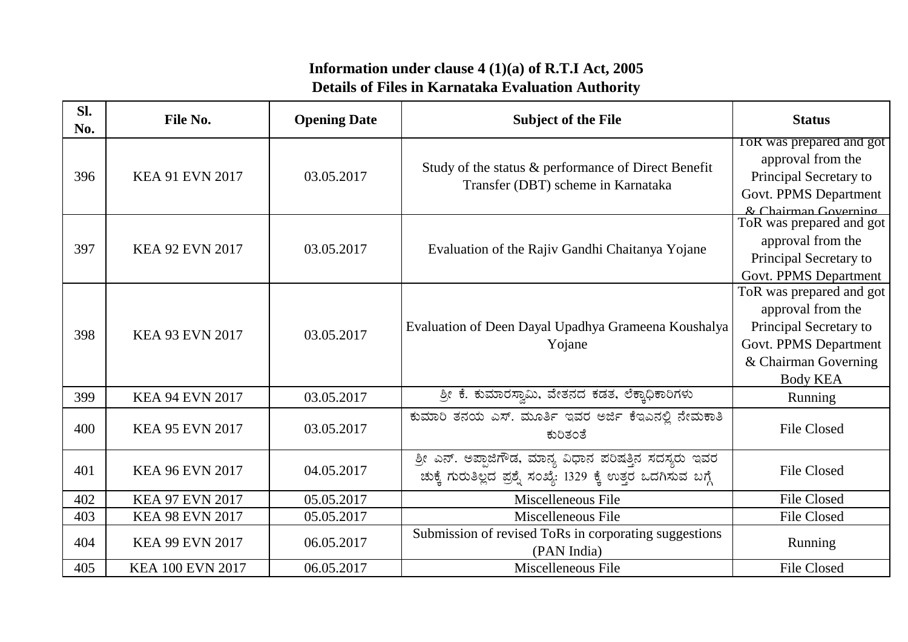**Information under clause 4 (1)(a) of R.T.I Act, 2005**
**Details of Files in Karnataka Evaluation Authority**

| Sl. No. | File No. | Opening Date | Subject of the File | Status |
|---|---|---|---|---|
| 396 | KEA 91 EVN 2017 | 03.05.2017 | Study of the status & performance of Direct Benefit Transfer (DBT) scheme in Karnataka | ToR was prepared and got approval from the Principal Secretary to Govt. PPMS Department & Chairman Governing |
| 397 | KEA 92 EVN 2017 | 03.05.2017 | Evaluation of the Rajiv Gandhi Chaitanya Yojane | ToR was prepared and got approval from the Principal Secretary to Govt. PPMS Department |
| 398 | KEA 93 EVN 2017 | 03.05.2017 | Evaluation of Deen Dayal Upadhya Grameena Koushalya Yojane | ToR was prepared and got approval from the Principal Secretary to Govt. PPMS Department & Chairman Governing Body KEA |
| 399 | KEA 94 EVN 2017 | 03.05.2017 | ಶ್ರೀ ಕೆ. ಕುಮಾರಸ್ವಾಮಿ, ವೇತನದ ಕಡತ, ಲೆಕ್ಕಾಧಿಕಾರಿಗಳು | Running |
| 400 | KEA 95 EVN 2017 | 03.05.2017 | ಕುಮಾರಿ ತನಯ ಎಸ್. ಮೂರ್ತಿ ಇವರ ಅರ್ಜಿ ಕೆಇಎನಲ್ಲಿ ನೇಮಕಾತಿ ಕುರಿತಂತೆ | File Closed |
| 401 | KEA 96 EVN 2017 | 04.05.2017 | ಶ್ರೀ ಎನ್. ಅಪ್ಪಾಜಿಗೌಡ, ಮಾನ್ಯ ವಿಧಾನ ಪರಿಷತ್ತಿನ ಸದಸ್ಯರು ಇವರ ಚುಕ್ಕೆ ಗುರುತಿಲ್ಲದ ಪ್ರಶ್ನೆ ಸಂಖ್ಯೆ: 1329 ಕ್ಕೆ ಉತ್ತರ ಒದಗಿಸುವ ಬಗ್ಗೆ | File Closed |
| 402 | KEA 97 EVN 2017 | 05.05.2017 | Miscelleneous File | File Closed |
| 403 | KEA 98 EVN 2017 | 05.05.2017 | Miscelleneous File | File Closed |
| 404 | KEA 99 EVN 2017 | 06.05.2017 | Submission of revised ToRs in corporating suggestions (PAN India) | Running |
| 405 | KEA 100 EVN 2017 | 06.05.2017 | Miscelleneous File | File Closed |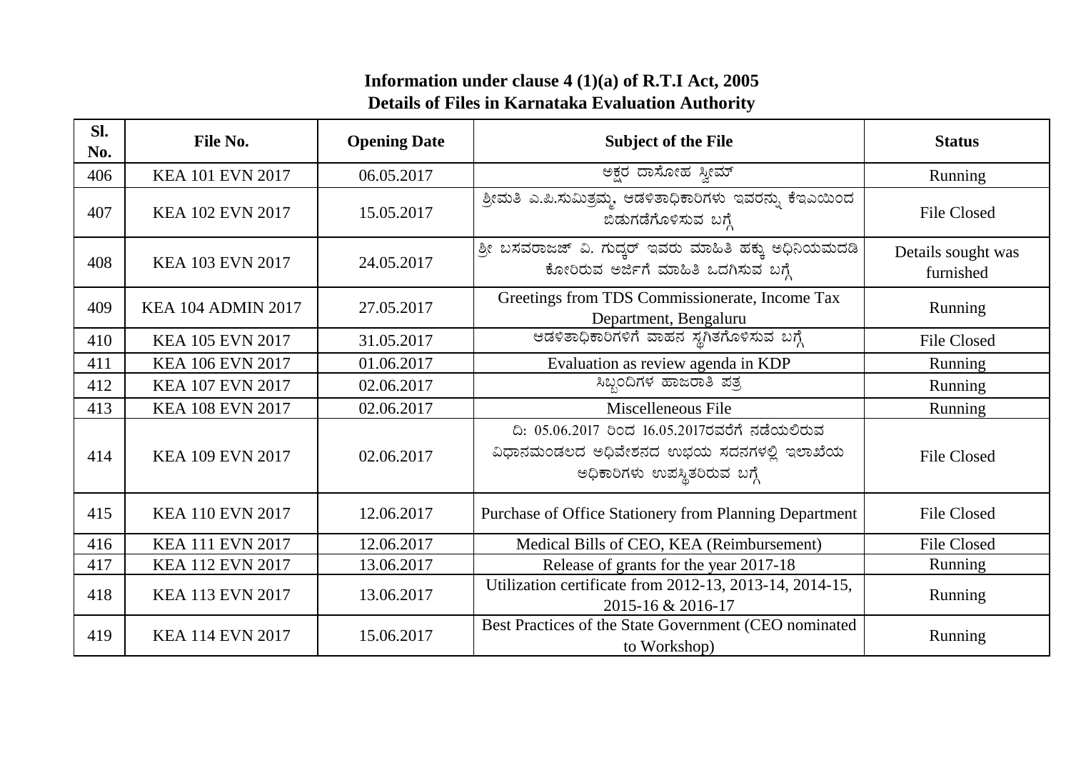**Information under clause 4 (1)(a) of R.T.I Act, 2005**
**Details of Files in Karnataka Evaluation Authority**

| Sl. No. | File No. | Opening Date | Subject of the File | Status |
|---|---|---|---|---|
| 406 | KEA 101 EVN 2017 | 06.05.2017 | ಅಕ್ಷರ ದಾಸೋಹ ಸ್ಕೀಮ್ | Running |
| 407 | KEA 102 EVN 2017 | 15.05.2017 | ಶ್ರೀಮತಿ ಎ.ಪಿ.ಸುಮಿತ್ರಮ್ಮ, ಆಡಳಿತಾಧಿಕಾರಿಗಳು ಇವರನ್ನು ಕೆಇಎಯಿಂದ ಬಿಡುಗಡೆಗೊಳಿಸುವ ಬಗ್ಗೆ | File Closed |
| 408 | KEA 103 EVN 2017 | 24.05.2017 | ಶ್ರೀ ಬಸವರಾಜಜ್ ವಿ. ಗುದ್ದರ್ ಇವರು ಮಾಹಿತಿ ಹಕ್ಕು ಅಧಿನಿಯಮದಡಿ ಕೋರಿರುವ ಅರ್ಜಿಗೆ ಮಾಹಿತಿ ಒದಗಿಸುವ ಬಗ್ಗೆ | Details sought was furnished |
| 409 | KEA 104 ADMIN 2017 | 27.05.2017 | Greetings from TDS Commissionerate, Income Tax Department, Bengaluru | Running |
| 410 | KEA 105 EVN 2017 | 31.05.2017 | ಆಡಳಿತಾಧಿಕಾರಿಗಳಿಗೆ ವಾಹನ ಸ್ಥಗಿತಗೊಳಿಸುವ ಬಗ್ಗೆ | File Closed |
| 411 | KEA 106 EVN 2017 | 01.06.2017 | Evaluation as review agenda in KDP | Running |
| 412 | KEA 107 EVN 2017 | 02.06.2017 | ಸಿಬ್ಬಂದಿಗಳ ಹಾಜರಾತಿ ಪತ್ರ | Running |
| 413 | KEA 108 EVN 2017 | 02.06.2017 | Miscelleneous File | Running |
| 414 | KEA 109 EVN 2017 | 02.06.2017 | ದಿ: 05.06.2017 ರಿಂದ 16.05.2017ರವರೆಗೆ ನಡೆಯಲಿರುವ ವಿಧಾನಮಂಡಲದ ಅಧಿವೇಶನದ ಉಭಯ ಸದನಗಳಲ್ಲಿ ಇಲಾಖೆಯ ಅಧಿಕಾರಿಗಳು ಉಪಸ್ಥಿತರಿರುವ ಬಗ್ಗೆ | File Closed |
| 415 | KEA 110 EVN 2017 | 12.06.2017 | Purchase of Office Stationery from Planning Department | File Closed |
| 416 | KEA 111 EVN 2017 | 12.06.2017 | Medical Bills of CEO, KEA (Reimbursement) | File Closed |
| 417 | KEA 112 EVN 2017 | 13.06.2017 | Release of grants for the year 2017-18 | Running |
| 418 | KEA 113 EVN 2017 | 13.06.2017 | Utilization certificate from 2012-13, 2013-14, 2014-15, 2015-16 & 2016-17 | Running |
| 419 | KEA 114 EVN 2017 | 15.06.2017 | Best Practices of the State Government (CEO nominated to Workshop) | Running |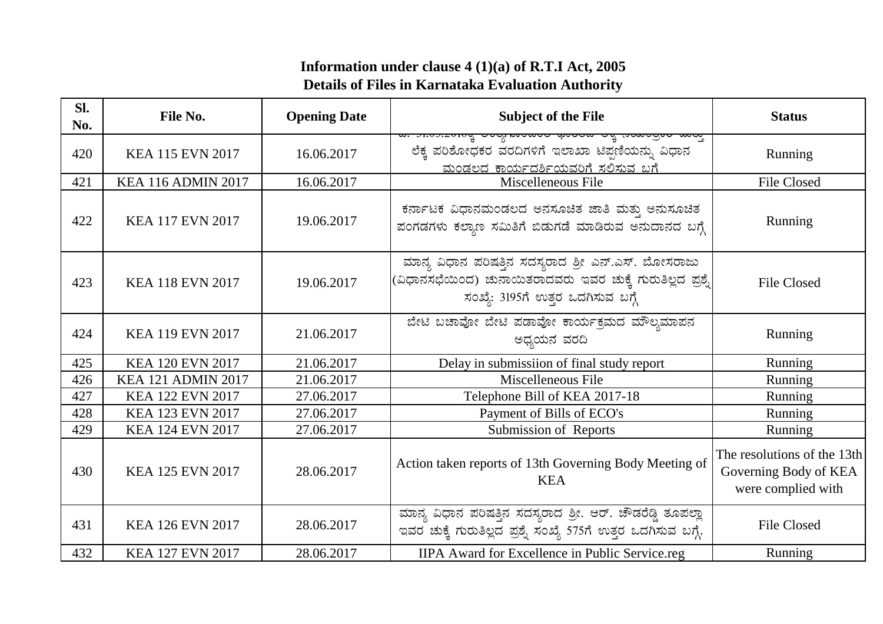**Information under clause 4 (1)(a) of R.T.I Act, 2005**
**Details of Files in Karnataka Evaluation Authority**

| Sl. No. | File No. | Opening Date | Subject of the File | Status |
|---|---|---|---|---|
| 420 | KEA 115 EVN 2017 | 16.06.2017 | ದಿ: 31.03.2016ಕ್ಕೆ ಅಂತ್ಯಗೊಂಡಂತೆ ಭಾರತದ ಲೆಕ್ಕ ನಿಯಂತ್ರಕ ಮತ್ತು ಲೆಕ್ಕ ಪರಿಶೋಧಕರ ವರದಿಗಳಿಗೆ ಇಲಾಖಾ ಟಿಪ್ಪಣಿಯನ್ನು ವಿಧಾನ ಮಂಡಲದ ಕಾರ್ಯದರ್ಶಿಯವರಿಗೆ ಸಲಿಸುವ ಬಗ್ಗೆ | Running |
| 421 | KEA 116 ADMIN 2017 | 16.06.2017 | Miscelleneous File | File Closed |
| 422 | KEA 117 EVN 2017 | 19.06.2017 | ಕರ್ನಾಟಕ ವಿಧಾನಮಂಡಲದ ಅನಸೂಚಿತ ಜಾತಿ ಮತ್ತು ಅನುಸೂಚಿತ ಪಂಗಡಗಳು ಕಲ್ಯಾಣ ಸಮಿತಿಗೆ ಬಿಡುಗಡೆ ಮಾಡಿರುವ ಅನುದಾನದ ಬಗ್ಗೆ | Running |
| 423 | KEA 118 EVN 2017 | 19.06.2017 | ಮಾನ್ಯ ವಿಧಾನ ಪರಿಷತ್ತಿನ ಸದಸ್ಯರಾದ ಶ್ರೀ ಎನ್.ಎಸ್. ಬೋಸರಾಜು (ವಿಧಾನಸಭೆಯಿಂದ) ಚುನಾಯಿತರಾದವರು ಇವರ ಚುಕ್ಕೆ ಗುರುತಿಲ್ಲದ ಪ್ರಶ್ನೆ ಸಂಖ್ಯೆ: 3195ಗೆ ಉತ್ತರ ಒದಗಿಸುವ ಬಗ್ಗೆ | File Closed |
| 424 | KEA 119 EVN 2017 | 21.06.2017 | ಬೇಟಿ ಬಚಾವೋ ಬೇಟಿ ಪಡಾವೋ ಕಾರ್ಯಕ್ರಮದ ಮೌಲ್ಯಮಾಪನ ಅಧ್ಯಯನ ವರದಿ | Running |
| 425 | KEA 120 EVN 2017 | 21.06.2017 | Delay in submissiion of final study report | Running |
| 426 | KEA 121 ADMIN 2017 | 21.06.2017 | Miscelleneous File | Running |
| 427 | KEA 122 EVN 2017 | 27.06.2017 | Telephone Bill of KEA 2017-18 | Running |
| 428 | KEA 123 EVN 2017 | 27.06.2017 | Payment of Bills of ECO's | Running |
| 429 | KEA 124 EVN 2017 | 27.06.2017 | Submission of Reports | Running |
| 430 | KEA 125 EVN 2017 | 28.06.2017 | Action taken reports of 13th Governing Body Meeting of KEA | The resolutions of the 13th Governing Body of KEA were complied with |
| 431 | KEA 126 EVN 2017 | 28.06.2017 | ಮಾನ್ಯ ವಿಧಾನ ಪರಿಷತ್ತಿನ ಸದಸ್ಯರಾದ ಶ್ರೀ. ಆರ್. ಚೌಡರೆಡ್ಡಿ ತೂಪಲ್ಲಾ ಇವರ ಚುಕ್ಕೆ ಗುರುತಿಲ್ಲದ ಪ್ರಶ್ನೆ ಸಂಖ್ಯೆ 575ಗೆ ಉತ್ತರ ಒದಗಿಸುವ ಬಗ್ಗೆ. | File Closed |
| 432 | KEA 127 EVN 2017 | 28.06.2017 | IIPA Award for Excellence in Public Service.reg | Running |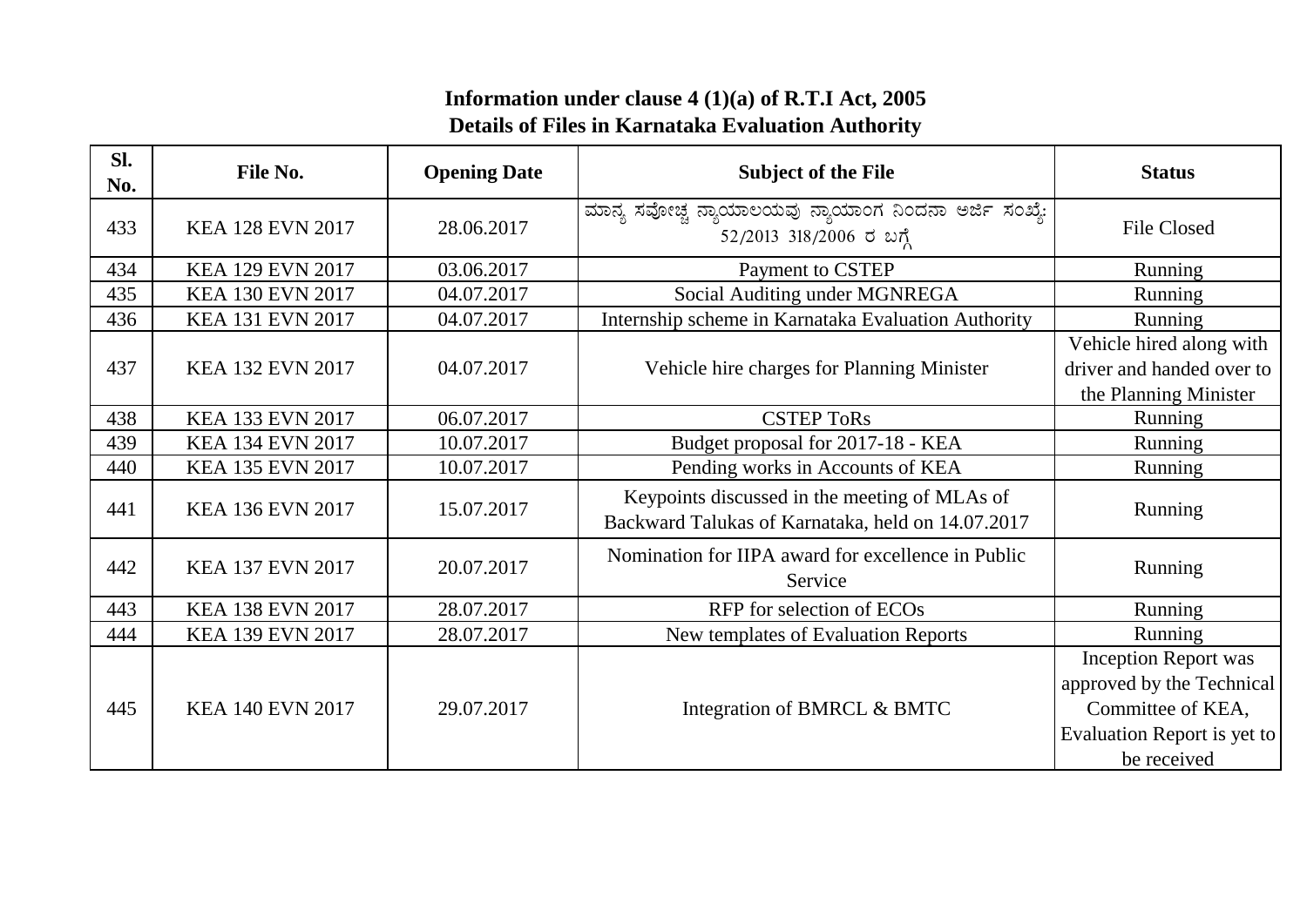**Information under clause 4 (1)(a) of R.T.I Act, 2005**
**Details of Files in Karnataka Evaluation Authority**

| Sl. No. | File No. | Opening Date | Subject of the File | Status |
|---|---|---|---|---|
| 433 | KEA 128 EVN 2017 | 28.06.2017 | ಮಾನ್ಯ ಸರ್ವೋಚ್ಚ ನ್ಯಾಯಾಲಯವು ನ್ಯಾಯಾಂಗ ನಿಂದನಾ ಅರ್ಜಿ ಸಂಖ್ಯೆ: 52/2013 318/2006 ರ ಬಗ್ಗೆ | File Closed |
| 434 | KEA 129 EVN 2017 | 03.06.2017 | Payment to CSTEP | Running |
| 435 | KEA 130 EVN 2017 | 04.07.2017 | Social Auditing under MGNREGA | Running |
| 436 | KEA 131 EVN 2017 | 04.07.2017 | Internship scheme in Karnataka Evaluation Authority | Running |
| 437 | KEA 132 EVN 2017 | 04.07.2017 | Vehicle hire charges for Planning Minister | Vehicle hired along with driver and handed over to the Planning Minister |
| 438 | KEA 133 EVN 2017 | 06.07.2017 | CSTEP ToRs | Running |
| 439 | KEA 134 EVN 2017 | 10.07.2017 | Budget proposal for 2017-18 - KEA | Running |
| 440 | KEA 135 EVN 2017 | 10.07.2017 | Pending works in Accounts of KEA | Running |
| 441 | KEA 136 EVN 2017 | 15.07.2017 | Keypoints discussed in the meeting of MLAs of Backward Talukas of Karnataka, held on 14.07.2017 | Running |
| 442 | KEA 137 EVN 2017 | 20.07.2017 | Nomination for IIPA award for excellence in Public Service | Running |
| 443 | KEA 138 EVN 2017 | 28.07.2017 | RFP for selection of ECOs | Running |
| 444 | KEA 139 EVN 2017 | 28.07.2017 | New templates of Evaluation Reports | Running |
| 445 | KEA 140 EVN 2017 | 29.07.2017 | Integration of BMRCL & BMTC | Inception Report was approved by the Technical Committee of KEA, Evaluation Report is yet to be received |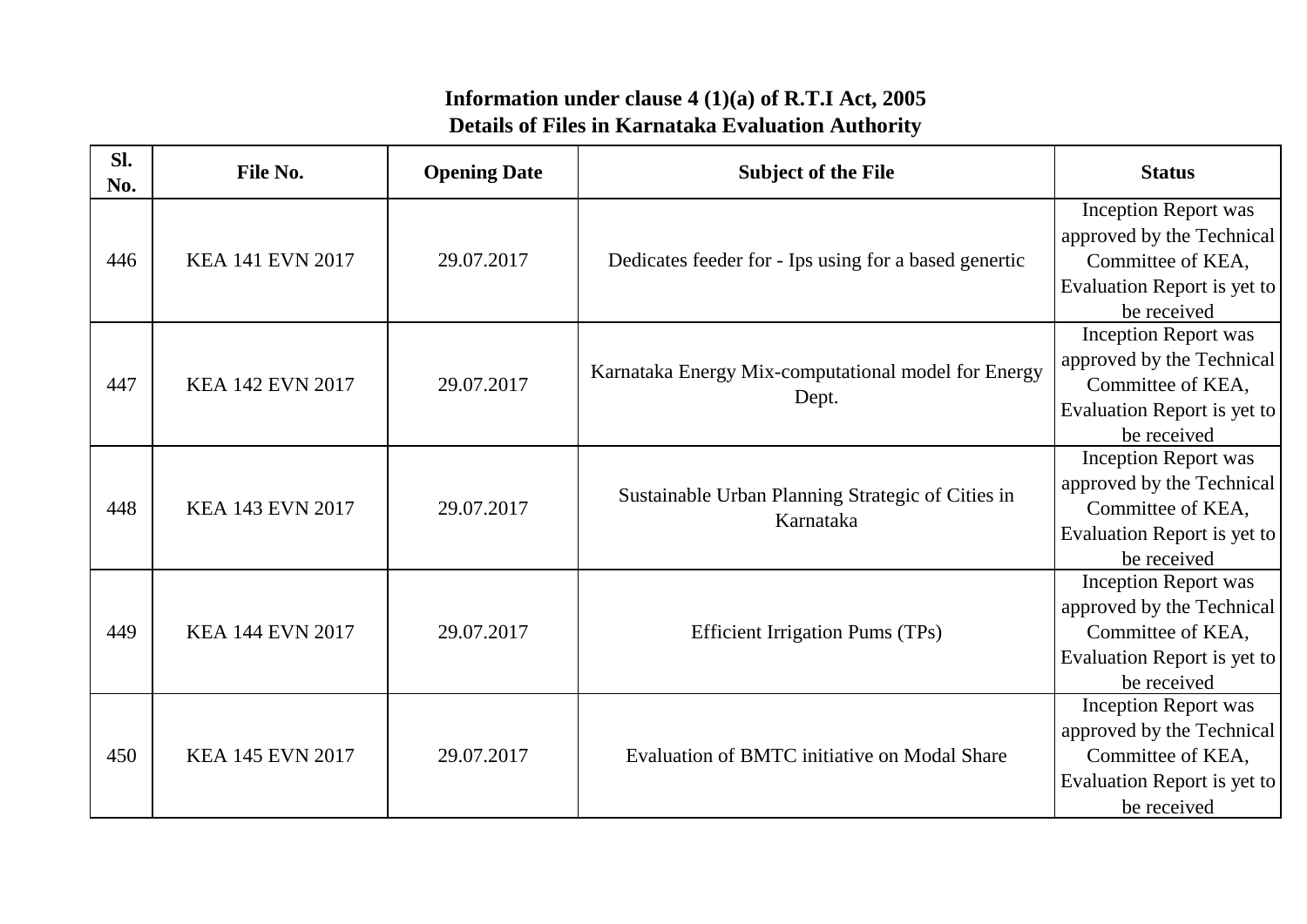**Information under clause 4 (1)(a) of R.T.I Act, 2005**
**Details of Files in Karnataka Evaluation Authority**

| Sl. No. | File No. | Opening Date | Subject of the File | Status |
|---|---|---|---|---|
| 446 | KEA 141 EVN 2017 | 29.07.2017 | Dedicates feeder for - Ips using for a based genertic | Inception Report was approved by the Technical Committee of KEA, Evaluation Report is yet to be received |
| 447 | KEA 142 EVN 2017 | 29.07.2017 | Karnataka Energy Mix-computational model for Energy Dept. | Inception Report was approved by the Technical Committee of KEA, Evaluation Report is yet to be received |
| 448 | KEA 143 EVN 2017 | 29.07.2017 | Sustainable Urban Planning Strategic of Cities in Karnataka | Inception Report was approved by the Technical Committee of KEA, Evaluation Report is yet to be received |
| 449 | KEA 144 EVN 2017 | 29.07.2017 | Efficient Irrigation Pums (TPs) | Inception Report was approved by the Technical Committee of KEA, Evaluation Report is yet to be received |
| 450 | KEA 145 EVN 2017 | 29.07.2017 | Evaluation of BMTC initiative on Modal Share | Inception Report was approved by the Technical Committee of KEA, Evaluation Report is yet to be received |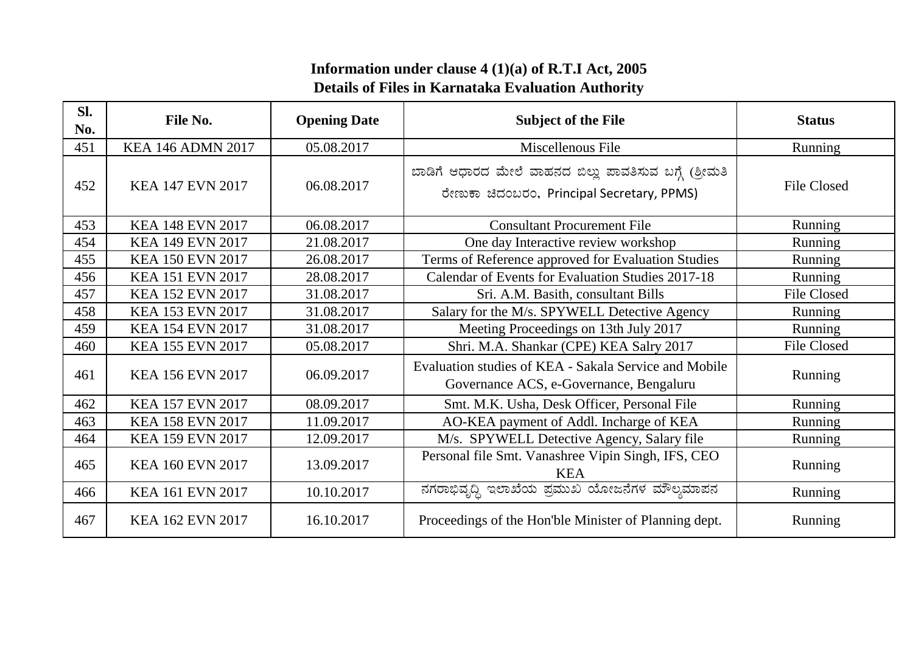**Information under clause 4 (1)(a) of R.T.I Act, 2005**
**Details of Files in Karnataka Evaluation Authority**

| Sl. No. | File No. | Opening Date | Subject of the File | Status |
|---|---|---|---|---|
| 451 | KEA 146 ADMN 2017 | 05.08.2017 | Miscellenous File | Running |
| 452 | KEA 147 EVN 2017 | 06.08.2017 | ಬಾಡಿಗೆ ಆಧಾರದ ಮೇಲೆ ವಾಹನದ ಬಿಲ್ಲು ಪಾವತಿಸುವ ಬಗ್ಗೆ (ಶ್ರೀಮತಿ ರೇಣುಕಾ ಚಿದಂಬರಂ, Principal Secretary, PPMS) | File Closed |
| 453 | KEA 148 EVN 2017 | 06.08.2017 | Consultant Procurement File | Running |
| 454 | KEA 149 EVN 2017 | 21.08.2017 | One day Interactive review workshop | Running |
| 455 | KEA 150 EVN 2017 | 26.08.2017 | Terms of Reference approved for Evaluation Studies | Running |
| 456 | KEA 151 EVN 2017 | 28.08.2017 | Calendar of Events for Evaluation Studies 2017-18 | Running |
| 457 | KEA 152 EVN 2017 | 31.08.2017 | Sri. A.M. Basith, consultant Bills | File Closed |
| 458 | KEA 153 EVN 2017 | 31.08.2017 | Salary for the M/s. SPYWELL Detective Agency | Running |
| 459 | KEA 154 EVN 2017 | 31.08.2017 | Meeting Proceedings on 13th July 2017 | Running |
| 460 | KEA 155 EVN 2017 | 05.08.2017 | Shri. M.A. Shankar (CPE) KEA Salry 2017 | File Closed |
| 461 | KEA 156 EVN 2017 | 06.09.2017 | Evaluation studies of KEA - Sakala Service and Mobile Governance ACS, e-Governance, Bengaluru | Running |
| 462 | KEA 157 EVN 2017 | 08.09.2017 | Smt. M.K. Usha, Desk Officer, Personal File | Running |
| 463 | KEA 158 EVN 2017 | 11.09.2017 | AO-KEA payment of Addl. Incharge of KEA | Running |
| 464 | KEA 159 EVN 2017 | 12.09.2017 | M/s. SPYWELL Detective Agency, Salary file | Running |
| 465 | KEA 160 EVN 2017 | 13.09.2017 | Personal file Smt. Vanashree Vipin Singh, IFS, CEO KEA | Running |
| 466 | KEA 161 EVN 2017 | 10.10.2017 | ನಗರಾಭಿವೃದ್ಧಿ ಇಲಾಖೆಯ ಪ್ರಮುಖ ಯೋಜನೆಗಳ ಮೌಲ್ಯಮಾಪನ | Running |
| 467 | KEA 162 EVN 2017 | 16.10.2017 | Proceedings of the Hon'ble Minister of Planning dept. | Running |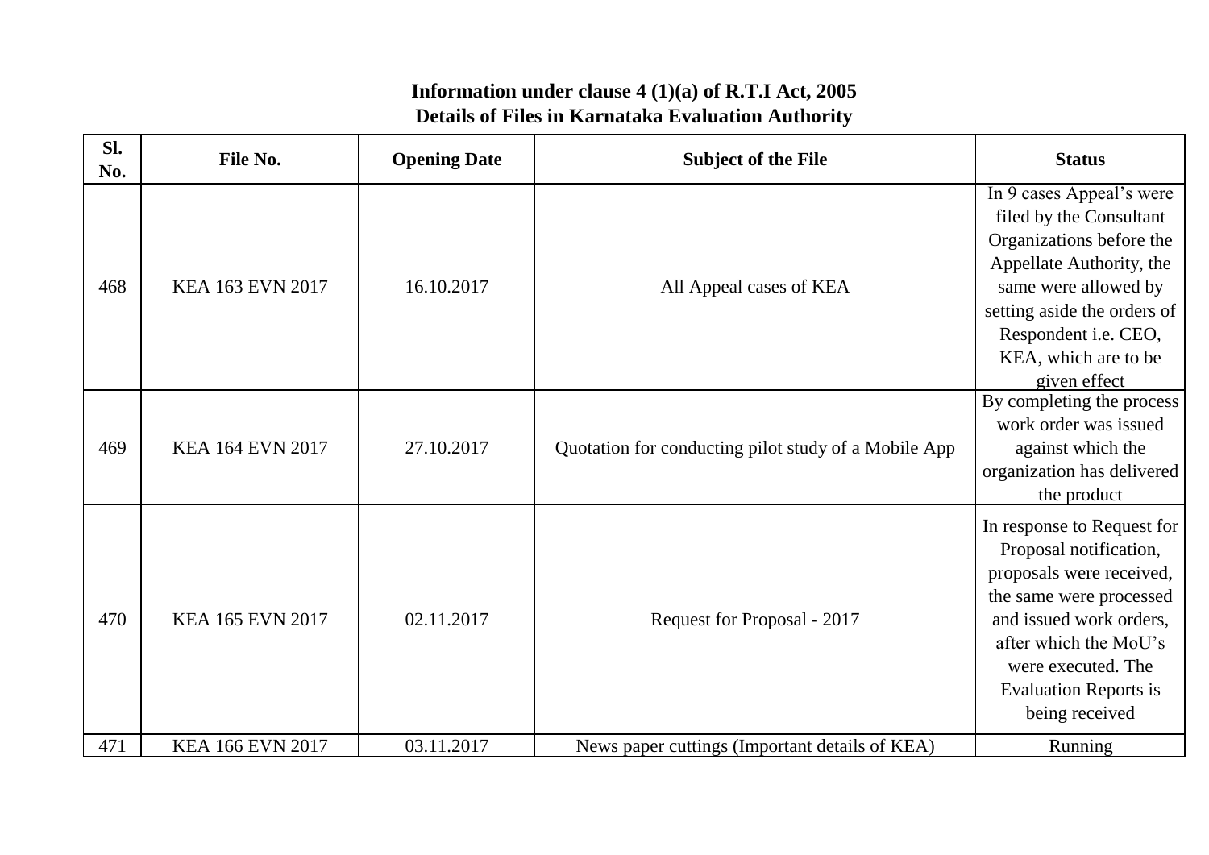**Information under clause 4 (1)(a) of R.T.I Act, 2005**
**Details of Files in Karnataka Evaluation Authority**

| Sl. No. | File No. | Opening Date | Subject of the File | Status |
|---|---|---|---|---|
| 468 | KEA 163 EVN 2017 | 16.10.2017 | All Appeal cases of KEA | In 9 cases Appeal's were filed by the Consultant Organizations before the Appellate Authority, the same were allowed by setting aside the orders of Respondent i.e. CEO, KEA, which are to be given effect |
| 469 | KEA 164 EVN 2017 | 27.10.2017 | Quotation for conducting pilot study of a Mobile App | By completing the process work order was issued against which the organization has delivered the product |
| 470 | KEA 165 EVN 2017 | 02.11.2017 | Request for Proposal - 2017 | In response to Request for Proposal notification, proposals were received, the same were processed and issued work orders, after which the MoU's were executed. The Evaluation Reports is being received |
| 471 | KEA 166 EVN 2017 | 03.11.2017 | News paper cuttings (Important details of KEA) | Running |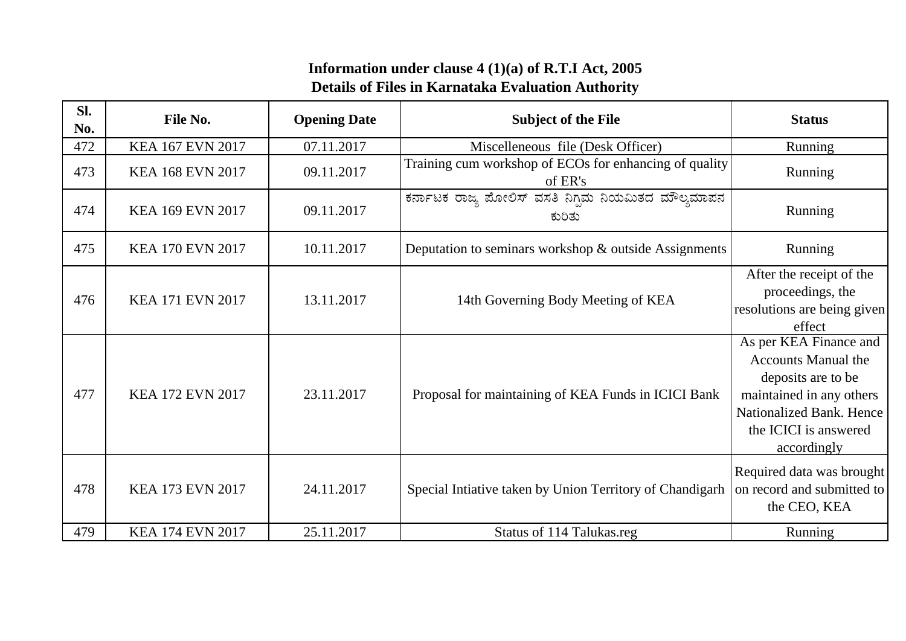**Information under clause 4 (1)(a) of R.T.I Act, 2005**
**Details of Files in Karnataka Evaluation Authority**

| Sl. No. | File No. | Opening Date | Subject of the File | Status |
|---|---|---|---|---|
| 472 | KEA 167 EVN 2017 | 07.11.2017 | Miscelleneous file (Desk Officer) | Running |
| 473 | KEA 168 EVN 2017 | 09.11.2017 | Training cum workshop of ECOs for enhancing of quality of ER's | Running |
| 474 | KEA 169 EVN 2017 | 09.11.2017 | ಕರ್ನಾಟಕ ರಾಜ್ಯ ಪೋಲಿಸ್ ವಸತಿ ನಿಗ್ಗಮ ನಿಯಮಿತದ ಮೌಲ್ಯಮಾಪನ ಕುರಿತು | Running |
| 475 | KEA 170 EVN 2017 | 10.11.2017 | Deputation to seminars workshop & outside Assignments | Running |
| 476 | KEA 171 EVN 2017 | 13.11.2017 | 14th Governing Body Meeting of KEA | After the receipt of the proceedings, the resolutions are being given effect |
| 477 | KEA 172 EVN 2017 | 23.11.2017 | Proposal for maintaining of KEA Funds in ICICI Bank | As per KEA Finance and Accounts Manual the deposits are to be maintained in any others Nationalized Bank. Hence the ICICI is answered accordingly |
| 478 | KEA 173 EVN 2017 | 24.11.2017 | Special Intiative taken by Union Territory of Chandigarh | Required data was brought on record and submitted to the CEO, KEA |
| 479 | KEA 174 EVN 2017 | 25.11.2017 | Status of 114 Talukas.reg | Running |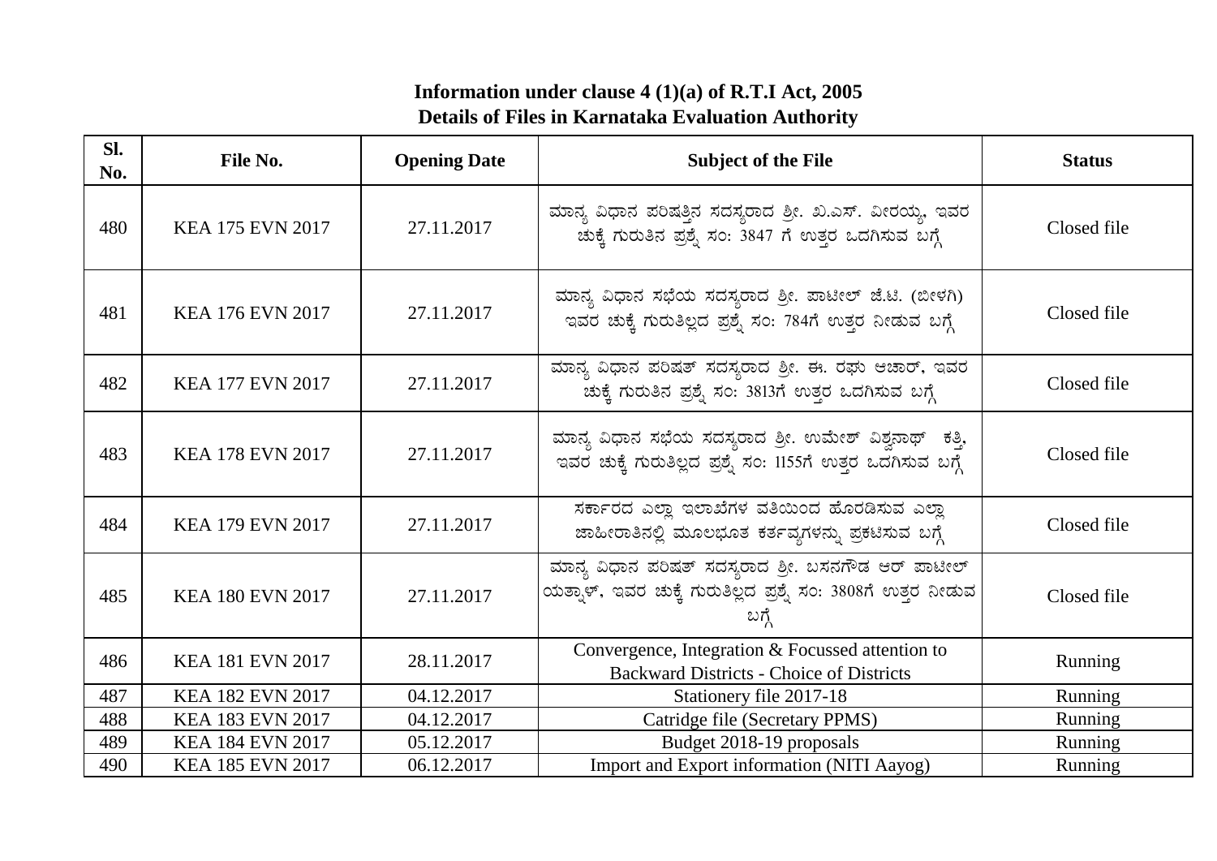**Information under clause 4 (1)(a) of R.T.I Act, 2005**
**Details of Files in Karnataka Evaluation Authority**

| Sl. No. | File No. | Opening Date | Subject of the File | Status |
|---|---|---|---|---|
| 480 | KEA 175 EVN 2017 | 27.11.2017 | ಮಾನ್ಯ ವಿಧಾನ ಪರಿಷತ್ತಿನ ಸದಸ್ಯರಾದ ಶ್ರೀ. ಖ.ಎಸ್. ವೀರಯ್ಯ, ಇವರ ಚುಕ್ಕೆ ಗುರುತಿನ ಪ್ರಶ್ನೆ ಸಂ: 3847 ಗೆ ಉತ್ತರ ಒದಗಿಸುವ ಬಗ್ಗೆ | Closed file |
| 481 | KEA 176 EVN 2017 | 27.11.2017 | ಮಾನ್ಯ ವಿಧಾನ ಸಭೆಯ ಸದಸ್ಯರಾದ ಶ್ರೀ. ಪಾಟೀಲ್ ಜೆ.ಟಿ. (ಬೀಳಗಿ) ಇವರ ಚುಕ್ಕೆ ಗುರುತಿಲ್ಲದ ಪ್ರಶ್ನೆ ಸಂ: 784ಗೆ ಉತ್ತರ ನೀಡುವ ಬಗ್ಗೆ | Closed file |
| 482 | KEA 177 EVN 2017 | 27.11.2017 | ಮಾನ್ಯ ವಿಧಾನ ಪರಿಷತ್ ಸದಸ್ಯರಾದ ಶ್ರೀ. ಈ. ರಘು ಆಚಾರ್, ಇವರ ಚುಕ್ಕೆ ಗುರುತಿನ ಪ್ರಶ್ನೆ ಸಂ: 3813ಗೆ ಉತ್ತರ ಒದಗಿಸುವ ಬಗ್ಗೆ | Closed file |
| 483 | KEA 178 EVN 2017 | 27.11.2017 | ಮಾನ್ಯ ವಿಧಾನ ಸಭೆಯ ಸದಸ್ಯರಾದ ಶ್ರೀ. ಉಮೇಶ್ ವಿಶ್ವನಾಥ್ ಕತ್ತಿ, ಇವರ ಚುಕ್ಕೆ ಗುರುತಿಲ್ಲದ ಪ್ರಶ್ನೆ ಸಂ: 1155ಗೆ ಉತ್ತರ ಒದಗಿಸುವ ಬಗ್ಗೆ | Closed file |
| 484 | KEA 179 EVN 2017 | 27.11.2017 | ಸರ್ಕಾರದ ಎಲ್ಲಾ ಇಲಾಖೆಗಳ ವತಿಯಿಂದ ಹೊರಡಿಸುವ ಎಲ್ಲಾ ಜಾಹೀರಾತಿನಲ್ಲಿ ಮೂಲಭೂತ ಕರ್ತವ್ಯಗಳನ್ನು ಪ್ರಕಟಿಸುವ ಬಗ್ಗೆ | Closed file |
| 485 | KEA 180 EVN 2017 | 27.11.2017 | ಮಾನ್ಯ ವಿಧಾನ ಪರಿಷತ್ ಸದಸ್ಯರಾದ ಶ್ರೀ. ಬಸನಗೌಡ ಆರ್ ಪಾಟೀಲ್ ಯತ್ನಾಳ್, ಇವರ ಚುಕ್ಕೆ ಗುರುತಿಲ್ಲದ ಪ್ರಶ್ನೆ ಸಂ: 3808ಗೆ ಉತ್ತರ ನೀಡುವ ಬಗ್ಗೆ | Closed file |
| 486 | KEA 181 EVN 2017 | 28.11.2017 | Convergence, Integration & Focussed attention to Backward Districts - Choice of Districts | Running |
| 487 | KEA 182 EVN 2017 | 04.12.2017 | Stationery file 2017-18 | Running |
| 488 | KEA 183 EVN 2017 | 04.12.2017 | Catridge file (Secretary PPMS) | Running |
| 489 | KEA 184 EVN 2017 | 05.12.2017 | Budget 2018-19 proposals | Running |
| 490 | KEA 185 EVN 2017 | 06.12.2017 | Import and Export information (NITI Aayog) | Running |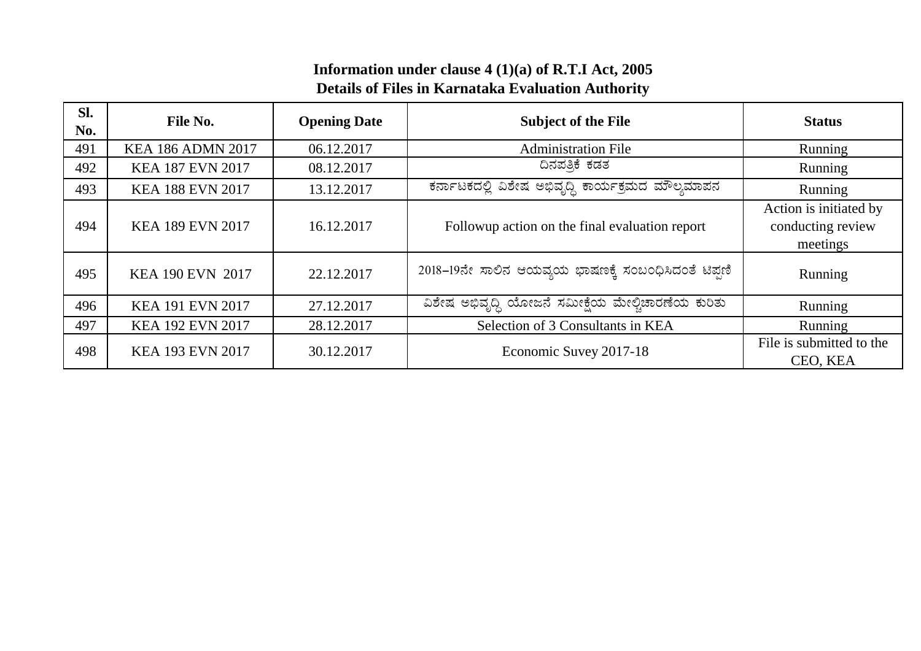**Information under clause 4 (1)(a) of R.T.I Act, 2005**
**Details of Files in Karnataka Evaluation Authority**

| Sl. No. | File No. | Opening Date | Subject of the File | Status |
|---|---|---|---|---|
| 491 | KEA 186 ADMN 2017 | 06.12.2017 | Administration File | Running |
| 492 | KEA 187 EVN 2017 | 08.12.2017 | ದಿನಪತ್ರಿಕೆ ಕಡತ | Running |
| 493 | KEA 188 EVN 2017 | 13.12.2017 | ಕರ್ನಾಟಕದಲ್ಲಿ ವಿಶೇಷ ಅಭಿವೃದ್ಧಿ ಕಾರ್ಯಕ್ರಮದ ಮೌಲ್ಯಮಾಪನ | Running |
| 494 | KEA 189 EVN 2017 | 16.12.2017 | Followup action on the final evaluation report | Action is initiated by conducting review meetings |
| 495 | KEA 190 EVN 2017 | 22.12.2017 | 2018–19ನೇ ಸಾಲಿನ ಆಯವ್ಯಯ ಭಾಷಣಕ್ಕೆ ಸಂಬಂಧಿಸಿದಂತೆ ಟಿಪ್ಪಣಿ | Running |
| 496 | KEA 191 EVN 2017 | 27.12.2017 | ವಿಶೇಷ ಅಭಿವೃದ್ಧಿ ಯೋಜನೆ ಸಮೀಕ್ಷೆಯ ಮೇಲ್ವಿಚಾರಣೆಯ ಕುರಿತು | Running |
| 497 | KEA 192 EVN 2017 | 28.12.2017 | Selection of 3 Consultants in KEA | Running |
| 498 | KEA 193 EVN 2017 | 30.12.2017 | Economic Suvey 2017-18 | File is submitted to the CEO, KEA |